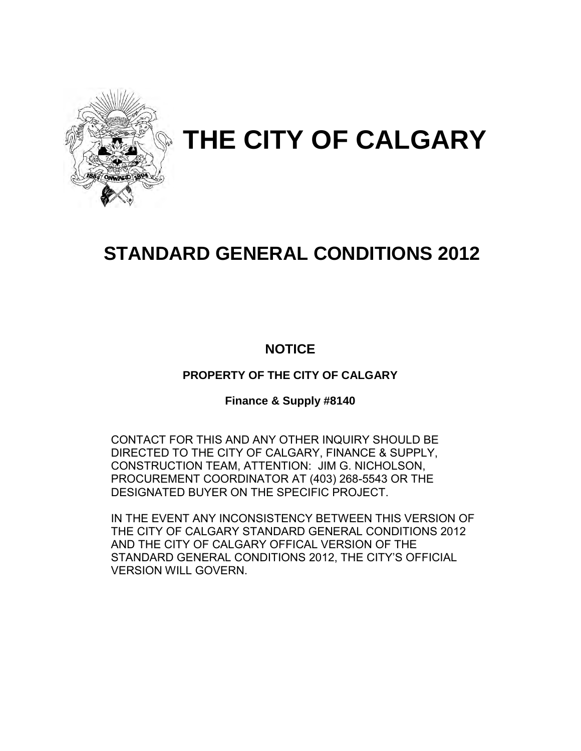# THE CITY OF CALGARY

## STANDARD GENERAL CONDITIONS 2012

**NOTICE**

**PROPERTY OF THE CITY OF CALGARY**

**Finance & Supply #8140**

CONTACT FOR THIS AND ANY OTHER INQUIRY SHOULD BE DIRECTED TO THE CITY OF CALGARY, FINANCE & SUPPLY, CONSTRUCTION TEAM, ATTENTION: JIM G. NICHOLSON, PROCUREMENT COORDINATOR AT (403) 268-5543 OR THE DESIGNATED BUYER ON THE SPECIFIC PROJECT.

IN THE EVENT ANY INCONSISTENCY BETWEEN THIS VERSION OF THE CITY OF CALGARY STANDARD GENERAL CONDITIONS 2012 AND THE CITY OF CALGARY OFFICAL VERSION OF THE STANDARD GENERAL CONDITIONS 2012, THE CITY'S OFFICIAL VERSION WILL GOVERN.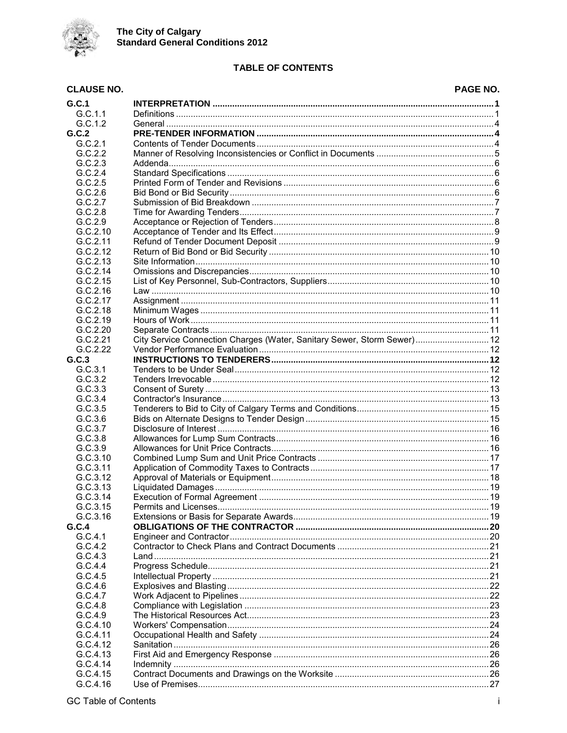# TABLE OF CONTENTS

| CLAUSE NO. | | PAGE NO. |
|---|---|---|
| **G.C.1** | **INTERPRETATION** | **1** |
| G.C.1.1 | Definitions | 1 |
| G.C.1.2 | General | 4 |
| **G.C.2** | **PRE-TENDER INFORMATION** | **4** |
| G.C.2.1 | Contents of Tender Documents | 4 |
| G.C.2.2 | Manner of Resolving Inconsistencies or Conflict in Documents | 5 |
| G.C.2.3 | Addenda | 6 |
| G.C.2.4 | Standard Specifications | 6 |
| G.C.2.5 | Printed Form of Tender and Revisions | 6 |
| G.C.2.6 | Bid Bond or Bid Security | 6 |
| G.C.2.7 | Submission of Bid Breakdown | 7 |
| G.C.2.8 | Time for Awarding Tenders | 7 |
| G.C.2.9 | Acceptance or Rejection of Tenders | 8 |
| G.C.2.10 | Acceptance of Tender and Its Effect | 9 |
| G.C.2.11 | Refund of Tender Document Deposit | 9 |
| G.C.2.12 | Return of Bid Bond or Bid Security | 10 |
| G.C.2.13 | Site Information | 10 |
| G.C.2.14 | Omissions and Discrepancies | 10 |
| G.C.2.15 | List of Key Personnel, Sub-Contractors, Suppliers | 10 |
| G.C.2.16 | Law | 10 |
| G.C.2.17 | Assignment | 11 |
| G.C.2.18 | Minimum Wages | 11 |
| G.C.2.19 | Hours of Work | 11 |
| G.C.2.20 | Separate Contracts | 11 |
| G.C.2.21 | City Service Connection Charges (Water, Sanitary Sewer, Storm Sewer) | 12 |
| G.C.2.22 | Vendor Performance Evaluation | 12 |
| **G.C.3** | **INSTRUCTIONS TO TENDERERS** | **12** |
| G.C.3.1 | Tenders to be Under Seal | 12 |
| G.C.3.2 | Tenders Irrevocable | 12 |
| G.C.3.3 | Consent of Surety | 13 |
| G.C.3.4 | Contractor's Insurance | 13 |
| G.C.3.5 | Tenderers to Bid to City of Calgary Terms and Conditions | 15 |
| G.C.3.6 | Bids on Alternate Designs to Tender Design | 15 |
| G.C.3.7 | Disclosure of Interest | 16 |
| G.C.3.8 | Allowances for Lump Sum Contracts | 16 |
| G.C.3.9 | Allowances for Unit Price Contracts | 16 |
| G.C.3.10 | Combined Lump Sum and Unit Price Contracts | 17 |
| G.C.3.11 | Application of Commodity Taxes to Contracts | 17 |
| G.C.3.12 | Approval of Materials or Equipment | 18 |
| G.C.3.13 | Liquidated Damages | 19 |
| G.C.3.14 | Execution of Formal Agreement | 19 |
| G.C.3.15 | Permits and Licenses | 19 |
| G.C.3.16 | Extensions or Basis for Separate Awards | 19 |
| **G.C.4** | **OBLIGATIONS OF THE CONTRACTOR** | **20** |
| G.C.4.1 | Engineer and Contractor | 20 |
| G.C.4.2 | Contractor to Check Plans and Contract Documents | 21 |
| G.C.4.3 | Land | 21 |
| G.C.4.4 | Progress Schedule | 21 |
| G.C.4.5 | Intellectual Property | 21 |
| G.C.4.6 | Explosives and Blasting | 22 |
| G.C.4.7 | Work Adjacent to Pipelines | 22 |
| G.C.4.8 | Compliance with Legislation | 23 |
| G.C.4.9 | The Historical Resources Act | 23 |
| G.C.4.10 | Workers' Compensation | 24 |
| G.C.4.11 | Occupational Health and Safety | 24 |
| G.C.4.12 | Sanitation | 26 |
| G.C.4.13 | First Aid and Emergency Response | 26 |
| G.C.4.14 | Indemnity | 26 |
| G.C.4.15 | Contract Documents and Drawings on the Worksite | 26 |
| G.C.4.16 | Use of Premises | 27 |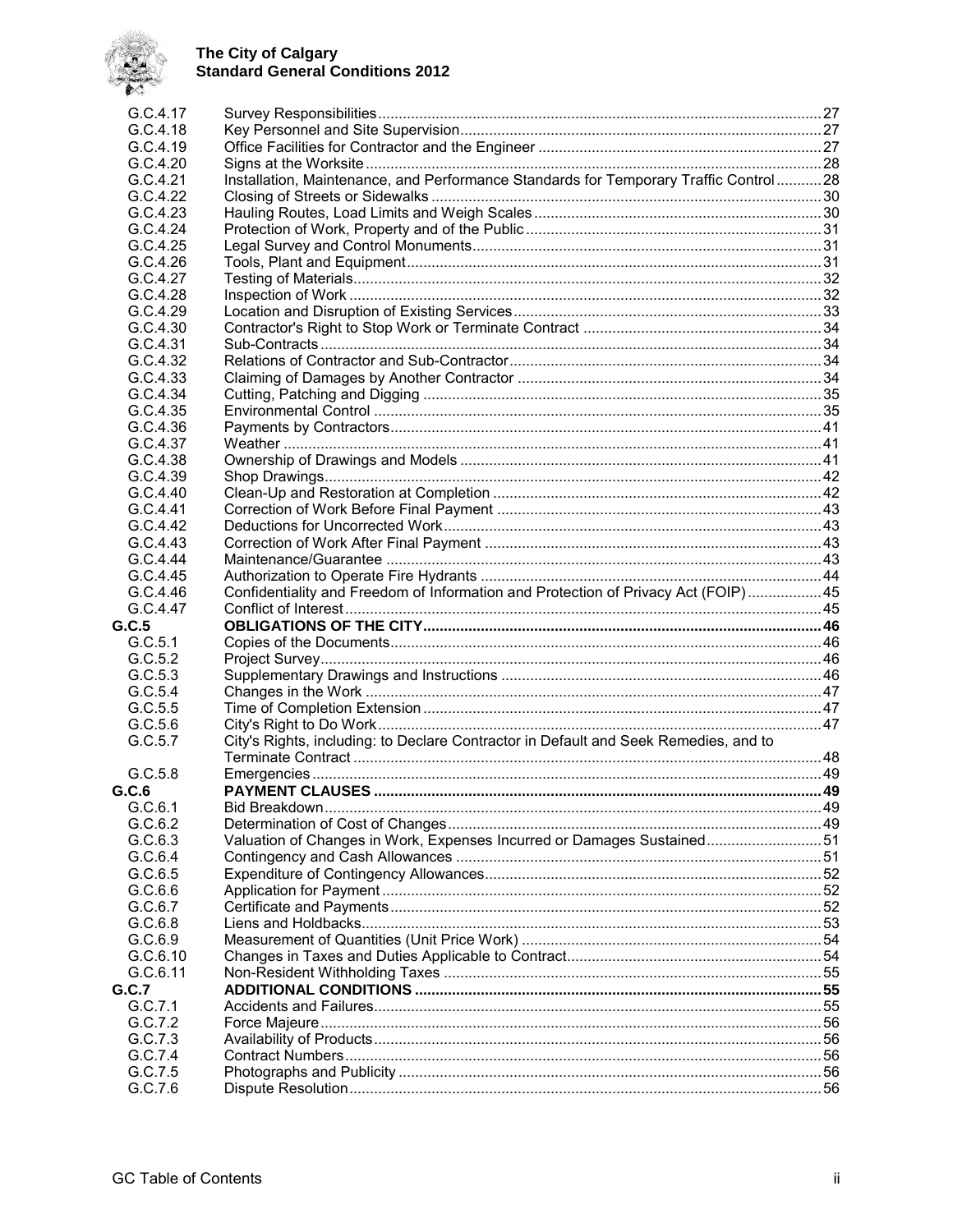| | | |
|---|---|---|
| G.C.4.17 | Survey Responsibilities | 27 |
| G.C.4.18 | Key Personnel and Site Supervision | 27 |
| G.C.4.19 | Office Facilities for Contractor and the Engineer | 27 |
| G.C.4.20 | Signs at the Worksite | 28 |
| G.C.4.21 | Installation, Maintenance, and Performance Standards for Temporary Traffic Control | 28 |
| G.C.4.22 | Closing of Streets or Sidewalks | 30 |
| G.C.4.23 | Hauling Routes, Load Limits and Weigh Scales | 30 |
| G.C.4.24 | Protection of Work, Property and of the Public | 31 |
| G.C.4.25 | Legal Survey and Control Monuments | 31 |
| G.C.4.26 | Tools, Plant and Equipment | 31 |
| G.C.4.27 | Testing of Materials | 32 |
| G.C.4.28 | Inspection of Work | 32 |
| G.C.4.29 | Location and Disruption of Existing Services | 33 |
| G.C.4.30 | Contractor's Right to Stop Work or Terminate Contract | 34 |
| G.C.4.31 | Sub-Contracts | 34 |
| G.C.4.32 | Relations of Contractor and Sub-Contractor | 34 |
| G.C.4.33 | Claiming of Damages by Another Contractor | 34 |
| G.C.4.34 | Cutting, Patching and Digging | 35 |
| G.C.4.35 | Environmental Control | 35 |
| G.C.4.36 | Payments by Contractors | 41 |
| G.C.4.37 | Weather | 41 |
| G.C.4.38 | Ownership of Drawings and Models | 41 |
| G.C.4.39 | Shop Drawings | 42 |
| G.C.4.40 | Clean-Up and Restoration at Completion | 42 |
| G.C.4.41 | Correction of Work Before Final Payment | 43 |
| G.C.4.42 | Deductions for Uncorrected Work | 43 |
| G.C.4.43 | Correction of Work After Final Payment | 43 |
| G.C.4.44 | Maintenance/Guarantee | 43 |
| G.C.4.45 | Authorization to Operate Fire Hydrants | 44 |
| G.C.4.46 | Confidentiality and Freedom of Information and Protection of Privacy Act (FOIP) | 45 |
| G.C.4.47 | Conflict of Interest | 45 |
| **G.C.5** | **OBLIGATIONS OF THE CITY** | **46** |
| G.C.5.1 | Copies of the Documents | 46 |
| G.C.5.2 | Project Survey | 46 |
| G.C.5.3 | Supplementary Drawings and Instructions | 46 |
| G.C.5.4 | Changes in the Work | 47 |
| G.C.5.5 | Time of Completion Extension | 47 |
| G.C.5.6 | City's Right to Do Work | 47 |
| G.C.5.7 | City's Rights, including: to Declare Contractor in Default and Seek Remedies, and to Terminate Contract | 48 |
| G.C.5.8 | Emergencies | 49 |
| **G.C.6** | **PAYMENT CLAUSES** | **49** |
| G.C.6.1 | Bid Breakdown | 49 |
| G.C.6.2 | Determination of Cost of Changes | 49 |
| G.C.6.3 | Valuation of Changes in Work, Expenses Incurred or Damages Sustained | 51 |
| G.C.6.4 | Contingency and Cash Allowances | 51 |
| G.C.6.5 | Expenditure of Contingency Allowances | 52 |
| G.C.6.6 | Application for Payment | 52 |
| G.C.6.7 | Certificate and Payments | 52 |
| G.C.6.8 | Liens and Holdbacks | 53 |
| G.C.6.9 | Measurement of Quantities (Unit Price Work) | 54 |
| G.C.6.10 | Changes in Taxes and Duties Applicable to Contract | 54 |
| G.C.6.11 | Non-Resident Withholding Taxes | 55 |
| **G.C.7** | **ADDITIONAL CONDITIONS** | **55** |
| G.C.7.1 | Accidents and Failures | 55 |
| G.C.7.2 | Force Majeure | 56 |
| G.C.7.3 | Availability of Products | 56 |
| G.C.7.4 | Contract Numbers | 56 |
| G.C.7.5 | Photographs and Publicity | 56 |
| G.C.7.6 | Dispute Resolution | 56 |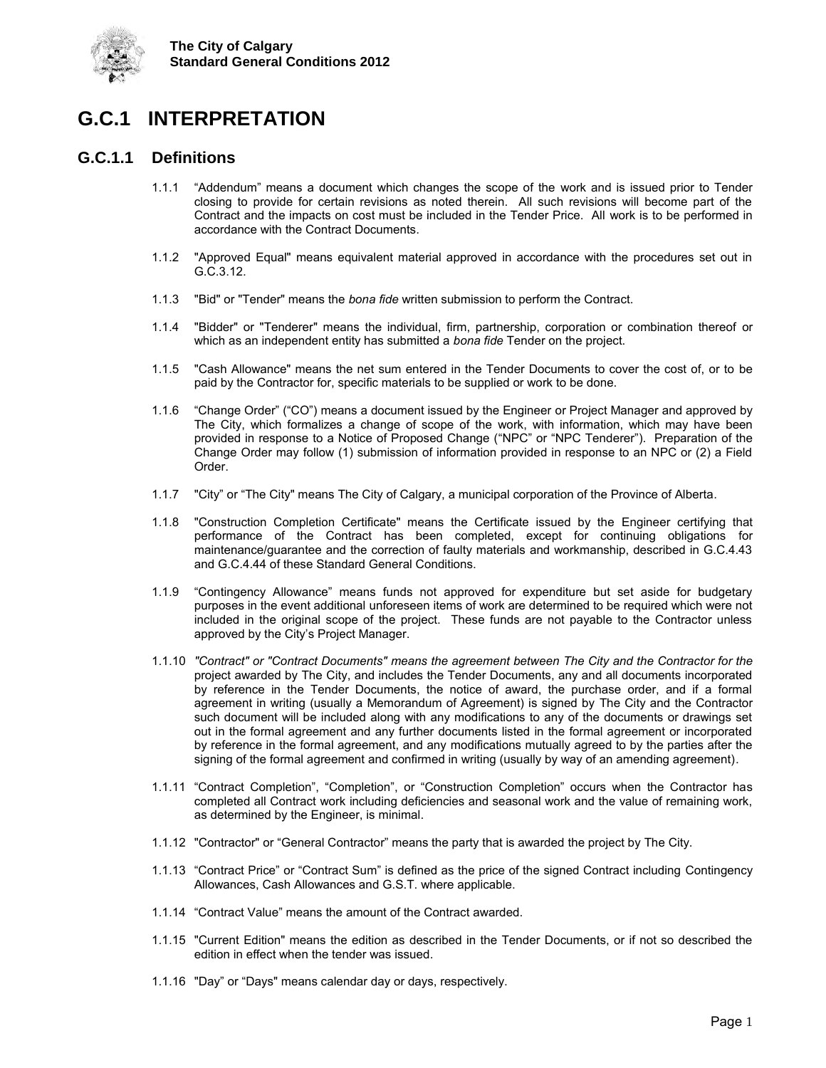# G.C.1 INTERPRETATION

## G.C.1.1 Definitions

1.1.1 "Addendum" means a document which changes the scope of the work and is issued prior to Tender closing to provide for certain revisions as noted therein. All such revisions will become part of the Contract and the impacts on cost must be included in the Tender Price. All work is to be performed in accordance with the Contract Documents.

1.1.2 "Approved Equal" means equivalent material approved in accordance with the procedures set out in G.C.3.12.

1.1.3 "Bid" or "Tender" means the *bona fide* written submission to perform the Contract.

1.1.4 "Bidder" or "Tenderer" means the individual, firm, partnership, corporation or combination thereof or which as an independent entity has submitted a *bona fide* Tender on the project.

1.1.5 "Cash Allowance" means the net sum entered in the Tender Documents to cover the cost of, or to be paid by the Contractor for, specific materials to be supplied or work to be done.

1.1.6 "Change Order" ("CO") means a document issued by the Engineer or Project Manager and approved by The City, which formalizes a change of scope of the work, with information, which may have been provided in response to a Notice of Proposed Change ("NPC" or "NPC Tenderer"). Preparation of the Change Order may follow (1) submission of information provided in response to an NPC or (2) a Field Order.

1.1.7 "City" or "The City" means The City of Calgary, a municipal corporation of the Province of Alberta.

1.1.8 "Construction Completion Certificate" means the Certificate issued by the Engineer certifying that performance of the Contract has been completed, except for continuing obligations for maintenance/guarantee and the correction of faulty materials and workmanship, described in G.C.4.43 and G.C.4.44 of these Standard General Conditions.

1.1.9 "Contingency Allowance" means funds not approved for expenditure but set aside for budgetary purposes in the event additional unforeseen items of work are determined to be required which were not included in the original scope of the project. These funds are not payable to the Contractor unless approved by the City's Project Manager.

1.1.10 *"Contract" or "Contract Documents" means the agreement between The City and the Contractor for the* project awarded by The City, and includes the Tender Documents, any and all documents incorporated by reference in the Tender Documents, the notice of award, the purchase order, and if a formal agreement in writing (usually a Memorandum of Agreement) is signed by The City and the Contractor such document will be included along with any modifications to any of the documents or drawings set out in the formal agreement and any further documents listed in the formal agreement or incorporated by reference in the formal agreement, and any modifications mutually agreed to by the parties after the signing of the formal agreement and confirmed in writing (usually by way of an amending agreement).

1.1.11 "Contract Completion", "Completion", or "Construction Completion" occurs when the Contractor has completed all Contract work including deficiencies and seasonal work and the value of remaining work, as determined by the Engineer, is minimal.

1.1.12 "Contractor" or "General Contractor" means the party that is awarded the project by The City.

1.1.13 "Contract Price" or "Contract Sum" is defined as the price of the signed Contract including Contingency Allowances, Cash Allowances and G.S.T. where applicable.

1.1.14 "Contract Value" means the amount of the Contract awarded.

1.1.15 "Current Edition" means the edition as described in the Tender Documents, or if not so described the edition in effect when the tender was issued.

1.1.16 "Day" or "Days" means calendar day or days, respectively.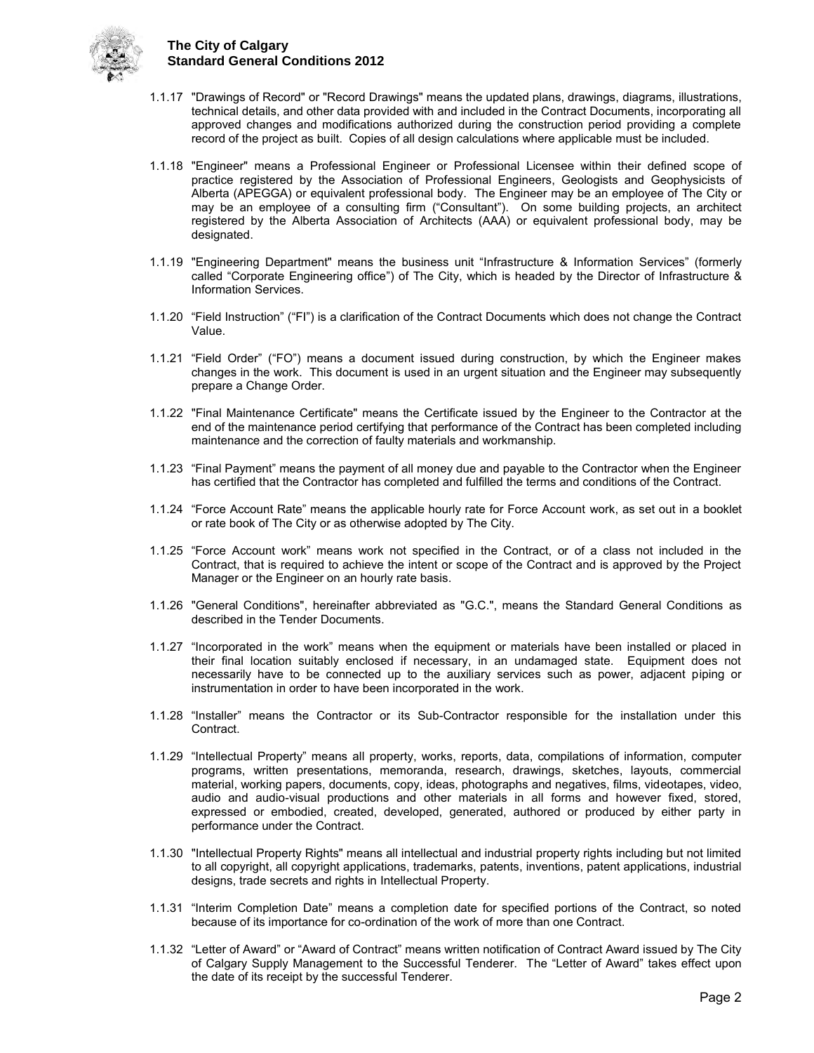1.1.17 "Drawings of Record" or "Record Drawings" means the updated plans, drawings, diagrams, illustrations, technical details, and other data provided with and included in the Contract Documents, incorporating all approved changes and modifications authorized during the construction period providing a complete record of the project as built. Copies of all design calculations where applicable must be included.

1.1.18 "Engineer" means a Professional Engineer or Professional Licensee within their defined scope of practice registered by the Association of Professional Engineers, Geologists and Geophysicists of Alberta (APEGGA) or equivalent professional body. The Engineer may be an employee of The City or may be an employee of a consulting firm ("Consultant"). On some building projects, an architect registered by the Alberta Association of Architects (AAA) or equivalent professional body, may be designated.

1.1.19 "Engineering Department" means the business unit "Infrastructure & Information Services" (formerly called "Corporate Engineering office") of The City, which is headed by the Director of Infrastructure & Information Services.

1.1.20 "Field Instruction" ("FI") is a clarification of the Contract Documents which does not change the Contract Value.

1.1.21 "Field Order" ("FO") means a document issued during construction, by which the Engineer makes changes in the work. This document is used in an urgent situation and the Engineer may subsequently prepare a Change Order.

1.1.22 "Final Maintenance Certificate" means the Certificate issued by the Engineer to the Contractor at the end of the maintenance period certifying that performance of the Contract has been completed including maintenance and the correction of faulty materials and workmanship.

1.1.23 "Final Payment" means the payment of all money due and payable to the Contractor when the Engineer has certified that the Contractor has completed and fulfilled the terms and conditions of the Contract.

1.1.24 "Force Account Rate" means the applicable hourly rate for Force Account work, as set out in a booklet or rate book of The City or as otherwise adopted by The City.

1.1.25 "Force Account work" means work not specified in the Contract, or of a class not included in the Contract, that is required to achieve the intent or scope of the Contract and is approved by the Project Manager or the Engineer on an hourly rate basis.

1.1.26 "General Conditions", hereinafter abbreviated as "G.C.", means the Standard General Conditions as described in the Tender Documents.

1.1.27 "Incorporated in the work" means when the equipment or materials have been installed or placed in their final location suitably enclosed if necessary, in an undamaged state. Equipment does not necessarily have to be connected up to the auxiliary services such as power, adjacent piping or instrumentation in order to have been incorporated in the work.

1.1.28 "Installer" means the Contractor or its Sub-Contractor responsible for the installation under this Contract.

1.1.29 "Intellectual Property" means all property, works, reports, data, compilations of information, computer programs, written presentations, memoranda, research, drawings, sketches, layouts, commercial material, working papers, documents, copy, ideas, photographs and negatives, films, videotapes, video, audio and audio-visual productions and other materials in all forms and however fixed, stored, expressed or embodied, created, developed, generated, authored or produced by either party in performance under the Contract.

1.1.30 "Intellectual Property Rights" means all intellectual and industrial property rights including but not limited to all copyright, all copyright applications, trademarks, patents, inventions, patent applications, industrial designs, trade secrets and rights in Intellectual Property.

1.1.31 "Interim Completion Date" means a completion date for specified portions of the Contract, so noted because of its importance for co-ordination of the work of more than one Contract.

1.1.32 "Letter of Award" or "Award of Contract" means written notification of Contract Award issued by The City of Calgary Supply Management to the Successful Tenderer. The "Letter of Award" takes effect upon the date of its receipt by the successful Tenderer.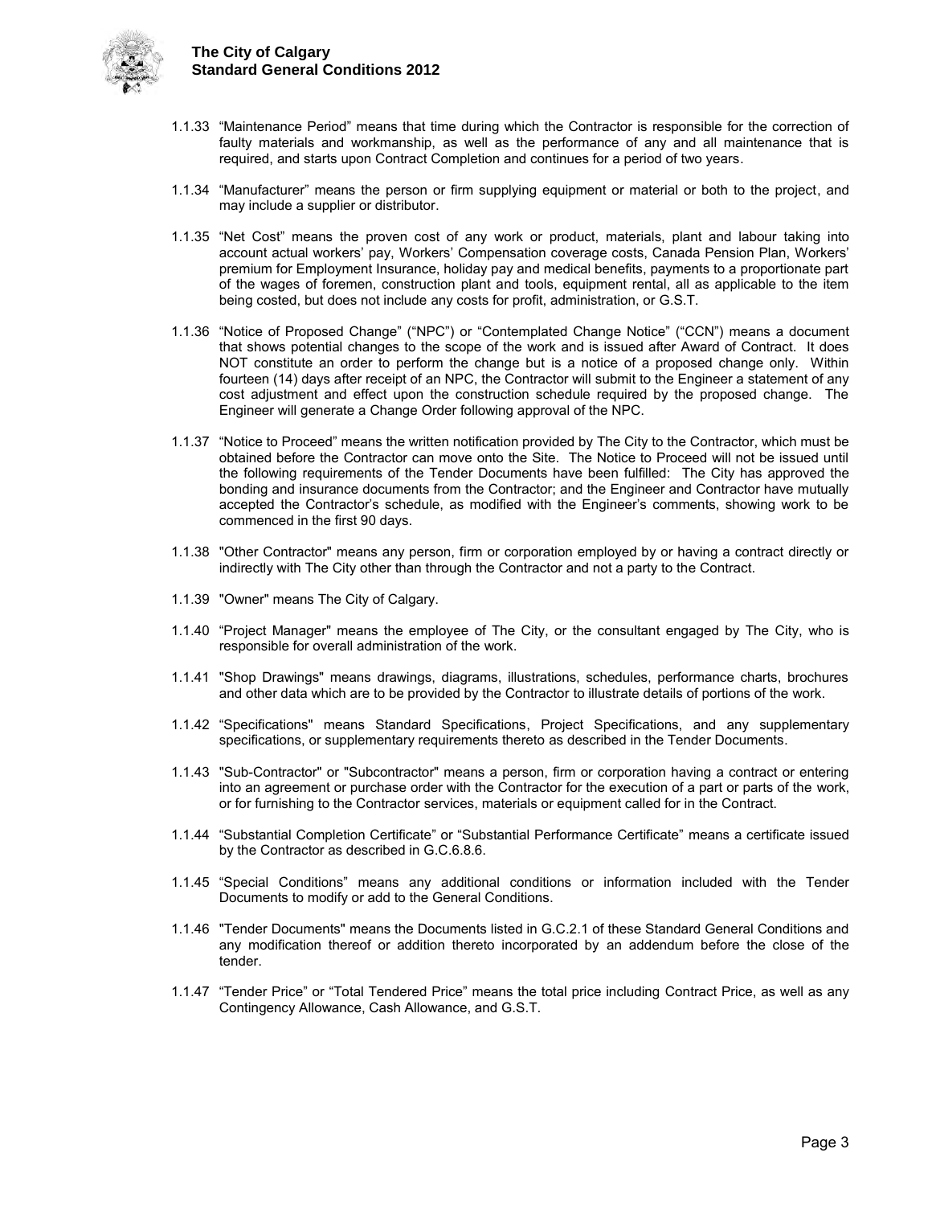1.1.33 "Maintenance Period" means that time during which the Contractor is responsible for the correction of faulty materials and workmanship, as well as the performance of any and all maintenance that is required, and starts upon Contract Completion and continues for a period of two years.

1.1.34 "Manufacturer" means the person or firm supplying equipment or material or both to the project, and may include a supplier or distributor.

1.1.35 "Net Cost" means the proven cost of any work or product, materials, plant and labour taking into account actual workers' pay, Workers' Compensation coverage costs, Canada Pension Plan, Workers' premium for Employment Insurance, holiday pay and medical benefits, payments to a proportionate part of the wages of foremen, construction plant and tools, equipment rental, all as applicable to the item being costed, but does not include any costs for profit, administration, or G.S.T.

1.1.36 "Notice of Proposed Change" ("NPC") or "Contemplated Change Notice" ("CCN") means a document that shows potential changes to the scope of the work and is issued after Award of Contract. It does NOT constitute an order to perform the change but is a notice of a proposed change only. Within fourteen (14) days after receipt of an NPC, the Contractor will submit to the Engineer a statement of any cost adjustment and effect upon the construction schedule required by the proposed change. The Engineer will generate a Change Order following approval of the NPC.

1.1.37 "Notice to Proceed" means the written notification provided by The City to the Contractor, which must be obtained before the Contractor can move onto the Site. The Notice to Proceed will not be issued until the following requirements of the Tender Documents have been fulfilled: The City has approved the bonding and insurance documents from the Contractor; and the Engineer and Contractor have mutually accepted the Contractor's schedule, as modified with the Engineer's comments, showing work to be commenced in the first 90 days.

1.1.38 "Other Contractor" means any person, firm or corporation employed by or having a contract directly or indirectly with The City other than through the Contractor and not a party to the Contract.

1.1.39 "Owner" means The City of Calgary.

1.1.40 "Project Manager" means the employee of The City, or the consultant engaged by The City, who is responsible for overall administration of the work.

1.1.41 "Shop Drawings" means drawings, diagrams, illustrations, schedules, performance charts, brochures and other data which are to be provided by the Contractor to illustrate details of portions of the work.

1.1.42 "Specifications" means Standard Specifications, Project Specifications, and any supplementary specifications, or supplementary requirements thereto as described in the Tender Documents.

1.1.43 "Sub-Contractor" or "Subcontractor" means a person, firm or corporation having a contract or entering into an agreement or purchase order with the Contractor for the execution of a part or parts of the work, or for furnishing to the Contractor services, materials or equipment called for in the Contract.

1.1.44 "Substantial Completion Certificate" or "Substantial Performance Certificate" means a certificate issued by the Contractor as described in G.C.6.8.6.

1.1.45 "Special Conditions" means any additional conditions or information included with the Tender Documents to modify or add to the General Conditions.

1.1.46 "Tender Documents" means the Documents listed in G.C.2.1 of these Standard General Conditions and any modification thereof or addition thereto incorporated by an addendum before the close of the tender.

1.1.47 "Tender Price" or "Total Tendered Price" means the total price including Contract Price, as well as any Contingency Allowance, Cash Allowance, and G.S.T.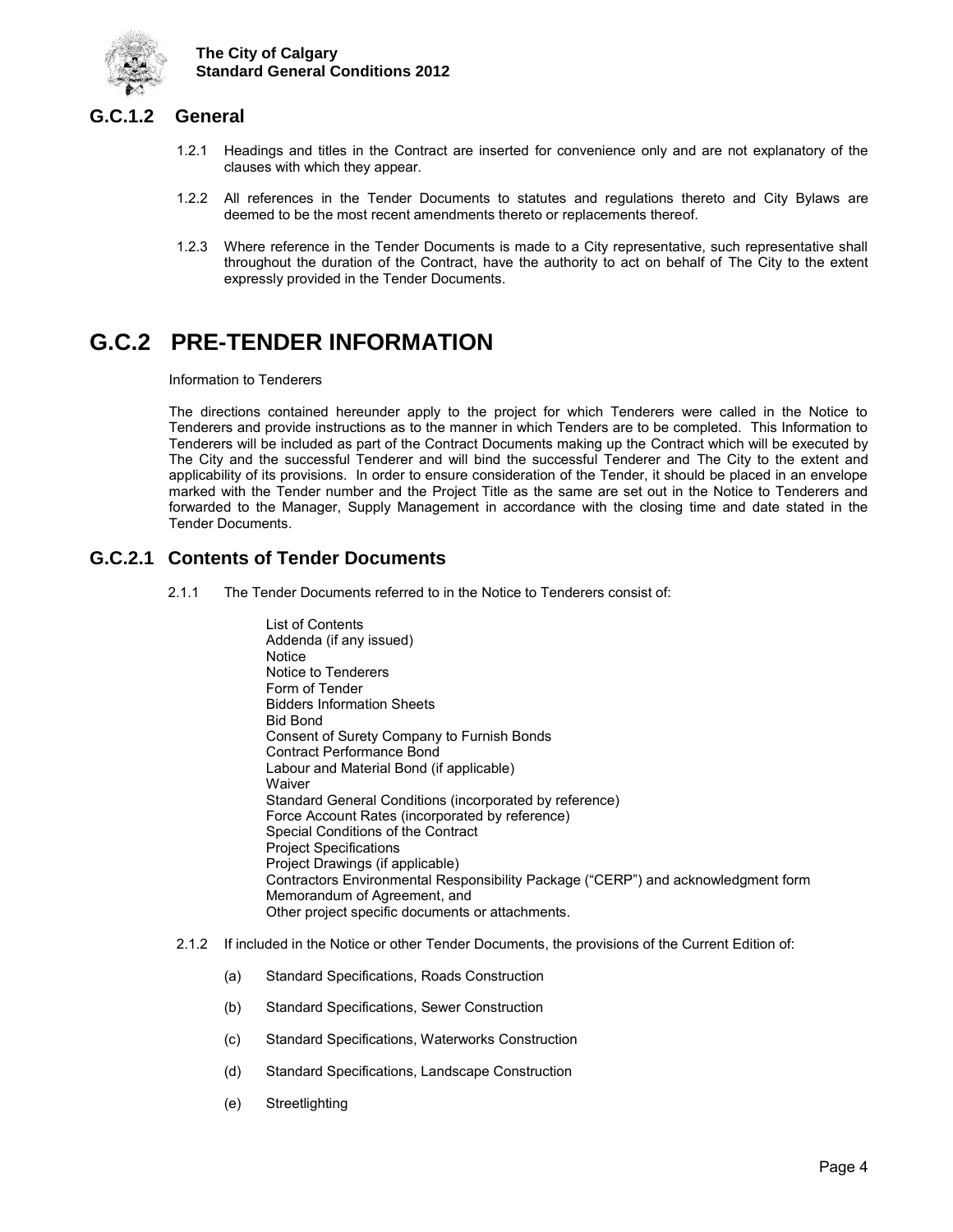## G.C.1.2 General

1.2.1 Headings and titles in the Contract are inserted for convenience only and are not explanatory of the clauses with which they appear.

1.2.2 All references in the Tender Documents to statutes and regulations thereto and City Bylaws are deemed to be the most recent amendments thereto or replacements thereof.

1.2.3 Where reference in the Tender Documents is made to a City representative, such representative shall throughout the duration of the Contract, have the authority to act on behalf of The City to the extent expressly provided in the Tender Documents.

# G.C.2 PRE-TENDER INFORMATION

Information to Tenderers

The directions contained hereunder apply to the project for which Tenderers were called in the Notice to Tenderers and provide instructions as to the manner in which Tenders are to be completed. This Information to Tenderers will be included as part of the Contract Documents making up the Contract which will be executed by The City and the successful Tenderer and will bind the successful Tenderer and The City to the extent and applicability of its provisions. In order to ensure consideration of the Tender, it should be placed in an envelope marked with the Tender number and the Project Title as the same are set out in the Notice to Tenderers and forwarded to the Manager, Supply Management in accordance with the closing time and date stated in the Tender Documents.

## G.C.2.1 Contents of Tender Documents

2.1.1 The Tender Documents referred to in the Notice to Tenderers consist of:

- List of Contents
- Addenda (if any issued)
- Notice
- Notice to Tenderers
- Form of Tender
- Bidders Information Sheets
- Bid Bond
- Consent of Surety Company to Furnish Bonds
- Contract Performance Bond
- Labour and Material Bond (if applicable)
- Waiver
- Standard General Conditions (incorporated by reference)
- Force Account Rates (incorporated by reference)
- Special Conditions of the Contract
- Project Specifications
- Project Drawings (if applicable)
- Contractors Environmental Responsibility Package ("CERP") and acknowledgment form
- Memorandum of Agreement, and
- Other project specific documents or attachments.

2.1.2 If included in the Notice or other Tender Documents, the provisions of the Current Edition of:

(a) Standard Specifications, Roads Construction

(b) Standard Specifications, Sewer Construction

(c) Standard Specifications, Waterworks Construction

(d) Standard Specifications, Landscape Construction

(e) Streetlighting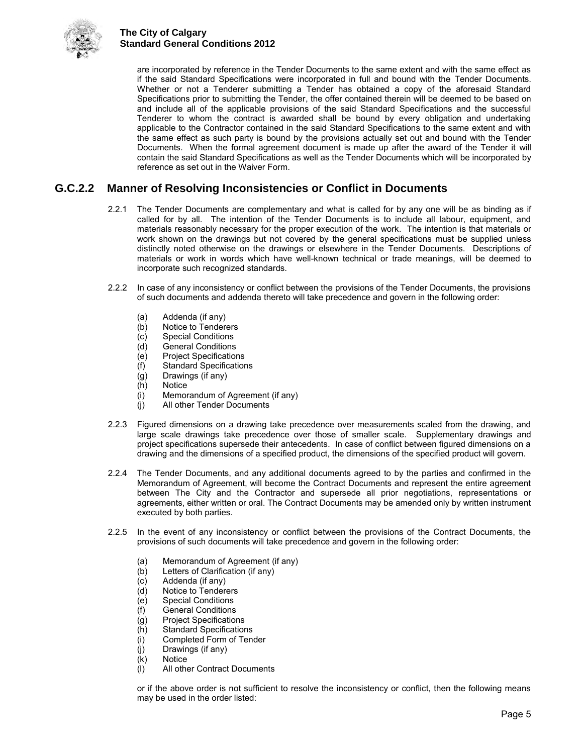are incorporated by reference in the Tender Documents to the same extent and with the same effect as if the said Standard Specifications were incorporated in full and bound with the Tender Documents. Whether or not a Tenderer submitting a Tender has obtained a copy of the aforesaid Standard Specifications prior to submitting the Tender, the offer contained therein will be deemed to be based on and include all of the applicable provisions of the said Standard Specifications and the successful Tenderer to whom the contract is awarded shall be bound by every obligation and undertaking applicable to the Contractor contained in the said Standard Specifications to the same extent and with the same effect as such party is bound by the provisions actually set out and bound with the Tender Documents. When the formal agreement document is made up after the award of the Tender it will contain the said Standard Specifications as well as the Tender Documents which will be incorporated by reference as set out in the Waiver Form.

## G.C.2.2 Manner of Resolving Inconsistencies or Conflict in Documents

2.2.1 The Tender Documents are complementary and what is called for by any one will be as binding as if called for by all. The intention of the Tender Documents is to include all labour, equipment, and materials reasonably necessary for the proper execution of the work. The intention is that materials or work shown on the drawings but not covered by the general specifications must be supplied unless distinctly noted otherwise on the drawings or elsewhere in the Tender Documents. Descriptions of materials or work in words which have well-known technical or trade meanings, will be deemed to incorporate such recognized standards.

2.2.2 In case of any inconsistency or conflict between the provisions of the Tender Documents, the provisions of such documents and addenda thereto will take precedence and govern in the following order:

(a) Addenda (if any)
(b) Notice to Tenderers
(c) Special Conditions
(d) General Conditions
(e) Project Specifications
(f) Standard Specifications
(g) Drawings (if any)
(h) Notice
(i) Memorandum of Agreement (if any)
(j) All other Tender Documents

2.2.3 Figured dimensions on a drawing take precedence over measurements scaled from the drawing, and large scale drawings take precedence over those of smaller scale. Supplementary drawings and project specifications supersede their antecedents. In case of conflict between figured dimensions on a drawing and the dimensions of a specified product, the dimensions of the specified product will govern.

2.2.4 The Tender Documents, and any additional documents agreed to by the parties and confirmed in the Memorandum of Agreement, will become the Contract Documents and represent the entire agreement between The City and the Contractor and supersede all prior negotiations, representations or agreements, either written or oral. The Contract Documents may be amended only by written instrument executed by both parties.

2.2.5 In the event of any inconsistency or conflict between the provisions of the Contract Documents, the provisions of such documents will take precedence and govern in the following order:

(a) Memorandum of Agreement (if any)
(b) Letters of Clarification (if any)
(c) Addenda (if any)
(d) Notice to Tenderers
(e) Special Conditions
(f) General Conditions
(g) Project Specifications
(h) Standard Specifications
(i) Completed Form of Tender
(j) Drawings (if any)
(k) Notice
(l) All other Contract Documents

or if the above order is not sufficient to resolve the inconsistency or conflict, then the following means may be used in the order listed: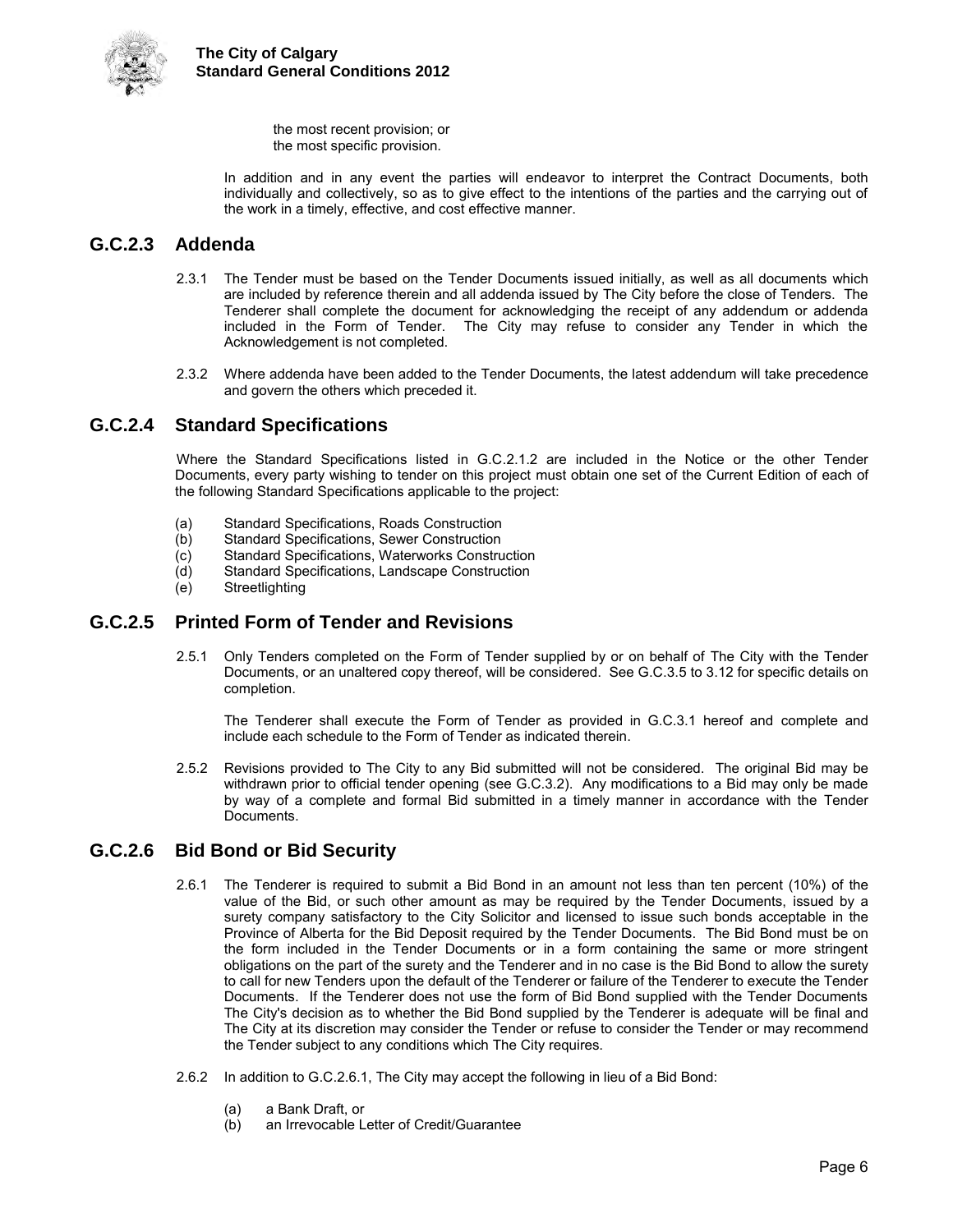the most recent provision; or
the most specific provision.

In addition and in any event the parties will endeavor to interpret the Contract Documents, both individually and collectively, so as to give effect to the intentions of the parties and the carrying out of the work in a timely, effective, and cost effective manner.

## G.C.2.3 Addenda

2.3.1 The Tender must be based on the Tender Documents issued initially, as well as all documents which are included by reference therein and all addenda issued by The City before the close of Tenders. The Tenderer shall complete the document for acknowledging the receipt of any addendum or addenda included in the Form of Tender. The City may refuse to consider any Tender in which the Acknowledgement is not completed.

2.3.2 Where addenda have been added to the Tender Documents, the latest addendum will take precedence and govern the others which preceded it.

## G.C.2.4 Standard Specifications

Where the Standard Specifications listed in G.C.2.1.2 are included in the Notice or the other Tender Documents, every party wishing to tender on this project must obtain one set of the Current Edition of each of the following Standard Specifications applicable to the project:

(a) Standard Specifications, Roads Construction
(b) Standard Specifications, Sewer Construction
(c) Standard Specifications, Waterworks Construction
(d) Standard Specifications, Landscape Construction
(e) Streetlighting

## G.C.2.5 Printed Form of Tender and Revisions

2.5.1 Only Tenders completed on the Form of Tender supplied by or on behalf of The City with the Tender Documents, or an unaltered copy thereof, will be considered. See G.C.3.5 to 3.12 for specific details on completion.

The Tenderer shall execute the Form of Tender as provided in G.C.3.1 hereof and complete and include each schedule to the Form of Tender as indicated therein.

2.5.2 Revisions provided to The City to any Bid submitted will not be considered. The original Bid may be withdrawn prior to official tender opening (see G.C.3.2). Any modifications to a Bid may only be made by way of a complete and formal Bid submitted in a timely manner in accordance with the Tender Documents.

## G.C.2.6 Bid Bond or Bid Security

2.6.1 The Tenderer is required to submit a Bid Bond in an amount not less than ten percent (10%) of the value of the Bid, or such other amount as may be required by the Tender Documents, issued by a surety company satisfactory to the City Solicitor and licensed to issue such bonds acceptable in the Province of Alberta for the Bid Deposit required by the Tender Documents. The Bid Bond must be on the form included in the Tender Documents or in a form containing the same or more stringent obligations on the part of the surety and the Tenderer and in no case is the Bid Bond to allow the surety to call for new Tenders upon the default of the Tenderer or failure of the Tenderer to execute the Tender Documents. If the Tenderer does not use the form of Bid Bond supplied with the Tender Documents The City's decision as to whether the Bid Bond supplied by the Tenderer is adequate will be final and The City at its discretion may consider the Tender or refuse to consider the Tender or may recommend the Tender subject to any conditions which The City requires.

2.6.2 In addition to G.C.2.6.1, The City may accept the following in lieu of a Bid Bond:

(a) a Bank Draft, or
(b) an Irrevocable Letter of Credit/Guarantee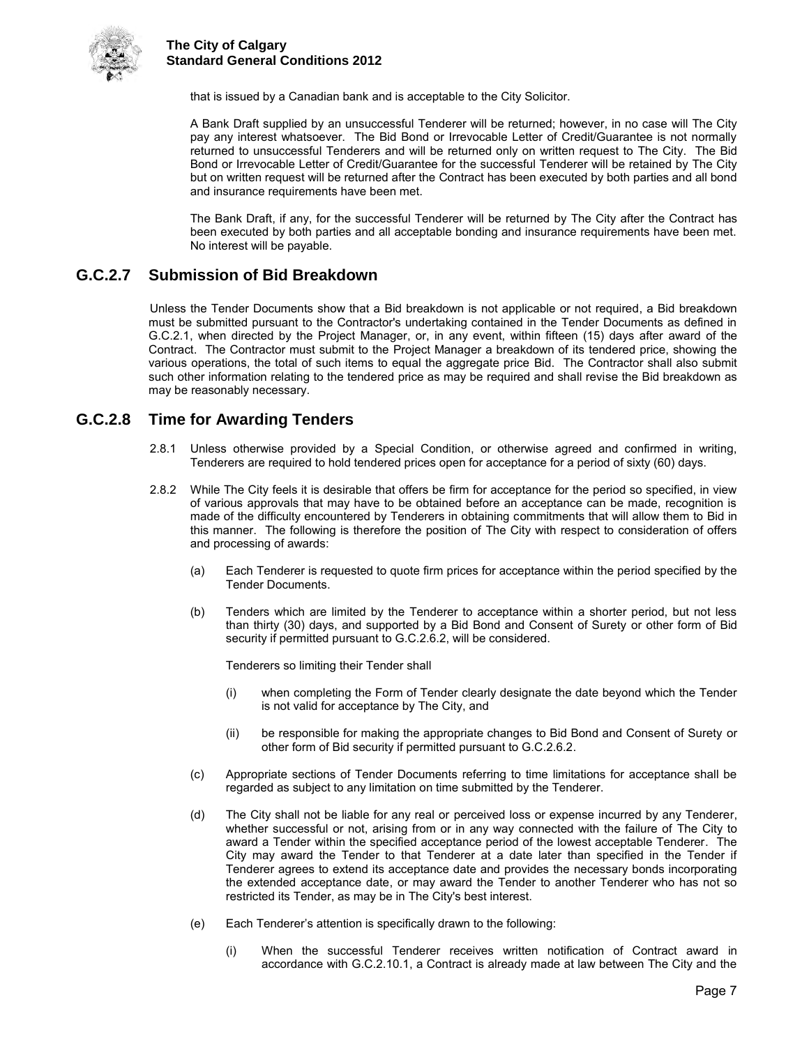that is issued by a Canadian bank and is acceptable to the City Solicitor.

A Bank Draft supplied by an unsuccessful Tenderer will be returned; however, in no case will The City pay any interest whatsoever. The Bid Bond or Irrevocable Letter of Credit/Guarantee is not normally returned to unsuccessful Tenderers and will be returned only on written request to The City. The Bid Bond or Irrevocable Letter of Credit/Guarantee for the successful Tenderer will be retained by The City but on written request will be returned after the Contract has been executed by both parties and all bond and insurance requirements have been met.

The Bank Draft, if any, for the successful Tenderer will be returned by The City after the Contract has been executed by both parties and all acceptable bonding and insurance requirements have been met. No interest will be payable.

## G.C.2.7 Submission of Bid Breakdown

Unless the Tender Documents show that a Bid breakdown is not applicable or not required, a Bid breakdown must be submitted pursuant to the Contractor's undertaking contained in the Tender Documents as defined in G.C.2.1, when directed by the Project Manager, or, in any event, within fifteen (15) days after award of the Contract. The Contractor must submit to the Project Manager a breakdown of its tendered price, showing the various operations, the total of such items to equal the aggregate price Bid. The Contractor shall also submit such other information relating to the tendered price as may be required and shall revise the Bid breakdown as may be reasonably necessary.

## G.C.2.8 Time for Awarding Tenders

2.8.1 Unless otherwise provided by a Special Condition, or otherwise agreed and confirmed in writing, Tenderers are required to hold tendered prices open for acceptance for a period of sixty (60) days.

2.8.2 While The City feels it is desirable that offers be firm for acceptance for the period so specified, in view of various approvals that may have to be obtained before an acceptance can be made, recognition is made of the difficulty encountered by Tenderers in obtaining commitments that will allow them to Bid in this manner. The following is therefore the position of The City with respect to consideration of offers and processing of awards:

(a) Each Tenderer is requested to quote firm prices for acceptance within the period specified by the Tender Documents.

(b) Tenders which are limited by the Tenderer to acceptance within a shorter period, but not less than thirty (30) days, and supported by a Bid Bond and Consent of Surety or other form of Bid security if permitted pursuant to G.C.2.6.2, will be considered.

Tenderers so limiting their Tender shall

(i) when completing the Form of Tender clearly designate the date beyond which the Tender is not valid for acceptance by The City, and

(ii) be responsible for making the appropriate changes to Bid Bond and Consent of Surety or other form of Bid security if permitted pursuant to G.C.2.6.2.

(c) Appropriate sections of Tender Documents referring to time limitations for acceptance shall be regarded as subject to any limitation on time submitted by the Tenderer.

(d) The City shall not be liable for any real or perceived loss or expense incurred by any Tenderer, whether successful or not, arising from or in any way connected with the failure of The City to award a Tender within the specified acceptance period of the lowest acceptable Tenderer. The City may award the Tender to that Tenderer at a date later than specified in the Tender if Tenderer agrees to extend its acceptance date and provides the necessary bonds incorporating the extended acceptance date, or may award the Tender to another Tenderer who has not so restricted its Tender, as may be in The City's best interest.

(e) Each Tenderer's attention is specifically drawn to the following:

(i) When the successful Tenderer receives written notification of Contract award in accordance with G.C.2.10.1, a Contract is already made at law between The City and the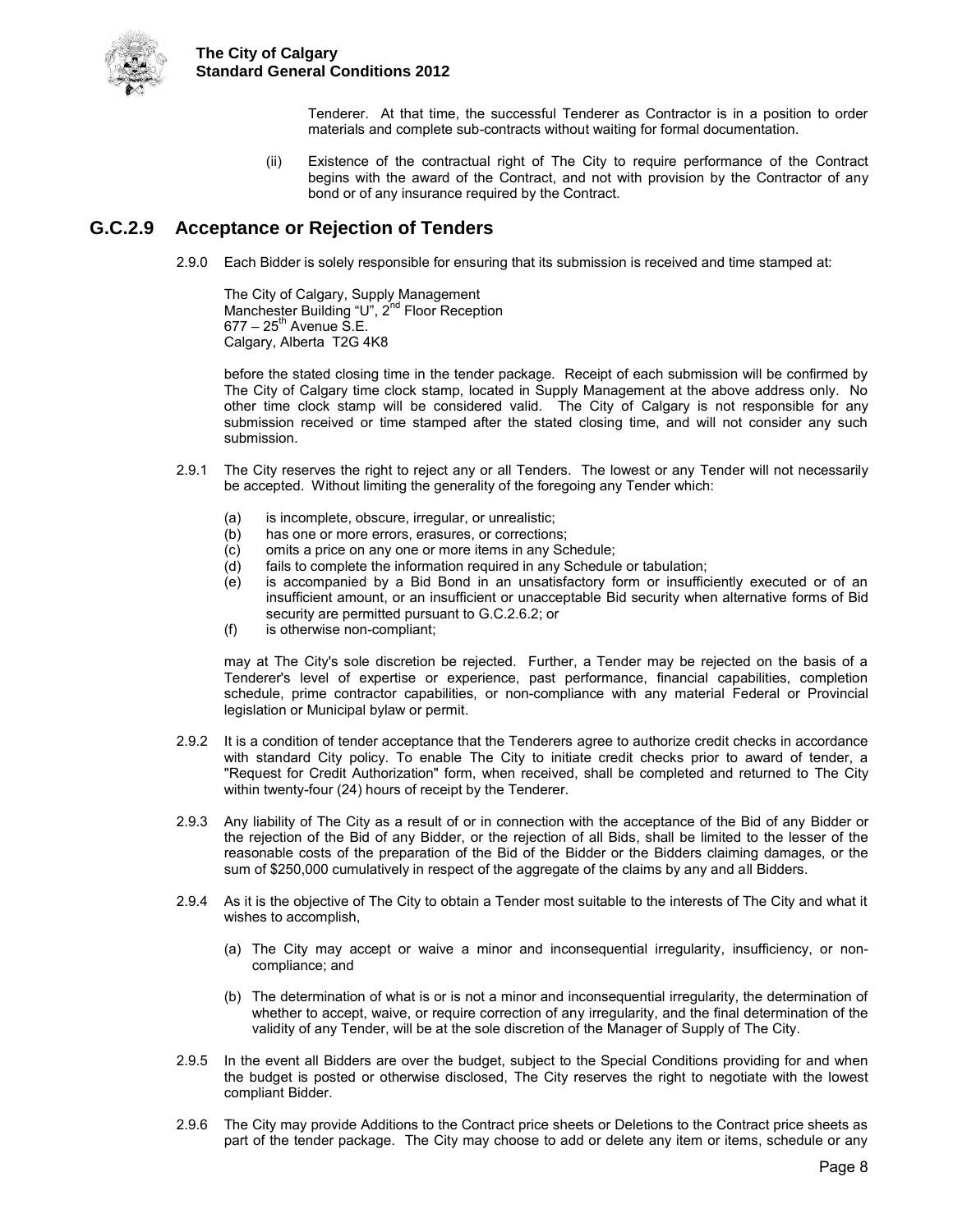Tenderer. At that time, the successful Tenderer as Contractor is in a position to order materials and complete sub-contracts without waiting for formal documentation.

(ii) Existence of the contractual right of The City to require performance of the Contract begins with the award of the Contract, and not with provision by the Contractor of any bond or of any insurance required by the Contract.

## G.C.2.9 Acceptance or Rejection of Tenders

2.9.0 Each Bidder is solely responsible for ensuring that its submission is received and time stamped at:

The City of Calgary, Supply Management
Manchester Building "U", 2nd Floor Reception
677 – 25th Avenue S.E.
Calgary, Alberta T2G 4K8

before the stated closing time in the tender package. Receipt of each submission will be confirmed by The City of Calgary time clock stamp, located in Supply Management at the above address only. No other time clock stamp will be considered valid. The City of Calgary is not responsible for any submission received or time stamped after the stated closing time, and will not consider any such submission.

2.9.1 The City reserves the right to reject any or all Tenders. The lowest or any Tender will not necessarily be accepted. Without limiting the generality of the foregoing any Tender which:

(a) is incomplete, obscure, irregular, or unrealistic;
(b) has one or more errors, erasures, or corrections;
(c) omits a price on any one or more items in any Schedule;
(d) fails to complete the information required in any Schedule or tabulation;
(e) is accompanied by a Bid Bond in an unsatisfactory form or insufficiently executed or of an insufficient amount, or an insufficient or unacceptable Bid security when alternative forms of Bid security are permitted pursuant to G.C.2.6.2; or
(f) is otherwise non-compliant;

may at The City's sole discretion be rejected. Further, a Tender may be rejected on the basis of a Tenderer's level of expertise or experience, past performance, financial capabilities, completion schedule, prime contractor capabilities, or non-compliance with any material Federal or Provincial legislation or Municipal bylaw or permit.

2.9.2 It is a condition of tender acceptance that the Tenderers agree to authorize credit checks in accordance with standard City policy. To enable The City to initiate credit checks prior to award of tender, a "Request for Credit Authorization" form, when received, shall be completed and returned to The City within twenty-four (24) hours of receipt by the Tenderer.

2.9.3 Any liability of The City as a result of or in connection with the acceptance of the Bid of any Bidder or the rejection of the Bid of any Bidder, or the rejection of all Bids, shall be limited to the lesser of the reasonable costs of the preparation of the Bid of the Bidder or the Bidders claiming damages, or the sum of $250,000 cumulatively in respect of the aggregate of the claims by any and all Bidders.

2.9.4 As it is the objective of The City to obtain a Tender most suitable to the interests of The City and what it wishes to accomplish,

(a) The City may accept or waive a minor and inconsequential irregularity, insufficiency, or non-compliance; and

(b) The determination of what is or is not a minor and inconsequential irregularity, the determination of whether to accept, waive, or require correction of any irregularity, and the final determination of the validity of any Tender, will be at the sole discretion of the Manager of Supply of The City.

2.9.5 In the event all Bidders are over the budget, subject to the Special Conditions providing for and when the budget is posted or otherwise disclosed, The City reserves the right to negotiate with the lowest compliant Bidder.

2.9.6 The City may provide Additions to the Contract price sheets or Deletions to the Contract price sheets as part of the tender package. The City may choose to add or delete any item or items, schedule or any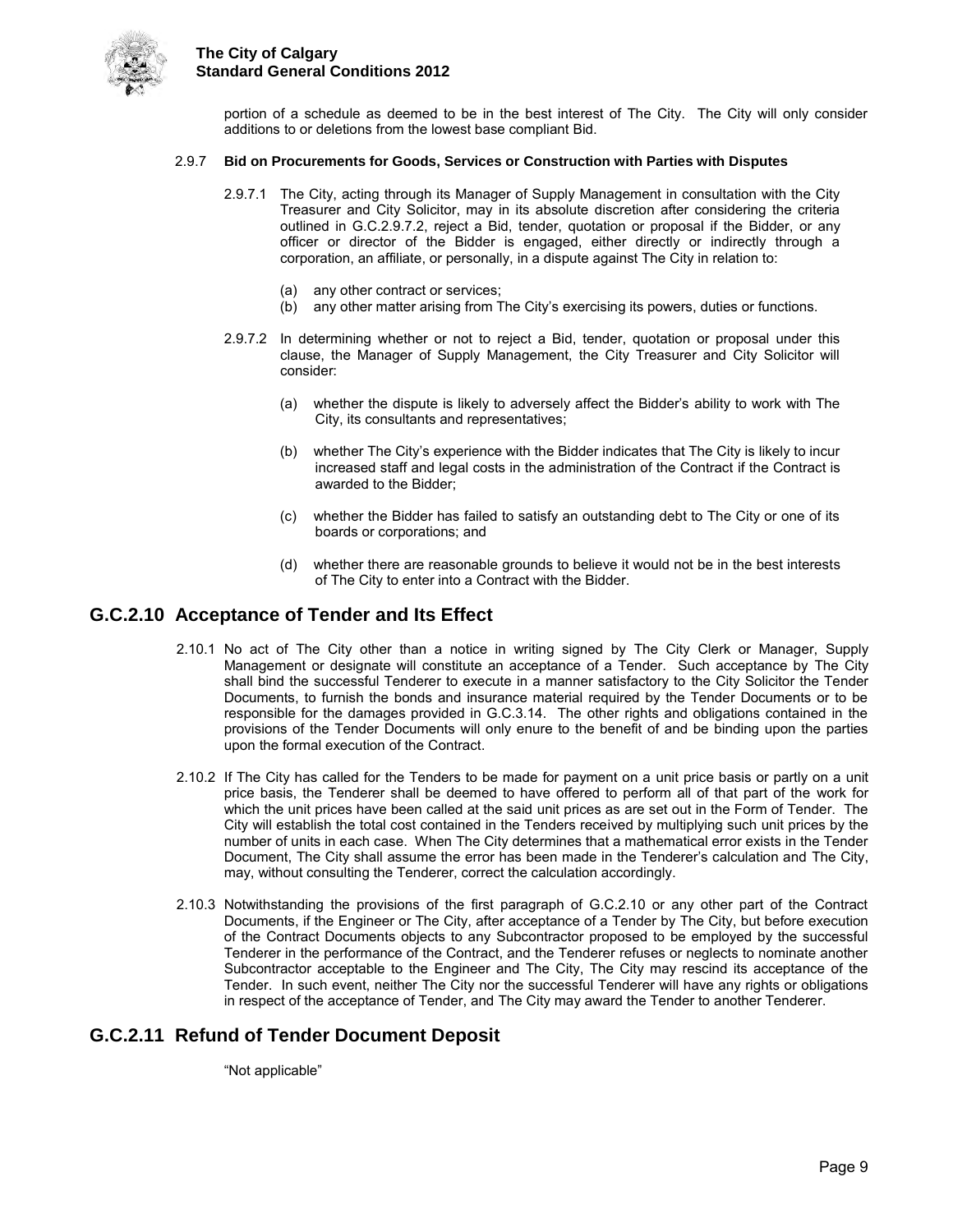portion of a schedule as deemed to be in the best interest of The City. The City will only consider additions to or deletions from the lowest base compliant Bid.

2.9.7 **Bid on Procurements for Goods, Services or Construction with Parties with Disputes**

2.9.7.1 The City, acting through its Manager of Supply Management in consultation with the City Treasurer and City Solicitor, may in its absolute discretion after considering the criteria outlined in G.C.2.9.7.2, reject a Bid, tender, quotation or proposal if the Bidder, or any officer or director of the Bidder is engaged, either directly or indirectly through a corporation, an affiliate, or personally, in a dispute against The City in relation to:

(a) any other contract or services;
(b) any other matter arising from The City's exercising its powers, duties or functions.

2.9.7.2 In determining whether or not to reject a Bid, tender, quotation or proposal under this clause, the Manager of Supply Management, the City Treasurer and City Solicitor will consider:

(a) whether the dispute is likely to adversely affect the Bidder's ability to work with The City, its consultants and representatives;

(b) whether The City's experience with the Bidder indicates that The City is likely to incur increased staff and legal costs in the administration of the Contract if the Contract is awarded to the Bidder;

(c) whether the Bidder has failed to satisfy an outstanding debt to The City or one of its boards or corporations; and

(d) whether there are reasonable grounds to believe it would not be in the best interests of The City to enter into a Contract with the Bidder.

## G.C.2.10 Acceptance of Tender and Its Effect

2.10.1 No act of The City other than a notice in writing signed by The City Clerk or Manager, Supply Management or designate will constitute an acceptance of a Tender. Such acceptance by The City shall bind the successful Tenderer to execute in a manner satisfactory to the City Solicitor the Tender Documents, to furnish the bonds and insurance material required by the Tender Documents or to be responsible for the damages provided in G.C.3.14. The other rights and obligations contained in the provisions of the Tender Documents will only enure to the benefit of and be binding upon the parties upon the formal execution of the Contract.

2.10.2 If The City has called for the Tenders to be made for payment on a unit price basis or partly on a unit price basis, the Tenderer shall be deemed to have offered to perform all of that part of the work for which the unit prices have been called at the said unit prices as are set out in the Form of Tender. The City will establish the total cost contained in the Tenders received by multiplying such unit prices by the number of units in each case. When The City determines that a mathematical error exists in the Tender Document, The City shall assume the error has been made in the Tenderer's calculation and The City, may, without consulting the Tenderer, correct the calculation accordingly.

2.10.3 Notwithstanding the provisions of the first paragraph of G.C.2.10 or any other part of the Contract Documents, if the Engineer or The City, after acceptance of a Tender by The City, but before execution of the Contract Documents objects to any Subcontractor proposed to be employed by the successful Tenderer in the performance of the Contract, and the Tenderer refuses or neglects to nominate another Subcontractor acceptable to the Engineer and The City, The City may rescind its acceptance of the Tender. In such event, neither The City nor the successful Tenderer will have any rights or obligations in respect of the acceptance of Tender, and The City may award the Tender to another Tenderer.

## G.C.2.11 Refund of Tender Document Deposit

"Not applicable"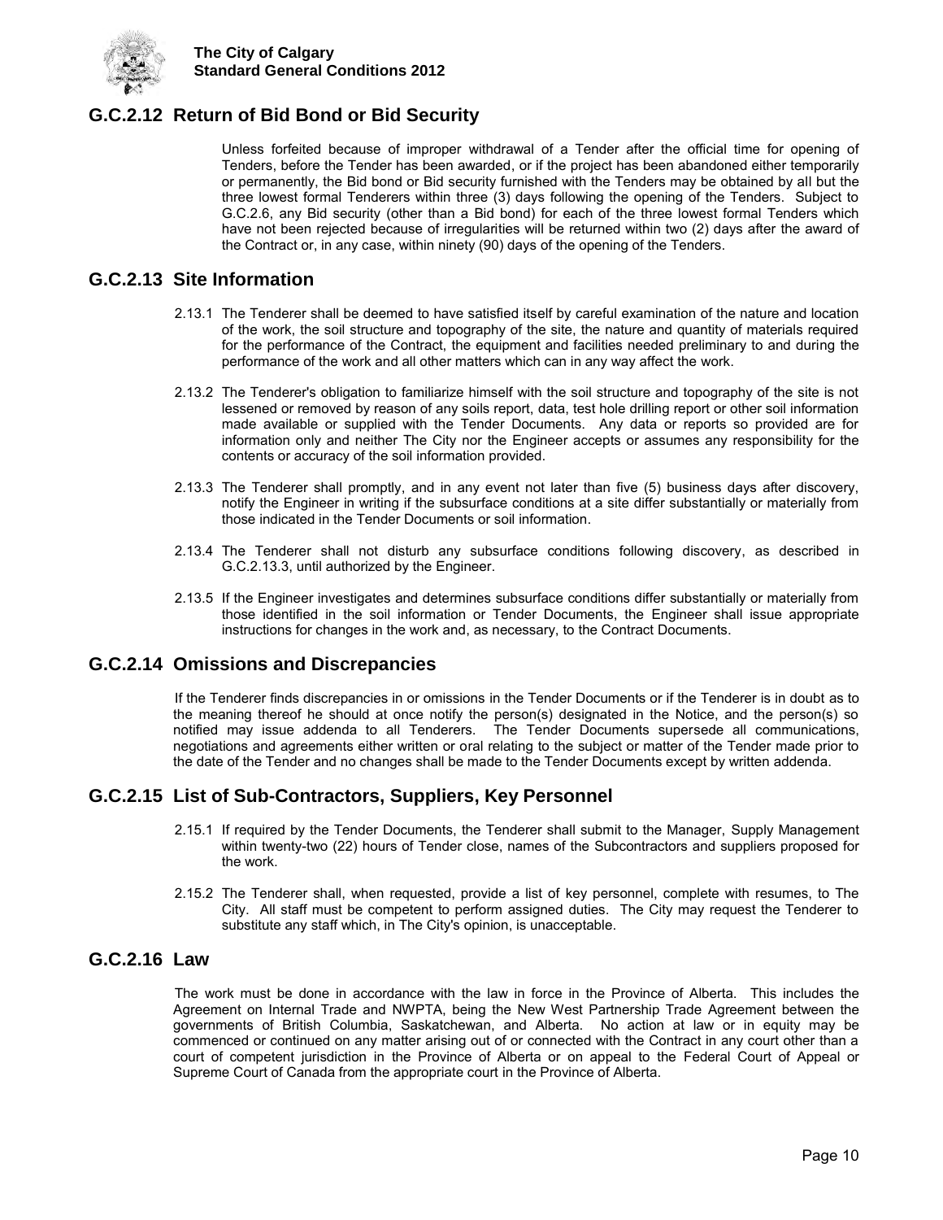## G.C.2.12 Return of Bid Bond or Bid Security

Unless forfeited because of improper withdrawal of a Tender after the official time for opening of Tenders, before the Tender has been awarded, or if the project has been abandoned either temporarily or permanently, the Bid bond or Bid security furnished with the Tenders may be obtained by all but the three lowest formal Tenderers within three (3) days following the opening of the Tenders. Subject to G.C.2.6, any Bid security (other than a Bid bond) for each of the three lowest formal Tenders which have not been rejected because of irregularities will be returned within two (2) days after the award of the Contract or, in any case, within ninety (90) days of the opening of the Tenders.

## G.C.2.13 Site Information

2.13.1 The Tenderer shall be deemed to have satisfied itself by careful examination of the nature and location of the work, the soil structure and topography of the site, the nature and quantity of materials required for the performance of the Contract, the equipment and facilities needed preliminary to and during the performance of the work and all other matters which can in any way affect the work.

2.13.2 The Tenderer's obligation to familiarize himself with the soil structure and topography of the site is not lessened or removed by reason of any soils report, data, test hole drilling report or other soil information made available or supplied with the Tender Documents. Any data or reports so provided are for information only and neither The City nor the Engineer accepts or assumes any responsibility for the contents or accuracy of the soil information provided.

2.13.3 The Tenderer shall promptly, and in any event not later than five (5) business days after discovery, notify the Engineer in writing if the subsurface conditions at a site differ substantially or materially from those indicated in the Tender Documents or soil information.

2.13.4 The Tenderer shall not disturb any subsurface conditions following discovery, as described in G.C.2.13.3, until authorized by the Engineer.

2.13.5 If the Engineer investigates and determines subsurface conditions differ substantially or materially from those identified in the soil information or Tender Documents, the Engineer shall issue appropriate instructions for changes in the work and, as necessary, to the Contract Documents.

## G.C.2.14 Omissions and Discrepancies

If the Tenderer finds discrepancies in or omissions in the Tender Documents or if the Tenderer is in doubt as to the meaning thereof he should at once notify the person(s) designated in the Notice, and the person(s) so notified may issue addenda to all Tenderers. The Tender Documents supersede all communications, negotiations and agreements either written or oral relating to the subject or matter of the Tender made prior to the date of the Tender and no changes shall be made to the Tender Documents except by written addenda.

## G.C.2.15 List of Sub-Contractors, Suppliers, Key Personnel

2.15.1 If required by the Tender Documents, the Tenderer shall submit to the Manager, Supply Management within twenty-two (22) hours of Tender close, names of the Subcontractors and suppliers proposed for the work.

2.15.2 The Tenderer shall, when requested, provide a list of key personnel, complete with resumes, to The City. All staff must be competent to perform assigned duties. The City may request the Tenderer to substitute any staff which, in The City's opinion, is unacceptable.

## G.C.2.16 Law

The work must be done in accordance with the law in force in the Province of Alberta. This includes the Agreement on Internal Trade and NWPTA, being the New West Partnership Trade Agreement between the governments of British Columbia, Saskatchewan, and Alberta. No action at law or in equity may be commenced or continued on any matter arising out of or connected with the Contract in any court other than a court of competent jurisdiction in the Province of Alberta or on appeal to the Federal Court of Appeal or Supreme Court of Canada from the appropriate court in the Province of Alberta.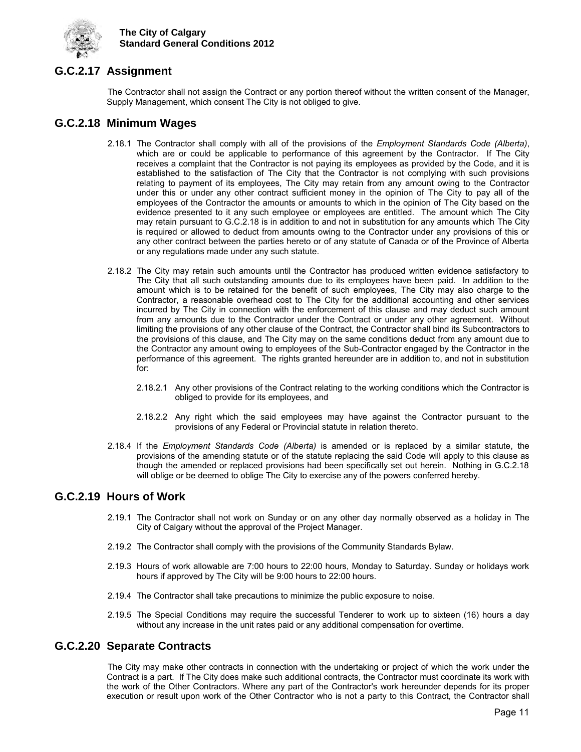## G.C.2.17 Assignment

The Contractor shall not assign the Contract or any portion thereof without the written consent of the Manager, Supply Management, which consent The City is not obliged to give.

## G.C.2.18 Minimum Wages

2.18.1 The Contractor shall comply with all of the provisions of the *Employment Standards Code (Alberta)*, which are or could be applicable to performance of this agreement by the Contractor. If The City receives a complaint that the Contractor is not paying its employees as provided by the Code, and it is established to the satisfaction of The City that the Contractor is not complying with such provisions relating to payment of its employees, The City may retain from any amount owing to the Contractor under this or under any other contract sufficient money in the opinion of The City to pay all of the employees of the Contractor the amounts or amounts to which in the opinion of The City based on the evidence presented to it any such employee or employees are entitled. The amount which The City may retain pursuant to G.C.2.18 is in addition to and not in substitution for any amounts which The City is required or allowed to deduct from amounts owing to the Contractor under any provisions of this or any other contract between the parties hereto or of any statute of Canada or of the Province of Alberta or any regulations made under any such statute.

2.18.2 The City may retain such amounts until the Contractor has produced written evidence satisfactory to The City that all such outstanding amounts due to its employees have been paid. In addition to the amount which is to be retained for the benefit of such employees, The City may also charge to the Contractor, a reasonable overhead cost to The City for the additional accounting and other services incurred by The City in connection with the enforcement of this clause and may deduct such amount from any amounts due to the Contractor under the Contract or under any other agreement. Without limiting the provisions of any other clause of the Contract, the Contractor shall bind its Subcontractors to the provisions of this clause, and The City may on the same conditions deduct from any amount due to the Contractor any amount owing to employees of the Sub-Contractor engaged by the Contractor in the performance of this agreement. The rights granted hereunder are in addition to, and not in substitution for:

2.18.2.1 Any other provisions of the Contract relating to the working conditions which the Contractor is obliged to provide for its employees, and

2.18.2.2 Any right which the said employees may have against the Contractor pursuant to the provisions of any Federal or Provincial statute in relation thereto.

2.18.4 If the *Employment Standards Code (Alberta)* is amended or is replaced by a similar statute, the provisions of the amending statute or of the statute replacing the said Code will apply to this clause as though the amended or replaced provisions had been specifically set out herein. Nothing in G.C.2.18 will oblige or be deemed to oblige The City to exercise any of the powers conferred hereby.

## G.C.2.19 Hours of Work

2.19.1 The Contractor shall not work on Sunday or on any other day normally observed as a holiday in The City of Calgary without the approval of the Project Manager.

2.19.2 The Contractor shall comply with the provisions of the Community Standards Bylaw.

2.19.3 Hours of work allowable are 7:00 hours to 22:00 hours, Monday to Saturday. Sunday or holidays work hours if approved by The City will be 9:00 hours to 22:00 hours.

2.19.4 The Contractor shall take precautions to minimize the public exposure to noise.

2.19.5 The Special Conditions may require the successful Tenderer to work up to sixteen (16) hours a day without any increase in the unit rates paid or any additional compensation for overtime.

## G.C.2.20 Separate Contracts

The City may make other contracts in connection with the undertaking or project of which the work under the Contract is a part. If The City does make such additional contracts, the Contractor must coordinate its work with the work of the Other Contractors. Where any part of the Contractor's work hereunder depends for its proper execution or result upon work of the Other Contractor who is not a party to this Contract, the Contractor shall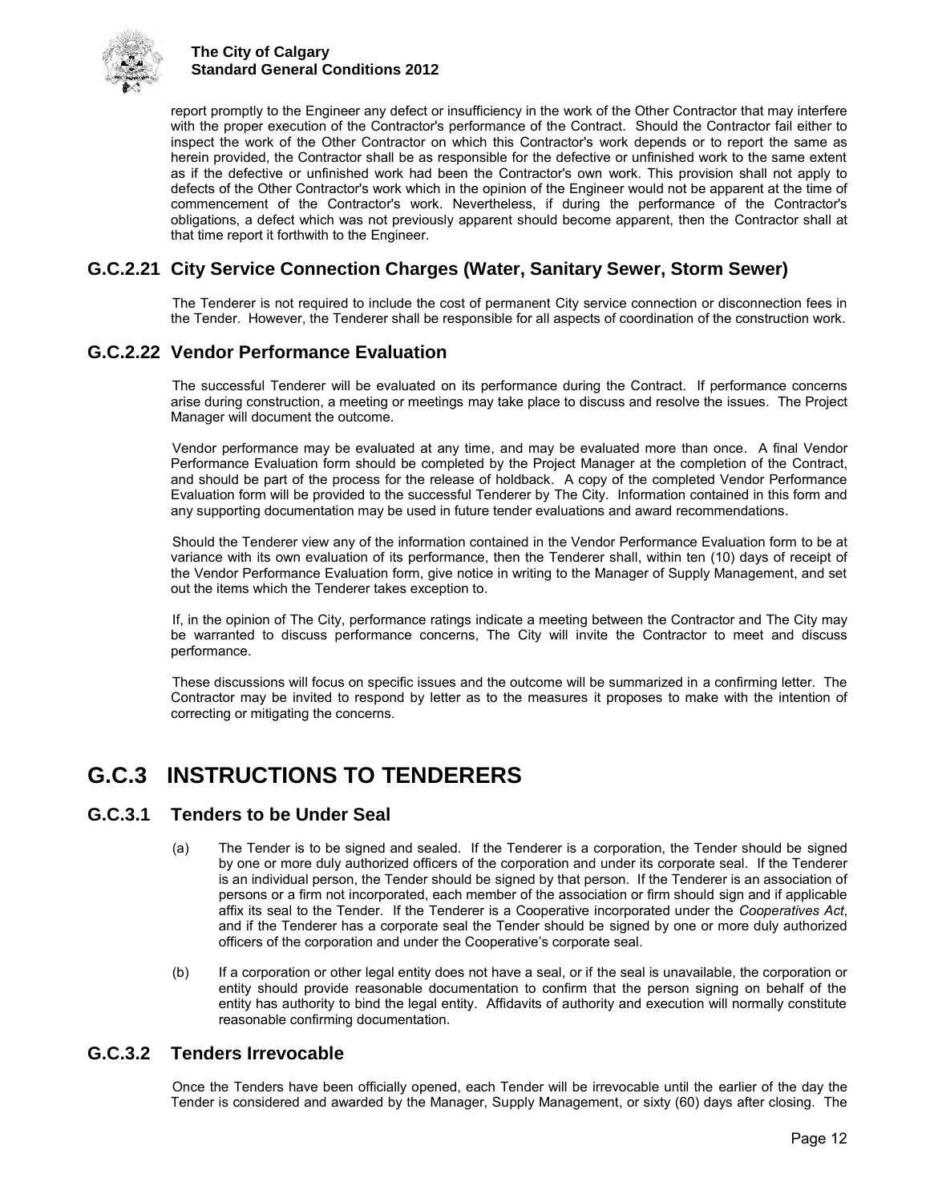report promptly to the Engineer any defect or insufficiency in the work of the Other Contractor that may interfere with the proper execution of the Contractor's performance of the Contract. Should the Contractor fail either to inspect the work of the Other Contractor on which this Contractor's work depends or to report the same as herein provided, the Contractor shall be as responsible for the defective or unfinished work to the same extent as if the defective or unfinished work had been the Contractor's own work. This provision shall not apply to defects of the Other Contractor's work which in the opinion of the Engineer would not be apparent at the time of commencement of the Contractor's work. Nevertheless, if during the performance of the Contractor's obligations, a defect which was not previously apparent should become apparent, then the Contractor shall at that time report it forthwith to the Engineer.

### G.C.2.21 City Service Connection Charges (Water, Sanitary Sewer, Storm Sewer)

The Tenderer is not required to include the cost of permanent City service connection or disconnection fees in the Tender. However, the Tenderer shall be responsible for all aspects of coordination of the construction work.

### G.C.2.22 Vendor Performance Evaluation

The successful Tenderer will be evaluated on its performance during the Contract. If performance concerns arise during construction, a meeting or meetings may take place to discuss and resolve the issues. The Project Manager will document the outcome.

Vendor performance may be evaluated at any time, and may be evaluated more than once. A final Vendor Performance Evaluation form should be completed by the Project Manager at the completion of the Contract, and should be part of the process for the release of holdback. A copy of the completed Vendor Performance Evaluation form will be provided to the successful Tenderer by The City. Information contained in this form and any supporting documentation may be used in future tender evaluations and award recommendations.

Should the Tenderer view any of the information contained in the Vendor Performance Evaluation form to be at variance with its own evaluation of its performance, then the Tenderer shall, within ten (10) days of receipt of the Vendor Performance Evaluation form, give notice in writing to the Manager of Supply Management, and set out the items which the Tenderer takes exception to.

If, in the opinion of The City, performance ratings indicate a meeting between the Contractor and The City may be warranted to discuss performance concerns, The City will invite the Contractor to meet and discuss performance.

These discussions will focus on specific issues and the outcome will be summarized in a confirming letter. The Contractor may be invited to respond by letter as to the measures it proposes to make with the intention of correcting or mitigating the concerns.

## G.C.3 INSTRUCTIONS TO TENDERERS

### G.C.3.1 Tenders to be Under Seal

(a) The Tender is to be signed and sealed. If the Tenderer is a corporation, the Tender should be signed by one or more duly authorized officers of the corporation and under its corporate seal. If the Tenderer is an individual person, the Tender should be signed by that person. If the Tenderer is an association of persons or a firm not incorporated, each member of the association or firm should sign and if applicable affix its seal to the Tender. If the Tenderer is a Cooperative incorporated under the *Cooperatives Act*, and if the Tenderer has a corporate seal the Tender should be signed by one or more duly authorized officers of the corporation and under the Cooperative's corporate seal.

(b) If a corporation or other legal entity does not have a seal, or if the seal is unavailable, the corporation or entity should provide reasonable documentation to confirm that the person signing on behalf of the entity has authority to bind the legal entity. Affidavits of authority and execution will normally constitute reasonable confirming documentation.

### G.C.3.2 Tenders Irrevocable

Once the Tenders have been officially opened, each Tender will be irrevocable until the earlier of the day the Tender is considered and awarded by the Manager, Supply Management, or sixty (60) days after closing. The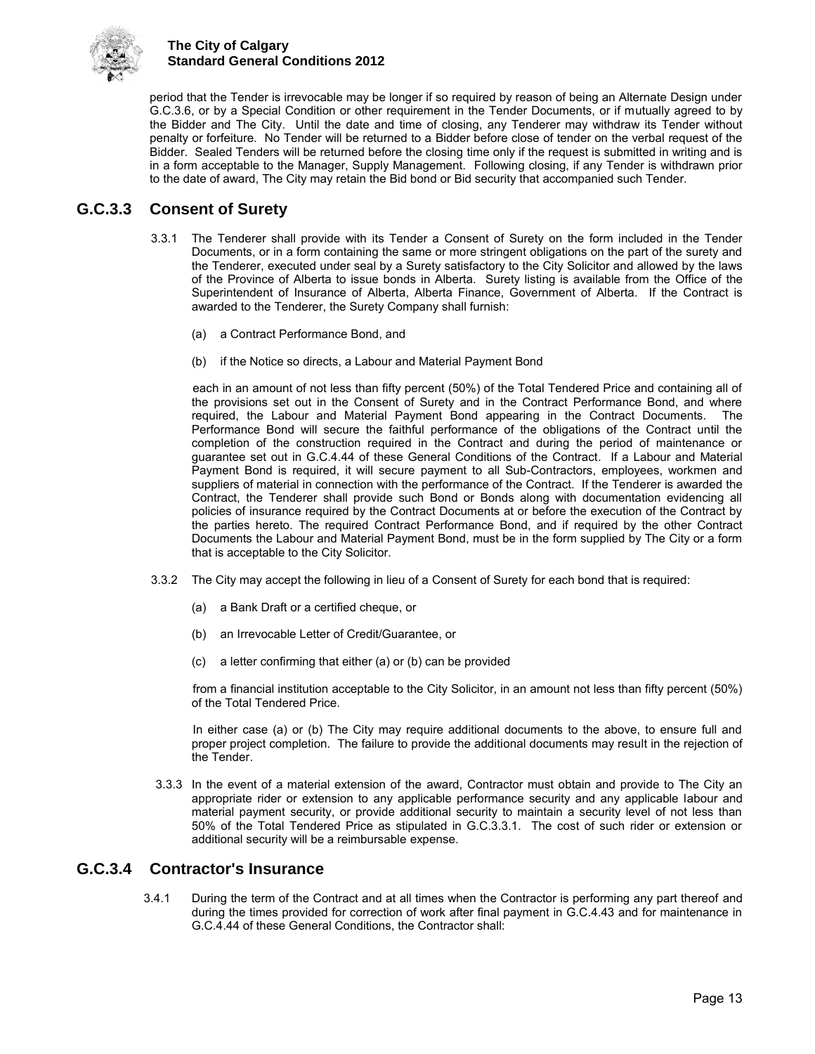period that the Tender is irrevocable may be longer if so required by reason of being an Alternate Design under G.C.3.6, or by a Special Condition or other requirement in the Tender Documents, or if mutually agreed to by the Bidder and The City. Until the date and time of closing, any Tenderer may withdraw its Tender without penalty or forfeiture. No Tender will be returned to a Bidder before close of tender on the verbal request of the Bidder. Sealed Tenders will be returned before the closing time only if the request is submitted in writing and is in a form acceptable to the Manager, Supply Management. Following closing, if any Tender is withdrawn prior to the date of award, The City may retain the Bid bond or Bid security that accompanied such Tender.

## G.C.3.3 Consent of Surety

3.3.1 The Tenderer shall provide with its Tender a Consent of Surety on the form included in the Tender Documents, or in a form containing the same or more stringent obligations on the part of the surety and the Tenderer, executed under seal by a Surety satisfactory to the City Solicitor and allowed by the laws of the Province of Alberta to issue bonds in Alberta. Surety listing is available from the Office of the Superintendent of Insurance of Alberta, Alberta Finance, Government of Alberta. If the Contract is awarded to the Tenderer, the Surety Company shall furnish:

(a) a Contract Performance Bond, and

(b) if the Notice so directs, a Labour and Material Payment Bond

each in an amount of not less than fifty percent (50%) of the Total Tendered Price and containing all of the provisions set out in the Consent of Surety and in the Contract Performance Bond, and where required, the Labour and Material Payment Bond appearing in the Contract Documents. The Performance Bond will secure the faithful performance of the obligations of the Contract until the completion of the construction required in the Contract and during the period of maintenance or guarantee set out in G.C.4.44 of these General Conditions of the Contract. If a Labour and Material Payment Bond is required, it will secure payment to all Sub-Contractors, employees, workmen and suppliers of material in connection with the performance of the Contract. If the Tenderer is awarded the Contract, the Tenderer shall provide such Bond or Bonds along with documentation evidencing all policies of insurance required by the Contract Documents at or before the execution of the Contract by the parties hereto. The required Contract Performance Bond, and if required by the other Contract Documents the Labour and Material Payment Bond, must be in the form supplied by The City or a form that is acceptable to the City Solicitor.

3.3.2 The City may accept the following in lieu of a Consent of Surety for each bond that is required:

(a) a Bank Draft or a certified cheque, or

(b) an Irrevocable Letter of Credit/Guarantee, or

(c) a letter confirming that either (a) or (b) can be provided

from a financial institution acceptable to the City Solicitor, in an amount not less than fifty percent (50%) of the Total Tendered Price.

In either case (a) or (b) The City may require additional documents to the above, to ensure full and proper project completion. The failure to provide the additional documents may result in the rejection of the Tender.

3.3.3 In the event of a material extension of the award, Contractor must obtain and provide to The City an appropriate rider or extension to any applicable performance security and any applicable labour and material payment security, or provide additional security to maintain a security level of not less than 50% of the Total Tendered Price as stipulated in G.C.3.3.1. The cost of such rider or extension or additional security will be a reimbursable expense.

## G.C.3.4 Contractor's Insurance

3.4.1 During the term of the Contract and at all times when the Contractor is performing any part thereof and during the times provided for correction of work after final payment in G.C.4.43 and for maintenance in G.C.4.44 of these General Conditions, the Contractor shall: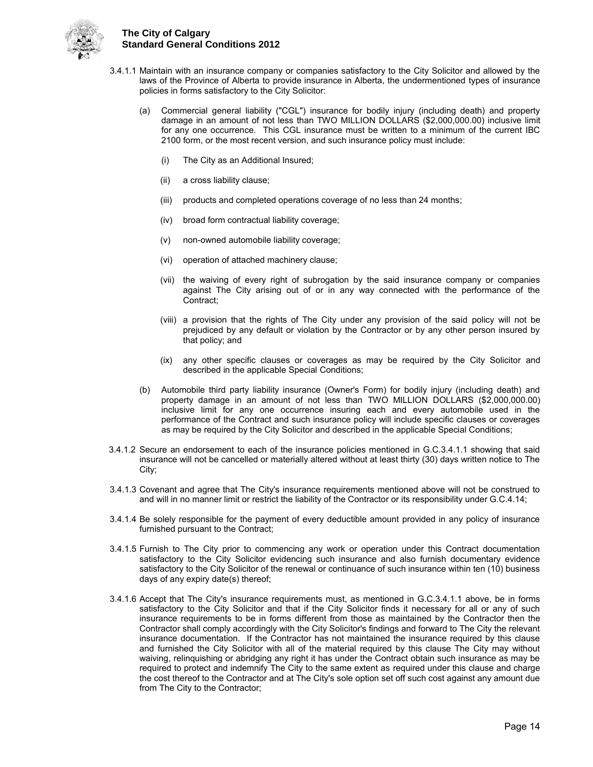3.4.1.1 Maintain with an insurance company or companies satisfactory to the City Solicitor and allowed by the laws of the Province of Alberta to provide insurance in Alberta, the undermentioned types of insurance policies in forms satisfactory to the City Solicitor:

(a) Commercial general liability ("CGL") insurance for bodily injury (including death) and property damage in an amount of not less than TWO MILLION DOLLARS ($2,000,000.00) inclusive limit for any one occurrence. This CGL insurance must be written to a minimum of the current IBC 2100 form, or the most recent version, and such insurance policy must include:

(i) The City as an Additional Insured;

(ii) a cross liability clause;

(iii) products and completed operations coverage of no less than 24 months;

(iv) broad form contractual liability coverage;

(v) non-owned automobile liability coverage;

(vi) operation of attached machinery clause;

(vii) the waiving of every right of subrogation by the said insurance company or companies against The City arising out of or in any way connected with the performance of the Contract;

(viii) a provision that the rights of The City under any provision of the said policy will not be prejudiced by any default or violation by the Contractor or by any other person insured by that policy; and

(ix) any other specific clauses or coverages as may be required by the City Solicitor and described in the applicable Special Conditions;

(b) Automobile third party liability insurance (Owner's Form) for bodily injury (including death) and property damage in an amount of not less than TWO MILLION DOLLARS ($2,000,000.00) inclusive limit for any one occurrence insuring each and every automobile used in the performance of the Contract and such insurance policy will include specific clauses or coverages as may be required by the City Solicitor and described in the applicable Special Conditions;

3.4.1.2 Secure an endorsement to each of the insurance policies mentioned in G.C.3.4.1.1 showing that said insurance will not be cancelled or materially altered without at least thirty (30) days written notice to The City;

3.4.1.3 Covenant and agree that The City's insurance requirements mentioned above will not be construed to and will in no manner limit or restrict the liability of the Contractor or its responsibility under G.C.4.14;

3.4.1.4 Be solely responsible for the payment of every deductible amount provided in any policy of insurance furnished pursuant to the Contract;

3.4.1.5 Furnish to The City prior to commencing any work or operation under this Contract documentation satisfactory to the City Solicitor evidencing such insurance and also furnish documentary evidence satisfactory to the City Solicitor of the renewal or continuance of such insurance within ten (10) business days of any expiry date(s) thereof;

3.4.1.6 Accept that The City's insurance requirements must, as mentioned in G.C.3.4.1.1 above, be in forms satisfactory to the City Solicitor and that if the City Solicitor finds it necessary for all or any of such insurance requirements to be in forms different from those as maintained by the Contractor then the Contractor shall comply accordingly with the City Solicitor's findings and forward to The City the relevant insurance documentation. If the Contractor has not maintained the insurance required by this clause and furnished the City Solicitor with all of the material required by this clause The City may without waiving, relinquishing or abridging any right it has under the Contract obtain such insurance as may be required to protect and indemnify The City to the same extent as required under this clause and charge the cost thereof to the Contractor and at The City's sole option set off such cost against any amount due from The City to the Contractor;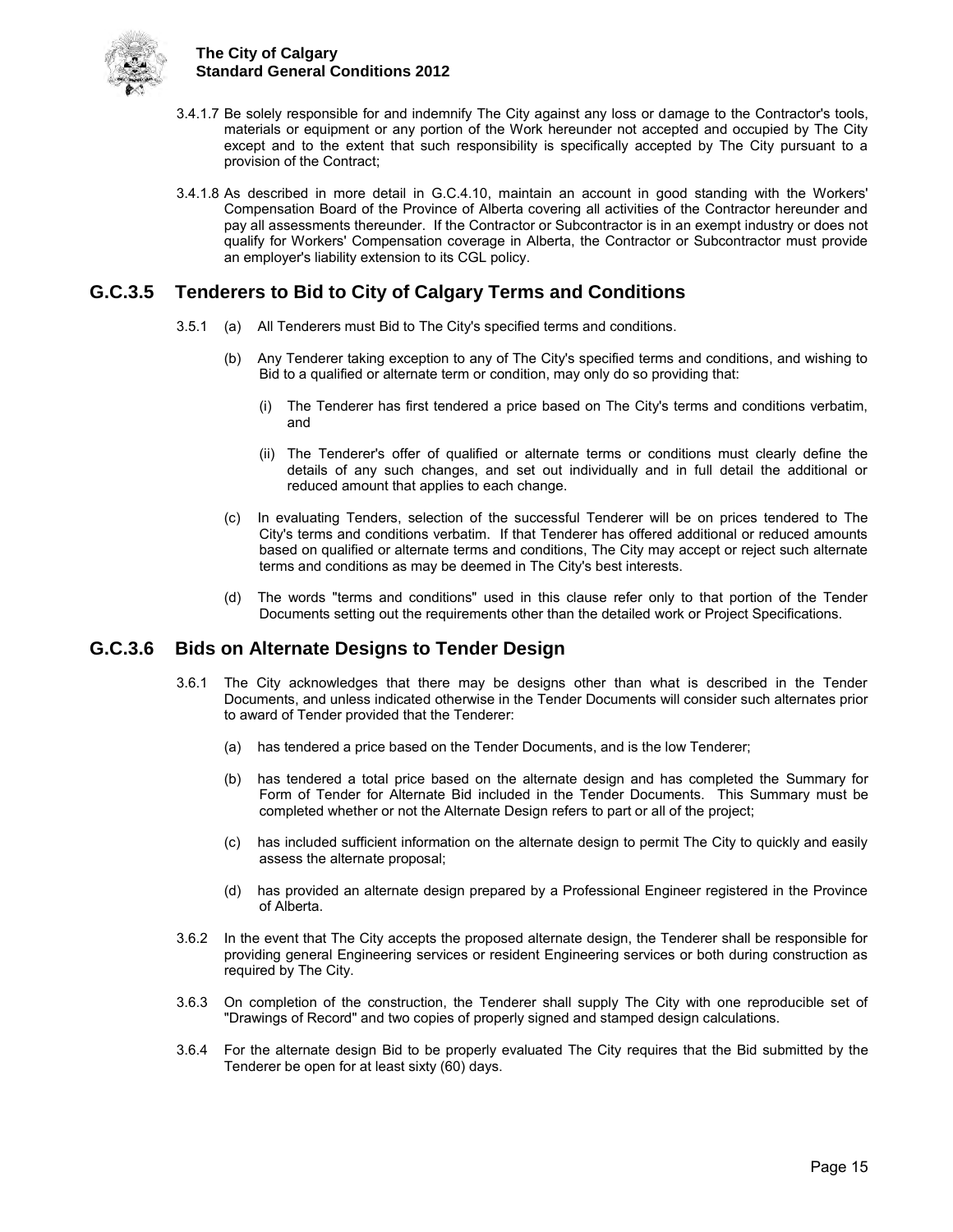3.4.1.7 Be solely responsible for and indemnify The City against any loss or damage to the Contractor's tools, materials or equipment or any portion of the Work hereunder not accepted and occupied by The City except and to the extent that such responsibility is specifically accepted by The City pursuant to a provision of the Contract;

3.4.1.8 As described in more detail in G.C.4.10, maintain an account in good standing with the Workers' Compensation Board of the Province of Alberta covering all activities of the Contractor hereunder and pay all assessments thereunder. If the Contractor or Subcontractor is in an exempt industry or does not qualify for Workers' Compensation coverage in Alberta, the Contractor or Subcontractor must provide an employer's liability extension to its CGL policy.

## G.C.3.5 Tenderers to Bid to City of Calgary Terms and Conditions

3.5.1 (a) All Tenderers must Bid to The City's specified terms and conditions.

(b) Any Tenderer taking exception to any of The City's specified terms and conditions, and wishing to Bid to a qualified or alternate term or condition, may only do so providing that:

(i) The Tenderer has first tendered a price based on The City's terms and conditions verbatim, and

(ii) The Tenderer's offer of qualified or alternate terms or conditions must clearly define the details of any such changes, and set out individually and in full detail the additional or reduced amount that applies to each change.

(c) In evaluating Tenders, selection of the successful Tenderer will be on prices tendered to The City's terms and conditions verbatim. If that Tenderer has offered additional or reduced amounts based on qualified or alternate terms and conditions, The City may accept or reject such alternate terms and conditions as may be deemed in The City's best interests.

(d) The words "terms and conditions" used in this clause refer only to that portion of the Tender Documents setting out the requirements other than the detailed work or Project Specifications.

## G.C.3.6 Bids on Alternate Designs to Tender Design

3.6.1 The City acknowledges that there may be designs other than what is described in the Tender Documents, and unless indicated otherwise in the Tender Documents will consider such alternates prior to award of Tender provided that the Tenderer:

(a) has tendered a price based on the Tender Documents, and is the low Tenderer;

(b) has tendered a total price based on the alternate design and has completed the Summary for Form of Tender for Alternate Bid included in the Tender Documents. This Summary must be completed whether or not the Alternate Design refers to part or all of the project;

(c) has included sufficient information on the alternate design to permit The City to quickly and easily assess the alternate proposal;

(d) has provided an alternate design prepared by a Professional Engineer registered in the Province of Alberta.

3.6.2 In the event that The City accepts the proposed alternate design, the Tenderer shall be responsible for providing general Engineering services or resident Engineering services or both during construction as required by The City.

3.6.3 On completion of the construction, the Tenderer shall supply The City with one reproducible set of "Drawings of Record" and two copies of properly signed and stamped design calculations.

3.6.4 For the alternate design Bid to be properly evaluated The City requires that the Bid submitted by the Tenderer be open for at least sixty (60) days.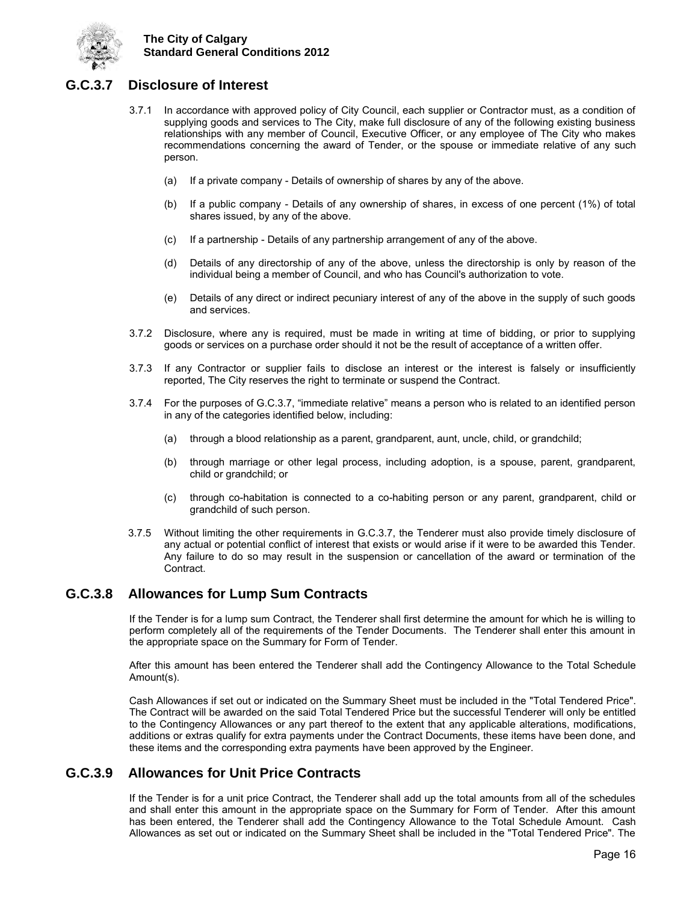## G.C.3.7 Disclosure of Interest

3.7.1 In accordance with approved policy of City Council, each supplier or Contractor must, as a condition of supplying goods and services to The City, make full disclosure of any of the following existing business relationships with any member of Council, Executive Officer, or any employee of The City who makes recommendations concerning the award of Tender, or the spouse or immediate relative of any such person.

(a) If a private company - Details of ownership of shares by any of the above.

(b) If a public company - Details of any ownership of shares, in excess of one percent (1%) of total shares issued, by any of the above.

(c) If a partnership - Details of any partnership arrangement of any of the above.

(d) Details of any directorship of any of the above, unless the directorship is only by reason of the individual being a member of Council, and who has Council's authorization to vote.

(e) Details of any direct or indirect pecuniary interest of any of the above in the supply of such goods and services.

3.7.2 Disclosure, where any is required, must be made in writing at time of bidding, or prior to supplying goods or services on a purchase order should it not be the result of acceptance of a written offer.

3.7.3 If any Contractor or supplier fails to disclose an interest or the interest is falsely or insufficiently reported, The City reserves the right to terminate or suspend the Contract.

3.7.4 For the purposes of G.C.3.7, "immediate relative" means a person who is related to an identified person in any of the categories identified below, including:

(a) through a blood relationship as a parent, grandparent, aunt, uncle, child, or grandchild;

(b) through marriage or other legal process, including adoption, is a spouse, parent, grandparent, child or grandchild; or

(c) through co-habitation is connected to a co-habiting person or any parent, grandparent, child or grandchild of such person.

3.7.5 Without limiting the other requirements in G.C.3.7, the Tenderer must also provide timely disclosure of any actual or potential conflict of interest that exists or would arise if it were to be awarded this Tender. Any failure to do so may result in the suspension or cancellation of the award or termination of the Contract.

## G.C.3.8 Allowances for Lump Sum Contracts

If the Tender is for a lump sum Contract, the Tenderer shall first determine the amount for which he is willing to perform completely all of the requirements of the Tender Documents. The Tenderer shall enter this amount in the appropriate space on the Summary for Form of Tender.

After this amount has been entered the Tenderer shall add the Contingency Allowance to the Total Schedule Amount(s).

Cash Allowances if set out or indicated on the Summary Sheet must be included in the "Total Tendered Price". The Contract will be awarded on the said Total Tendered Price but the successful Tenderer will only be entitled to the Contingency Allowances or any part thereof to the extent that any applicable alterations, modifications, additions or extras qualify for extra payments under the Contract Documents, these items have been done, and these items and the corresponding extra payments have been approved by the Engineer.

## G.C.3.9 Allowances for Unit Price Contracts

If the Tender is for a unit price Contract, the Tenderer shall add up the total amounts from all of the schedules and shall enter this amount in the appropriate space on the Summary for Form of Tender. After this amount has been entered, the Tenderer shall add the Contingency Allowance to the Total Schedule Amount. Cash Allowances as set out or indicated on the Summary Sheet shall be included in the "Total Tendered Price". The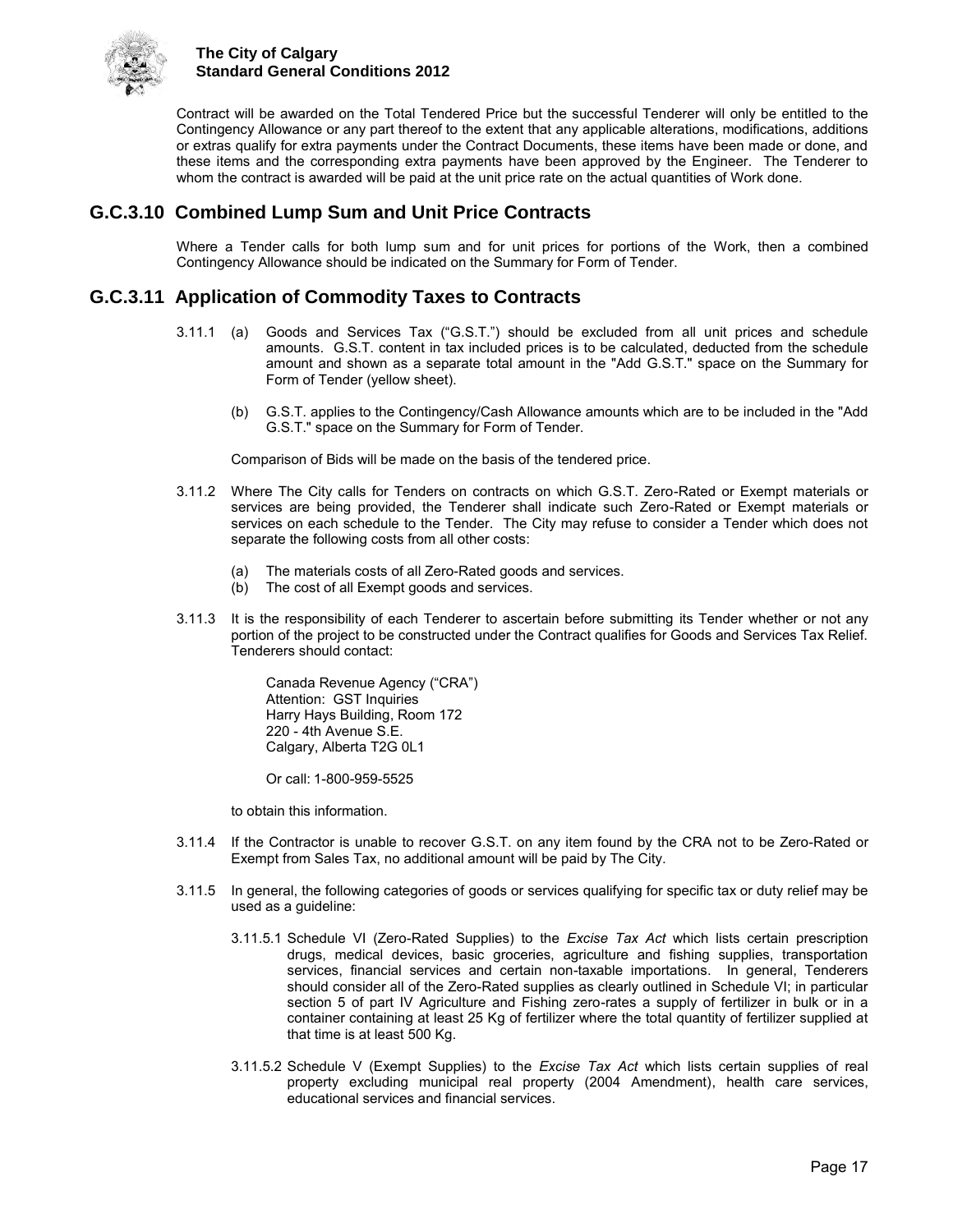Contract will be awarded on the Total Tendered Price but the successful Tenderer will only be entitled to the Contingency Allowance or any part thereof to the extent that any applicable alterations, modifications, additions or extras qualify for extra payments under the Contract Documents, these items have been made or done, and these items and the corresponding extra payments have been approved by the Engineer. The Tenderer to whom the contract is awarded will be paid at the unit price rate on the actual quantities of Work done.

## G.C.3.10 Combined Lump Sum and Unit Price Contracts

Where a Tender calls for both lump sum and for unit prices for portions of the Work, then a combined Contingency Allowance should be indicated on the Summary for Form of Tender.

## G.C.3.11 Application of Commodity Taxes to Contracts

3.11.1 (a) Goods and Services Tax ("G.S.T.") should be excluded from all unit prices and schedule amounts. G.S.T. content in tax included prices is to be calculated, deducted from the schedule amount and shown as a separate total amount in the "Add G.S.T." space on the Summary for Form of Tender (yellow sheet).

(b) G.S.T. applies to the Contingency/Cash Allowance amounts which are to be included in the "Add G.S.T." space on the Summary for Form of Tender.

Comparison of Bids will be made on the basis of the tendered price.

3.11.2 Where The City calls for Tenders on contracts on which G.S.T. Zero-Rated or Exempt materials or services are being provided, the Tenderer shall indicate such Zero-Rated or Exempt materials or services on each schedule to the Tender. The City may refuse to consider a Tender which does not separate the following costs from all other costs:

(a) The materials costs of all Zero-Rated goods and services.
(b) The cost of all Exempt goods and services.

3.11.3 It is the responsibility of each Tenderer to ascertain before submitting its Tender whether or not any portion of the project to be constructed under the Contract qualifies for Goods and Services Tax Relief. Tenderers should contact:

Canada Revenue Agency ("CRA")
Attention: GST Inquiries
Harry Hays Building, Room 172
220 - 4th Avenue S.E.
Calgary, Alberta T2G 0L1

Or call: 1-800-959-5525

to obtain this information.

3.11.4 If the Contractor is unable to recover G.S.T. on any item found by the CRA not to be Zero-Rated or Exempt from Sales Tax, no additional amount will be paid by The City.

3.11.5 In general, the following categories of goods or services qualifying for specific tax or duty relief may be used as a guideline:

3.11.5.1 Schedule VI (Zero-Rated Supplies) to the *Excise Tax Act* which lists certain prescription drugs, medical devices, basic groceries, agriculture and fishing supplies, transportation services, financial services and certain non-taxable importations. In general, Tenderers should consider all of the Zero-Rated supplies as clearly outlined in Schedule VI; in particular section 5 of part IV Agriculture and Fishing zero-rates a supply of fertilizer in bulk or in a container containing at least 25 Kg of fertilizer where the total quantity of fertilizer supplied at that time is at least 500 Kg.

3.11.5.2 Schedule V (Exempt Supplies) to the *Excise Tax Act* which lists certain supplies of real property excluding municipal real property (2004 Amendment), health care services, educational services and financial services.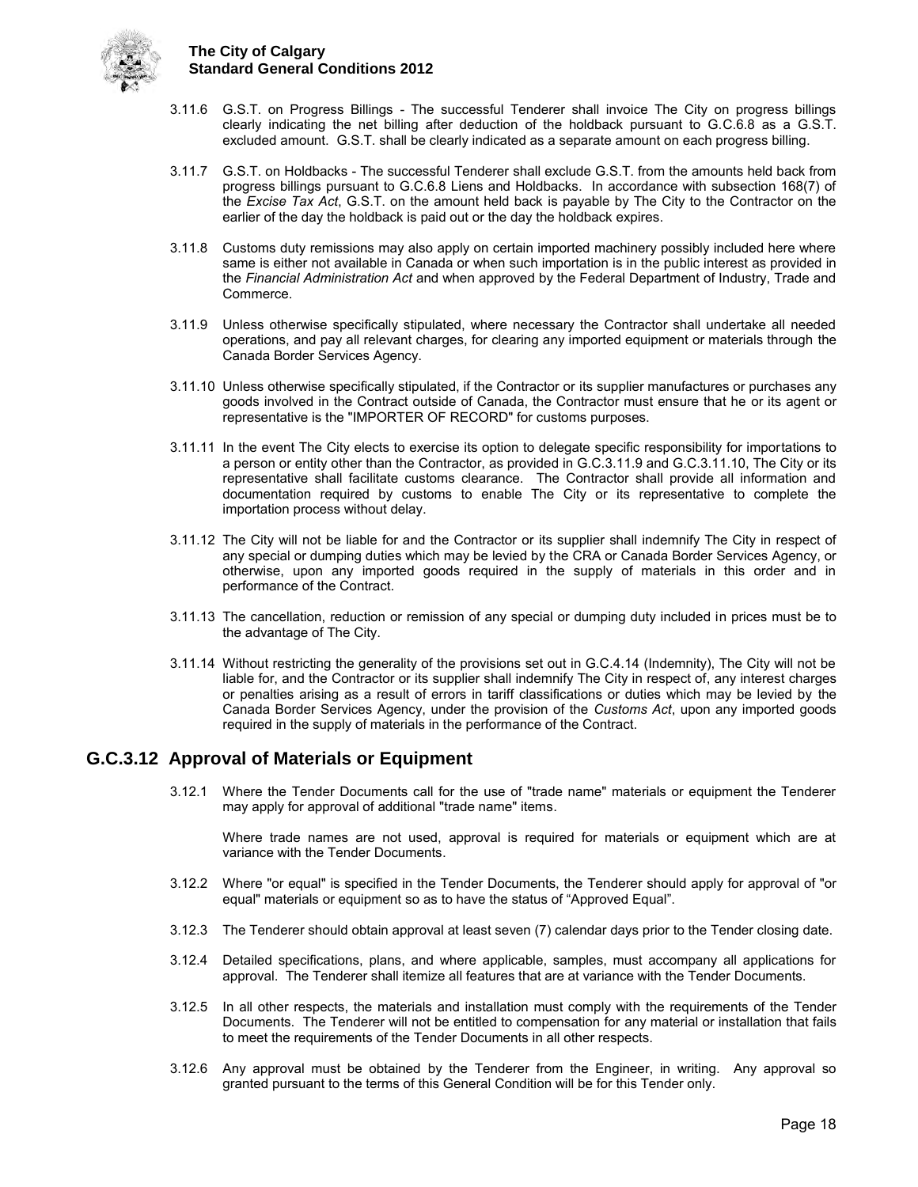3.11.6 G.S.T. on Progress Billings - The successful Tenderer shall invoice The City on progress billings clearly indicating the net billing after deduction of the holdback pursuant to G.C.6.8 as a G.S.T. excluded amount. G.S.T. shall be clearly indicated as a separate amount on each progress billing.

3.11.7 G.S.T. on Holdbacks - The successful Tenderer shall exclude G.S.T. from the amounts held back from progress billings pursuant to G.C.6.8 Liens and Holdbacks. In accordance with subsection 168(7) of the *Excise Tax Act*, G.S.T. on the amount held back is payable by The City to the Contractor on the earlier of the day the holdback is paid out or the day the holdback expires.

3.11.8 Customs duty remissions may also apply on certain imported machinery possibly included here where same is either not available in Canada or when such importation is in the public interest as provided in the *Financial Administration Act* and when approved by the Federal Department of Industry, Trade and Commerce.

3.11.9 Unless otherwise specifically stipulated, where necessary the Contractor shall undertake all needed operations, and pay all relevant charges, for clearing any imported equipment or materials through the Canada Border Services Agency.

3.11.10 Unless otherwise specifically stipulated, if the Contractor or its supplier manufactures or purchases any goods involved in the Contract outside of Canada, the Contractor must ensure that he or its agent or representative is the "IMPORTER OF RECORD" for customs purposes.

3.11.11 In the event The City elects to exercise its option to delegate specific responsibility for importations to a person or entity other than the Contractor, as provided in G.C.3.11.9 and G.C.3.11.10, The City or its representative shall facilitate customs clearance. The Contractor shall provide all information and documentation required by customs to enable The City or its representative to complete the importation process without delay.

3.11.12 The City will not be liable for and the Contractor or its supplier shall indemnify The City in respect of any special or dumping duties which may be levied by the CRA or Canada Border Services Agency, or otherwise, upon any imported goods required in the supply of materials in this order and in performance of the Contract.

3.11.13 The cancellation, reduction or remission of any special or dumping duty included in prices must be to the advantage of The City.

3.11.14 Without restricting the generality of the provisions set out in G.C.4.14 (Indemnity), The City will not be liable for, and the Contractor or its supplier shall indemnify The City in respect of, any interest charges or penalties arising as a result of errors in tariff classifications or duties which may be levied by the Canada Border Services Agency, under the provision of the *Customs Act*, upon any imported goods required in the supply of materials in the performance of the Contract.

## G.C.3.12 Approval of Materials or Equipment

3.12.1 Where the Tender Documents call for the use of "trade name" materials or equipment the Tenderer may apply for approval of additional "trade name" items.

Where trade names are not used, approval is required for materials or equipment which are at variance with the Tender Documents.

3.12.2 Where "or equal" is specified in the Tender Documents, the Tenderer should apply for approval of "or equal" materials or equipment so as to have the status of "Approved Equal".

3.12.3 The Tenderer should obtain approval at least seven (7) calendar days prior to the Tender closing date.

3.12.4 Detailed specifications, plans, and where applicable, samples, must accompany all applications for approval. The Tenderer shall itemize all features that are at variance with the Tender Documents.

3.12.5 In all other respects, the materials and installation must comply with the requirements of the Tender Documents. The Tenderer will not be entitled to compensation for any material or installation that fails to meet the requirements of the Tender Documents in all other respects.

3.12.6 Any approval must be obtained by the Tenderer from the Engineer, in writing. Any approval so granted pursuant to the terms of this General Condition will be for this Tender only.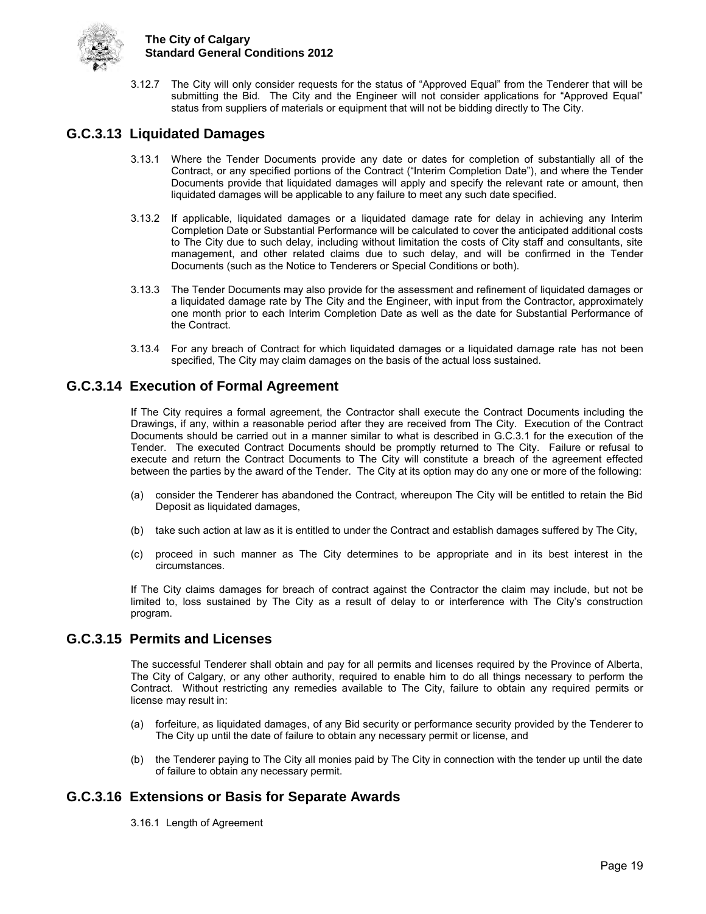3.12.7 The City will only consider requests for the status of "Approved Equal" from the Tenderer that will be submitting the Bid. The City and the Engineer will not consider applications for "Approved Equal" status from suppliers of materials or equipment that will not be bidding directly to The City.

## G.C.3.13 Liquidated Damages

3.13.1 Where the Tender Documents provide any date or dates for completion of substantially all of the Contract, or any specified portions of the Contract ("Interim Completion Date"), and where the Tender Documents provide that liquidated damages will apply and specify the relevant rate or amount, then liquidated damages will be applicable to any failure to meet any such date specified.

3.13.2 If applicable, liquidated damages or a liquidated damage rate for delay in achieving any Interim Completion Date or Substantial Performance will be calculated to cover the anticipated additional costs to The City due to such delay, including without limitation the costs of City staff and consultants, site management, and other related claims due to such delay, and will be confirmed in the Tender Documents (such as the Notice to Tenderers or Special Conditions or both).

3.13.3 The Tender Documents may also provide for the assessment and refinement of liquidated damages or a liquidated damage rate by The City and the Engineer, with input from the Contractor, approximately one month prior to each Interim Completion Date as well as the date for Substantial Performance of the Contract.

3.13.4 For any breach of Contract for which liquidated damages or a liquidated damage rate has not been specified, The City may claim damages on the basis of the actual loss sustained.

## G.C.3.14 Execution of Formal Agreement

If The City requires a formal agreement, the Contractor shall execute the Contract Documents including the Drawings, if any, within a reasonable period after they are received from The City. Execution of the Contract Documents should be carried out in a manner similar to what is described in G.C.3.1 for the execution of the Tender. The executed Contract Documents should be promptly returned to The City. Failure or refusal to execute and return the Contract Documents to The City will constitute a breach of the agreement effected between the parties by the award of the Tender. The City at its option may do any one or more of the following:

(a) consider the Tenderer has abandoned the Contract, whereupon The City will be entitled to retain the Bid Deposit as liquidated damages,

(b) take such action at law as it is entitled to under the Contract and establish damages suffered by The City,

(c) proceed in such manner as The City determines to be appropriate and in its best interest in the circumstances.

If The City claims damages for breach of contract against the Contractor the claim may include, but not be limited to, loss sustained by The City as a result of delay to or interference with The City's construction program.

## G.C.3.15 Permits and Licenses

The successful Tenderer shall obtain and pay for all permits and licenses required by the Province of Alberta, The City of Calgary, or any other authority, required to enable him to do all things necessary to perform the Contract. Without restricting any remedies available to The City, failure to obtain any required permits or license may result in:

(a) forfeiture, as liquidated damages, of any Bid security or performance security provided by the Tenderer to The City up until the date of failure to obtain any necessary permit or license, and

(b) the Tenderer paying to The City all monies paid by The City in connection with the tender up until the date of failure to obtain any necessary permit.

## G.C.3.16 Extensions or Basis for Separate Awards

3.16.1 Length of Agreement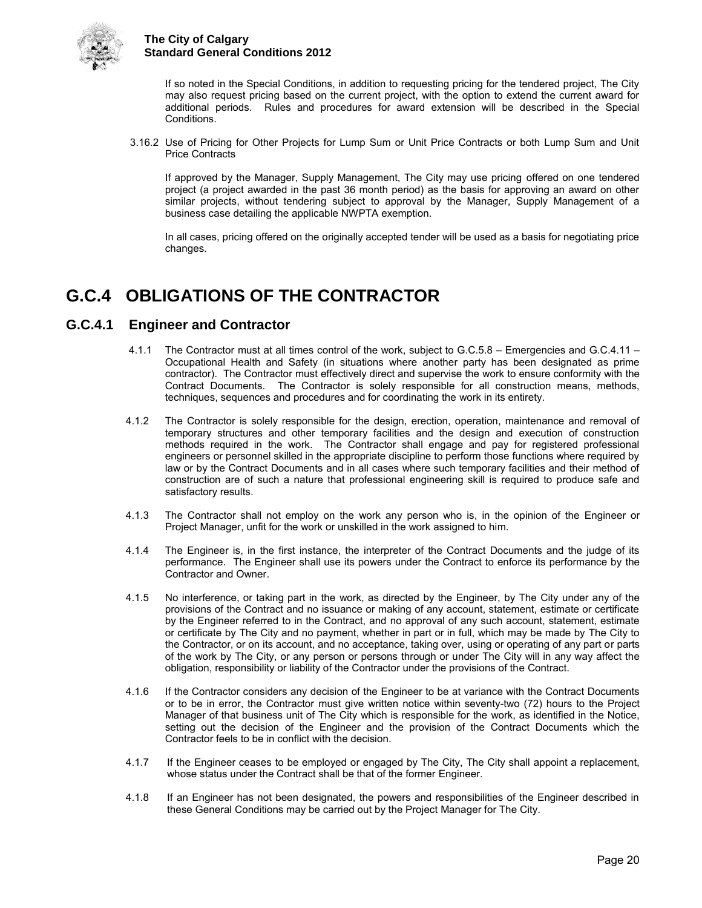If so noted in the Special Conditions, in addition to requesting pricing for the tendered project, The City may also request pricing based on the current project, with the option to extend the current award for additional periods. Rules and procedures for award extension will be described in the Special Conditions.

3.16.2 Use of Pricing for Other Projects for Lump Sum or Unit Price Contracts or both Lump Sum and Unit Price Contracts

If approved by the Manager, Supply Management, The City may use pricing offered on one tendered project (a project awarded in the past 36 month period) as the basis for approving an award on other similar projects, without tendering subject to approval by the Manager, Supply Management of a business case detailing the applicable NWPTA exemption.

In all cases, pricing offered on the originally accepted tender will be used as a basis for negotiating price changes.

# G.C.4 OBLIGATIONS OF THE CONTRACTOR

## G.C.4.1 Engineer and Contractor

4.1.1 The Contractor must at all times control of the work, subject to G.C.5.8 – Emergencies and G.C.4.11 – Occupational Health and Safety (in situations where another party has been designated as prime contractor). The Contractor must effectively direct and supervise the work to ensure conformity with the Contract Documents. The Contractor is solely responsible for all construction means, methods, techniques, sequences and procedures and for coordinating the work in its entirety.

4.1.2 The Contractor is solely responsible for the design, erection, operation, maintenance and removal of temporary structures and other temporary facilities and the design and execution of construction methods required in the work. The Contractor shall engage and pay for registered professional engineers or personnel skilled in the appropriate discipline to perform those functions where required by law or by the Contract Documents and in all cases where such temporary facilities and their method of construction are of such a nature that professional engineering skill is required to produce safe and satisfactory results.

4.1.3 The Contractor shall not employ on the work any person who is, in the opinion of the Engineer or Project Manager, unfit for the work or unskilled in the work assigned to him.

4.1.4 The Engineer is, in the first instance, the interpreter of the Contract Documents and the judge of its performance. The Engineer shall use its powers under the Contract to enforce its performance by the Contractor and Owner.

4.1.5 No interference, or taking part in the work, as directed by the Engineer, by The City under any of the provisions of the Contract and no issuance or making of any account, statement, estimate or certificate by the Engineer referred to in the Contract, and no approval of any such account, statement, estimate or certificate by The City and no payment, whether in part or in full, which may be made by The City to the Contractor, or on its account, and no acceptance, taking over, using or operating of any part or parts of the work by The City, or any person or persons through or under The City will in any way affect the obligation, responsibility or liability of the Contractor under the provisions of the Contract.

4.1.6 If the Contractor considers any decision of the Engineer to be at variance with the Contract Documents or to be in error, the Contractor must give written notice within seventy-two (72) hours to the Project Manager of that business unit of The City which is responsible for the work, as identified in the Notice, setting out the decision of the Engineer and the provision of the Contract Documents which the Contractor feels to be in conflict with the decision.

4.1.7 If the Engineer ceases to be employed or engaged by The City, The City shall appoint a replacement, whose status under the Contract shall be that of the former Engineer.

4.1.8 If an Engineer has not been designated, the powers and responsibilities of the Engineer described in these General Conditions may be carried out by the Project Manager for The City.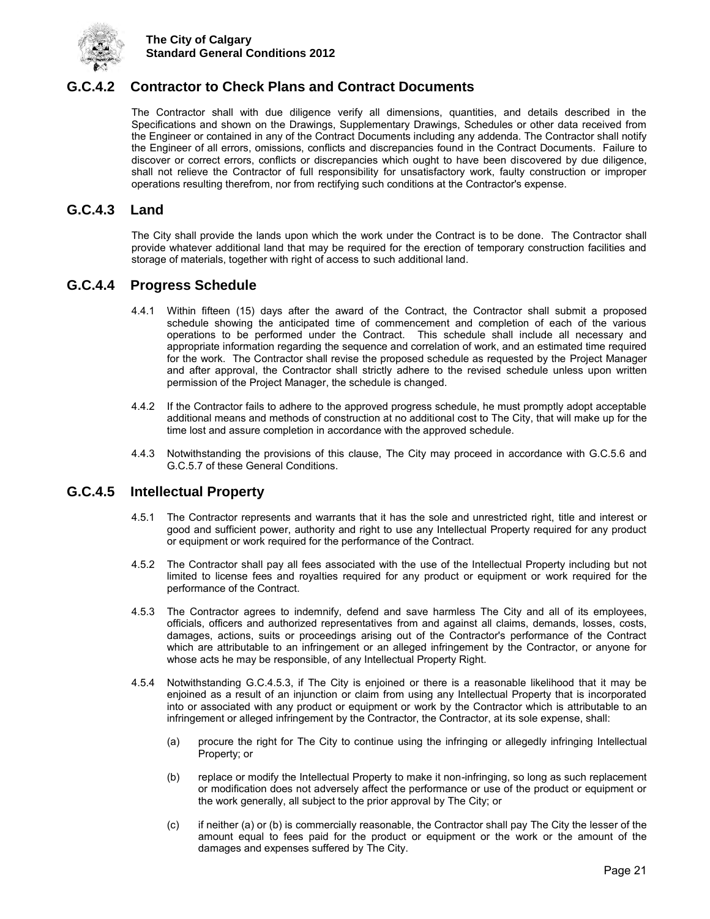## G.C.4.2 Contractor to Check Plans and Contract Documents

The Contractor shall with due diligence verify all dimensions, quantities, and details described in the Specifications and shown on the Drawings, Supplementary Drawings, Schedules or other data received from the Engineer or contained in any of the Contract Documents including any addenda. The Contractor shall notify the Engineer of all errors, omissions, conflicts and discrepancies found in the Contract Documents. Failure to discover or correct errors, conflicts or discrepancies which ought to have been discovered by due diligence, shall not relieve the Contractor of full responsibility for unsatisfactory work, faulty construction or improper operations resulting therefrom, nor from rectifying such conditions at the Contractor's expense.

## G.C.4.3 Land

The City shall provide the lands upon which the work under the Contract is to be done. The Contractor shall provide whatever additional land that may be required for the erection of temporary construction facilities and storage of materials, together with right of access to such additional land.

## G.C.4.4 Progress Schedule

4.4.1 Within fifteen (15) days after the award of the Contract, the Contractor shall submit a proposed schedule showing the anticipated time of commencement and completion of each of the various operations to be performed under the Contract. This schedule shall include all necessary and appropriate information regarding the sequence and correlation of work, and an estimated time required for the work. The Contractor shall revise the proposed schedule as requested by the Project Manager and after approval, the Contractor shall strictly adhere to the revised schedule unless upon written permission of the Project Manager, the schedule is changed.

4.4.2 If the Contractor fails to adhere to the approved progress schedule, he must promptly adopt acceptable additional means and methods of construction at no additional cost to The City, that will make up for the time lost and assure completion in accordance with the approved schedule.

4.4.3 Notwithstanding the provisions of this clause, The City may proceed in accordance with G.C.5.6 and G.C.5.7 of these General Conditions.

## G.C.4.5 Intellectual Property

4.5.1 The Contractor represents and warrants that it has the sole and unrestricted right, title and interest or good and sufficient power, authority and right to use any Intellectual Property required for any product or equipment or work required for the performance of the Contract.

4.5.2 The Contractor shall pay all fees associated with the use of the Intellectual Property including but not limited to license fees and royalties required for any product or equipment or work required for the performance of the Contract.

4.5.3 The Contractor agrees to indemnify, defend and save harmless The City and all of its employees, officials, officers and authorized representatives from and against all claims, demands, losses, costs, damages, actions, suits or proceedings arising out of the Contractor's performance of the Contract which are attributable to an infringement or an alleged infringement by the Contractor, or anyone for whose acts he may be responsible, of any Intellectual Property Right.

4.5.4 Notwithstanding G.C.4.5.3, if The City is enjoined or there is a reasonable likelihood that it may be enjoined as a result of an injunction or claim from using any Intellectual Property that is incorporated into or associated with any product or equipment or work by the Contractor which is attributable to an infringement or alleged infringement by the Contractor, the Contractor, at its sole expense, shall:

(a) procure the right for The City to continue using the infringing or allegedly infringing Intellectual Property; or

(b) replace or modify the Intellectual Property to make it non-infringing, so long as such replacement or modification does not adversely affect the performance or use of the product or equipment or the work generally, all subject to the prior approval by The City; or

(c) if neither (a) or (b) is commercially reasonable, the Contractor shall pay The City the lesser of the amount equal to fees paid for the product or equipment or the work or the amount of the damages and expenses suffered by The City.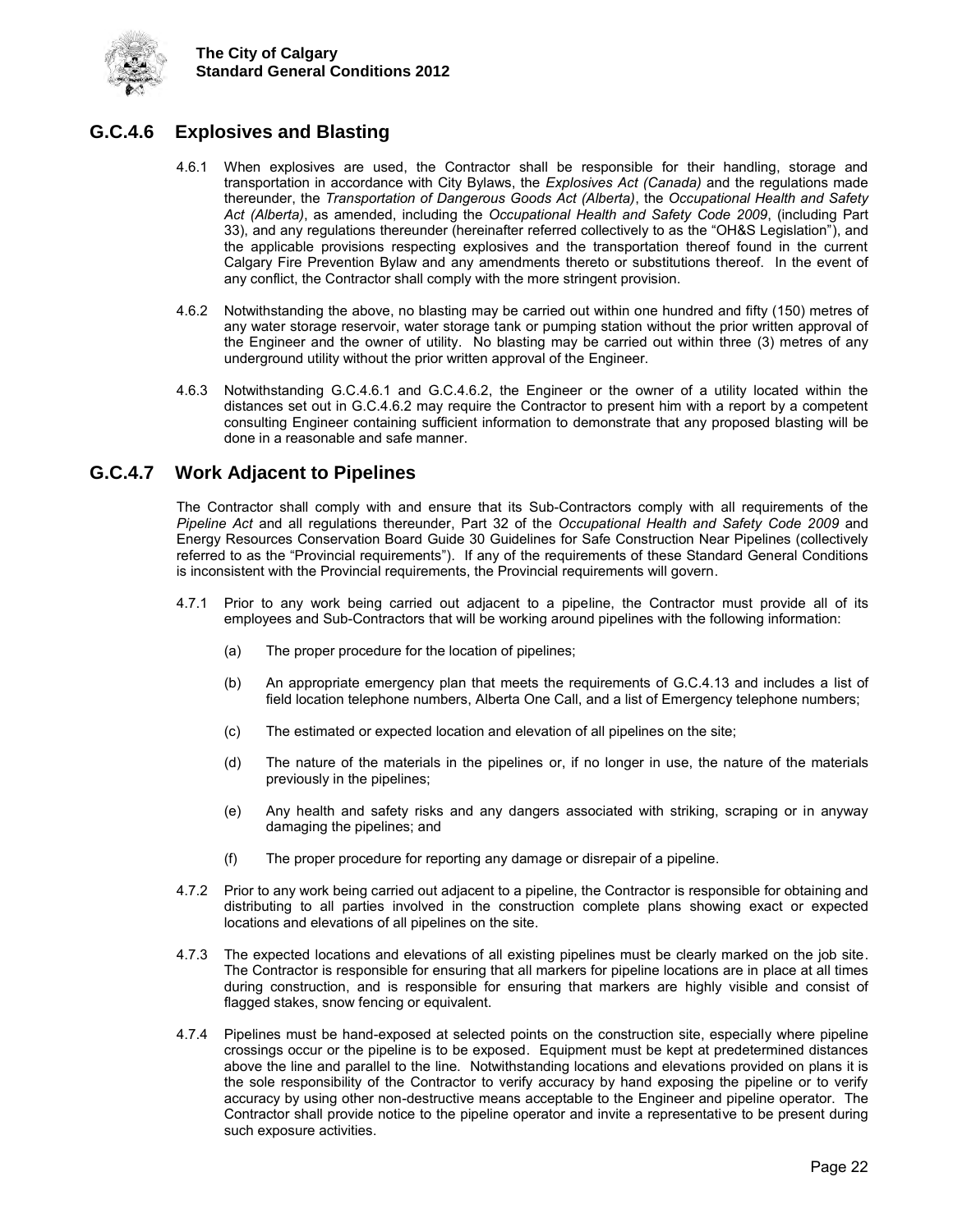## G.C.4.6 Explosives and Blasting

4.6.1 When explosives are used, the Contractor shall be responsible for their handling, storage and transportation in accordance with City Bylaws, the *Explosives Act (Canada)* and the regulations made thereunder, the *Transportation of Dangerous Goods Act (Alberta)*, the *Occupational Health and Safety Act (Alberta)*, as amended, including the *Occupational Health and Safety Code 2009*, (including Part 33), and any regulations thereunder (hereinafter referred collectively to as the "OH&S Legislation"), and the applicable provisions respecting explosives and the transportation thereof found in the current Calgary Fire Prevention Bylaw and any amendments thereto or substitutions thereof. In the event of any conflict, the Contractor shall comply with the more stringent provision.

4.6.2 Notwithstanding the above, no blasting may be carried out within one hundred and fifty (150) metres of any water storage reservoir, water storage tank or pumping station without the prior written approval of the Engineer and the owner of utility. No blasting may be carried out within three (3) metres of any underground utility without the prior written approval of the Engineer.

4.6.3 Notwithstanding G.C.4.6.1 and G.C.4.6.2, the Engineer or the owner of a utility located within the distances set out in G.C.4.6.2 may require the Contractor to present him with a report by a competent consulting Engineer containing sufficient information to demonstrate that any proposed blasting will be done in a reasonable and safe manner.

## G.C.4.7 Work Adjacent to Pipelines

The Contractor shall comply with and ensure that its Sub-Contractors comply with all requirements of the *Pipeline Act* and all regulations thereunder, Part 32 of the *Occupational Health and Safety Code 2009* and Energy Resources Conservation Board Guide 30 Guidelines for Safe Construction Near Pipelines (collectively referred to as the "Provincial requirements"). If any of the requirements of these Standard General Conditions is inconsistent with the Provincial requirements, the Provincial requirements will govern.

4.7.1 Prior to any work being carried out adjacent to a pipeline, the Contractor must provide all of its employees and Sub-Contractors that will be working around pipelines with the following information:

(a) The proper procedure for the location of pipelines;

(b) An appropriate emergency plan that meets the requirements of G.C.4.13 and includes a list of field location telephone numbers, Alberta One Call, and a list of Emergency telephone numbers;

(c) The estimated or expected location and elevation of all pipelines on the site;

(d) The nature of the materials in the pipelines or, if no longer in use, the nature of the materials previously in the pipelines;

(e) Any health and safety risks and any dangers associated with striking, scraping or in anyway damaging the pipelines; and

(f) The proper procedure for reporting any damage or disrepair of a pipeline.

4.7.2 Prior to any work being carried out adjacent to a pipeline, the Contractor is responsible for obtaining and distributing to all parties involved in the construction complete plans showing exact or expected locations and elevations of all pipelines on the site.

4.7.3 The expected locations and elevations of all existing pipelines must be clearly marked on the job site. The Contractor is responsible for ensuring that all markers for pipeline locations are in place at all times during construction, and is responsible for ensuring that markers are highly visible and consist of flagged stakes, snow fencing or equivalent.

4.7.4 Pipelines must be hand-exposed at selected points on the construction site, especially where pipeline crossings occur or the pipeline is to be exposed. Equipment must be kept at predetermined distances above the line and parallel to the line. Notwithstanding locations and elevations provided on plans it is the sole responsibility of the Contractor to verify accuracy by hand exposing the pipeline or to verify accuracy by using other non-destructive means acceptable to the Engineer and pipeline operator. The Contractor shall provide notice to the pipeline operator and invite a representative to be present during such exposure activities.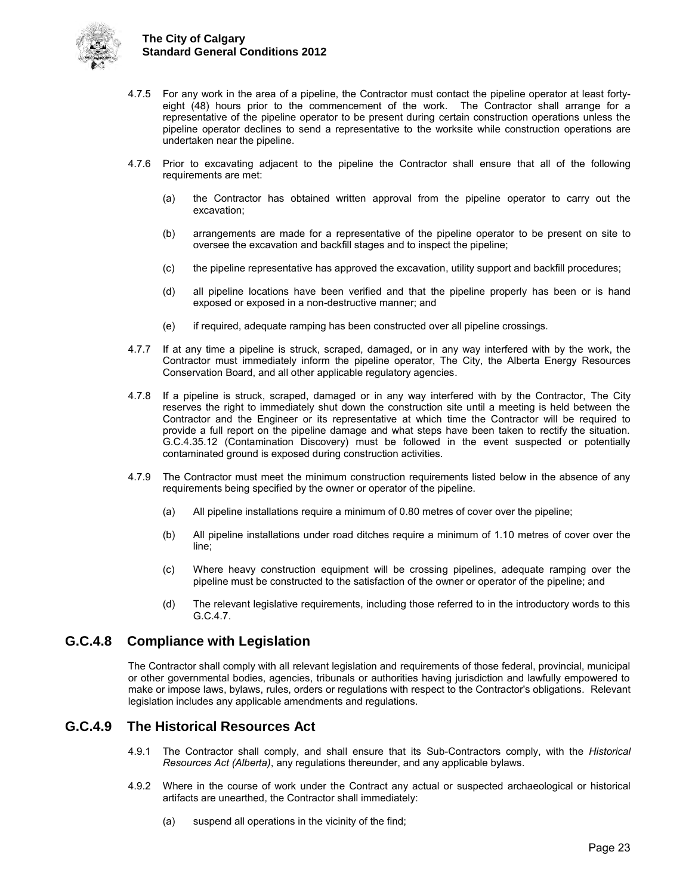4.7.5 For any work in the area of a pipeline, the Contractor must contact the pipeline operator at least forty-eight (48) hours prior to the commencement of the work. The Contractor shall arrange for a representative of the pipeline operator to be present during certain construction operations unless the pipeline operator declines to send a representative to the worksite while construction operations are undertaken near the pipeline.

4.7.6 Prior to excavating adjacent to the pipeline the Contractor shall ensure that all of the following requirements are met:

(a) the Contractor has obtained written approval from the pipeline operator to carry out the excavation;

(b) arrangements are made for a representative of the pipeline operator to be present on site to oversee the excavation and backfill stages and to inspect the pipeline;

(c) the pipeline representative has approved the excavation, utility support and backfill procedures;

(d) all pipeline locations have been verified and that the pipeline properly has been or is hand exposed or exposed in a non-destructive manner; and

(e) if required, adequate ramping has been constructed over all pipeline crossings.

4.7.7 If at any time a pipeline is struck, scraped, damaged, or in any way interfered with by the work, the Contractor must immediately inform the pipeline operator, The City, the Alberta Energy Resources Conservation Board, and all other applicable regulatory agencies.

4.7.8 If a pipeline is struck, scraped, damaged or in any way interfered with by the Contractor, The City reserves the right to immediately shut down the construction site until a meeting is held between the Contractor and the Engineer or its representative at which time the Contractor will be required to provide a full report on the pipeline damage and what steps have been taken to rectify the situation. G.C.4.35.12 (Contamination Discovery) must be followed in the event suspected or potentially contaminated ground is exposed during construction activities.

4.7.9 The Contractor must meet the minimum construction requirements listed below in the absence of any requirements being specified by the owner or operator of the pipeline.

(a) All pipeline installations require a minimum of 0.80 metres of cover over the pipeline;

(b) All pipeline installations under road ditches require a minimum of 1.10 metres of cover over the line;

(c) Where heavy construction equipment will be crossing pipelines, adequate ramping over the pipeline must be constructed to the satisfaction of the owner or operator of the pipeline; and

(d) The relevant legislative requirements, including those referred to in the introductory words to this G.C.4.7.

## G.C.4.8 Compliance with Legislation

The Contractor shall comply with all relevant legislation and requirements of those federal, provincial, municipal or other governmental bodies, agencies, tribunals or authorities having jurisdiction and lawfully empowered to make or impose laws, bylaws, rules, orders or regulations with respect to the Contractor's obligations. Relevant legislation includes any applicable amendments and regulations.

## G.C.4.9 The Historical Resources Act

4.9.1 The Contractor shall comply, and shall ensure that its Sub-Contractors comply, with the *Historical Resources Act (Alberta)*, any regulations thereunder, and any applicable bylaws.

4.9.2 Where in the course of work under the Contract any actual or suspected archaeological or historical artifacts are unearthed, the Contractor shall immediately:

(a) suspend all operations in the vicinity of the find;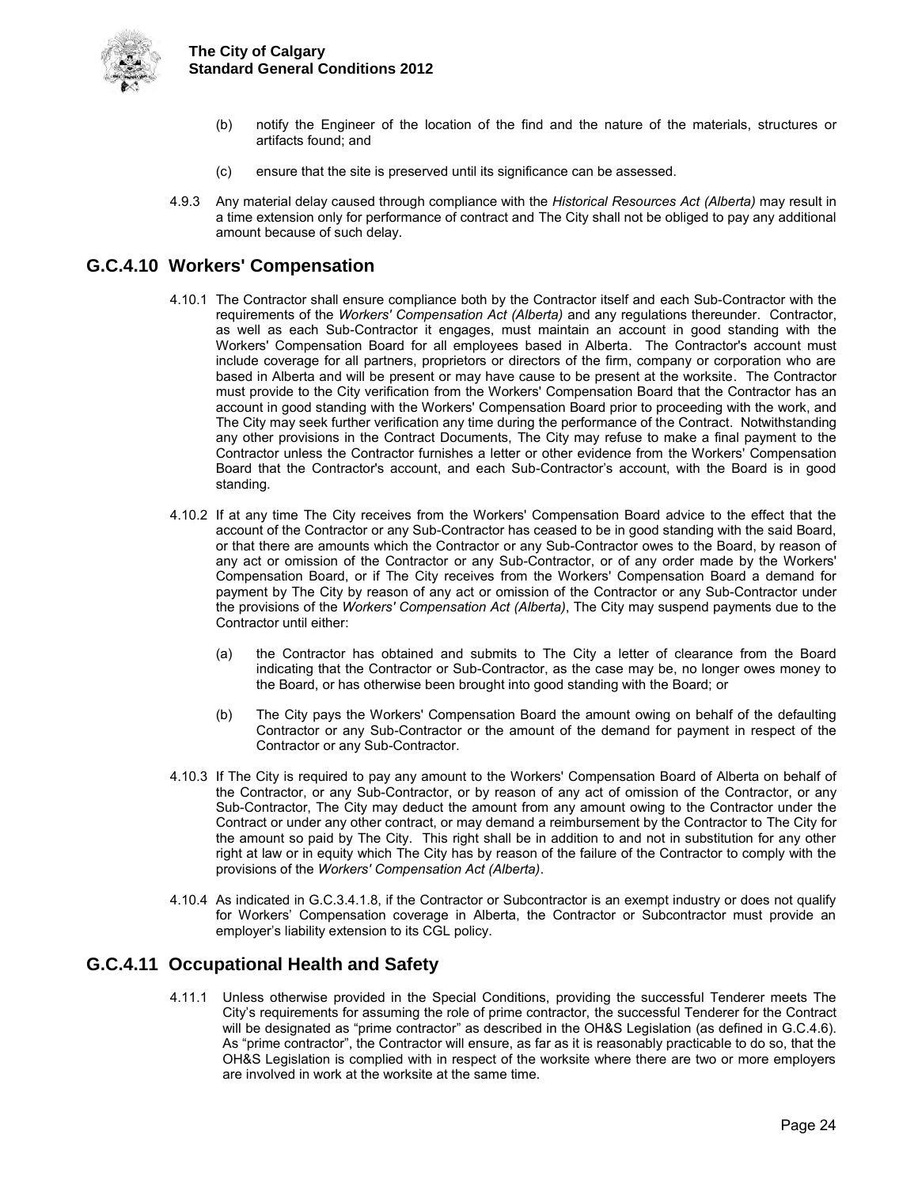(b) notify the Engineer of the location of the find and the nature of the materials, structures or artifacts found; and

(c) ensure that the site is preserved until its significance can be assessed.

4.9.3 Any material delay caused through compliance with the *Historical Resources Act (Alberta)* may result in a time extension only for performance of contract and The City shall not be obliged to pay any additional amount because of such delay.

## G.C.4.10 Workers' Compensation

4.10.1 The Contractor shall ensure compliance both by the Contractor itself and each Sub-Contractor with the requirements of the *Workers' Compensation Act (Alberta)* and any regulations thereunder. Contractor, as well as each Sub-Contractor it engages, must maintain an account in good standing with the Workers' Compensation Board for all employees based in Alberta. The Contractor's account must include coverage for all partners, proprietors or directors of the firm, company or corporation who are based in Alberta and will be present or may have cause to be present at the worksite. The Contractor must provide to the City verification from the Workers' Compensation Board that the Contractor has an account in good standing with the Workers' Compensation Board prior to proceeding with the work, and The City may seek further verification any time during the performance of the Contract. Notwithstanding any other provisions in the Contract Documents, The City may refuse to make a final payment to the Contractor unless the Contractor furnishes a letter or other evidence from the Workers' Compensation Board that the Contractor's account, and each Sub-Contractor's account, with the Board is in good standing.

4.10.2 If at any time The City receives from the Workers' Compensation Board advice to the effect that the account of the Contractor or any Sub-Contractor has ceased to be in good standing with the said Board, or that there are amounts which the Contractor or any Sub-Contractor owes to the Board, by reason of any act or omission of the Contractor or any Sub-Contractor, or of any order made by the Workers' Compensation Board, or if The City receives from the Workers' Compensation Board a demand for payment by The City by reason of any act or omission of the Contractor or any Sub-Contractor under the provisions of the *Workers' Compensation Act (Alberta)*, The City may suspend payments due to the Contractor until either:

(a) the Contractor has obtained and submits to The City a letter of clearance from the Board indicating that the Contractor or Sub-Contractor, as the case may be, no longer owes money to the Board, or has otherwise been brought into good standing with the Board; or

(b) The City pays the Workers' Compensation Board the amount owing on behalf of the defaulting Contractor or any Sub-Contractor or the amount of the demand for payment in respect of the Contractor or any Sub-Contractor.

4.10.3 If The City is required to pay any amount to the Workers' Compensation Board of Alberta on behalf of the Contractor, or any Sub-Contractor, or by reason of any act of omission of the Contractor, or any Sub-Contractor, The City may deduct the amount from any amount owing to the Contractor under the Contract or under any other contract, or may demand a reimbursement by the Contractor to The City for the amount so paid by The City. This right shall be in addition to and not in substitution for any other right at law or in equity which The City has by reason of the failure of the Contractor to comply with the provisions of the *Workers' Compensation Act (Alberta)*.

4.10.4 As indicated in G.C.3.4.1.8, if the Contractor or Subcontractor is an exempt industry or does not qualify for Workers' Compensation coverage in Alberta, the Contractor or Subcontractor must provide an employer's liability extension to its CGL policy.

## G.C.4.11 Occupational Health and Safety

4.11.1 Unless otherwise provided in the Special Conditions, providing the successful Tenderer meets The City's requirements for assuming the role of prime contractor, the successful Tenderer for the Contract will be designated as "prime contractor" as described in the OH&S Legislation (as defined in G.C.4.6). As "prime contractor", the Contractor will ensure, as far as it is reasonably practicable to do so, that the OH&S Legislation is complied with in respect of the worksite where there are two or more employers are involved in work at the worksite at the same time.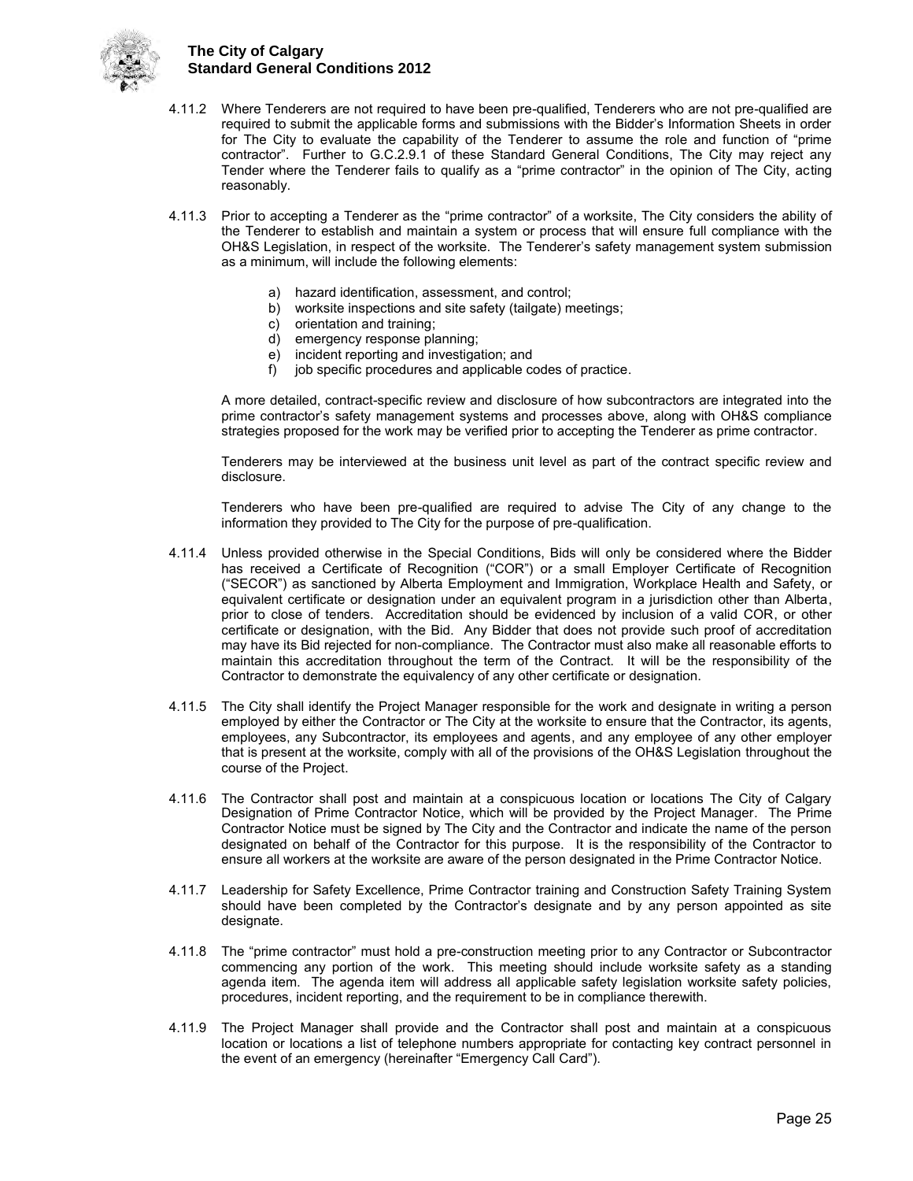4.11.2 Where Tenderers are not required to have been pre-qualified, Tenderers who are not pre-qualified are required to submit the applicable forms and submissions with the Bidder's Information Sheets in order for The City to evaluate the capability of the Tenderer to assume the role and function of "prime contractor". Further to G.C.2.9.1 of these Standard General Conditions, The City may reject any Tender where the Tenderer fails to qualify as a "prime contractor" in the opinion of The City, acting reasonably.

4.11.3 Prior to accepting a Tenderer as the "prime contractor" of a worksite, The City considers the ability of the Tenderer to establish and maintain a system or process that will ensure full compliance with the OH&S Legislation, in respect of the worksite. The Tenderer's safety management system submission as a minimum, will include the following elements:

a) hazard identification, assessment, and control;
b) worksite inspections and site safety (tailgate) meetings;
c) orientation and training;
d) emergency response planning;
e) incident reporting and investigation; and
f) job specific procedures and applicable codes of practice.

A more detailed, contract-specific review and disclosure of how subcontractors are integrated into the prime contractor's safety management systems and processes above, along with OH&S compliance strategies proposed for the work may be verified prior to accepting the Tenderer as prime contractor.

Tenderers may be interviewed at the business unit level as part of the contract specific review and disclosure.

Tenderers who have been pre-qualified are required to advise The City of any change to the information they provided to The City for the purpose of pre-qualification.

4.11.4 Unless provided otherwise in the Special Conditions, Bids will only be considered where the Bidder has received a Certificate of Recognition ("COR") or a small Employer Certificate of Recognition ("SECOR") as sanctioned by Alberta Employment and Immigration, Workplace Health and Safety, or equivalent certificate or designation under an equivalent program in a jurisdiction other than Alberta, prior to close of tenders. Accreditation should be evidenced by inclusion of a valid COR, or other certificate or designation, with the Bid. Any Bidder that does not provide such proof of accreditation may have its Bid rejected for non-compliance. The Contractor must also make all reasonable efforts to maintain this accreditation throughout the term of the Contract. It will be the responsibility of the Contractor to demonstrate the equivalency of any other certificate or designation.

4.11.5 The City shall identify the Project Manager responsible for the work and designate in writing a person employed by either the Contractor or The City at the worksite to ensure that the Contractor, its agents, employees, any Subcontractor, its employees and agents, and any employee of any other employer that is present at the worksite, comply with all of the provisions of the OH&S Legislation throughout the course of the Project.

4.11.6 The Contractor shall post and maintain at a conspicuous location or locations The City of Calgary Designation of Prime Contractor Notice, which will be provided by the Project Manager. The Prime Contractor Notice must be signed by The City and the Contractor and indicate the name of the person designated on behalf of the Contractor for this purpose. It is the responsibility of the Contractor to ensure all workers at the worksite are aware of the person designated in the Prime Contractor Notice.

4.11.7 Leadership for Safety Excellence, Prime Contractor training and Construction Safety Training System should have been completed by the Contractor's designate and by any person appointed as site designate.

4.11.8 The "prime contractor" must hold a pre-construction meeting prior to any Contractor or Subcontractor commencing any portion of the work. This meeting should include worksite safety as a standing agenda item. The agenda item will address all applicable safety legislation worksite safety policies, procedures, incident reporting, and the requirement to be in compliance therewith.

4.11.9 The Project Manager shall provide and the Contractor shall post and maintain at a conspicuous location or locations a list of telephone numbers appropriate for contacting key contract personnel in the event of an emergency (hereinafter "Emergency Call Card").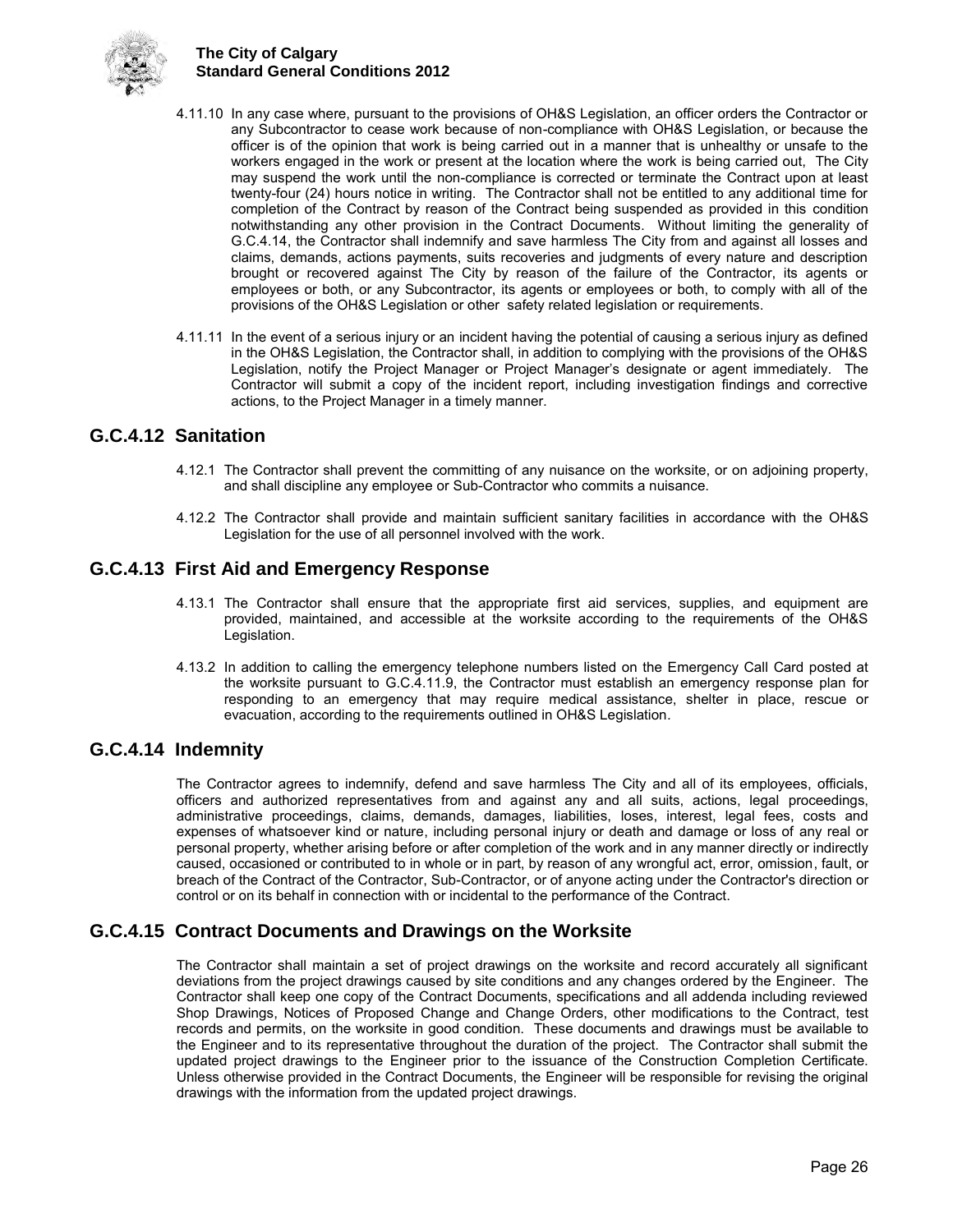4.11.10 In any case where, pursuant to the provisions of OH&S Legislation, an officer orders the Contractor or any Subcontractor to cease work because of non-compliance with OH&S Legislation, or because the officer is of the opinion that work is being carried out in a manner that is unhealthy or unsafe to the workers engaged in the work or present at the location where the work is being carried out, The City may suspend the work until the non-compliance is corrected or terminate the Contract upon at least twenty-four (24) hours notice in writing. The Contractor shall not be entitled to any additional time for completion of the Contract by reason of the Contract being suspended as provided in this condition notwithstanding any other provision in the Contract Documents. Without limiting the generality of G.C.4.14, the Contractor shall indemnify and save harmless The City from and against all losses and claims, demands, actions payments, suits recoveries and judgments of every nature and description brought or recovered against The City by reason of the failure of the Contractor, its agents or employees or both, or any Subcontractor, its agents or employees or both, to comply with all of the provisions of the OH&S Legislation or other safety related legislation or requirements.

4.11.11 In the event of a serious injury or an incident having the potential of causing a serious injury as defined in the OH&S Legislation, the Contractor shall, in addition to complying with the provisions of the OH&S Legislation, notify the Project Manager or Project Manager's designate or agent immediately. The Contractor will submit a copy of the incident report, including investigation findings and corrective actions, to the Project Manager in a timely manner.

## G.C.4.12 Sanitation

4.12.1 The Contractor shall prevent the committing of any nuisance on the worksite, or on adjoining property, and shall discipline any employee or Sub-Contractor who commits a nuisance.

4.12.2 The Contractor shall provide and maintain sufficient sanitary facilities in accordance with the OH&S Legislation for the use of all personnel involved with the work.

## G.C.4.13 First Aid and Emergency Response

4.13.1 The Contractor shall ensure that the appropriate first aid services, supplies, and equipment are provided, maintained, and accessible at the worksite according to the requirements of the OH&S Legislation.

4.13.2 In addition to calling the emergency telephone numbers listed on the Emergency Call Card posted at the worksite pursuant to G.C.4.11.9, the Contractor must establish an emergency response plan for responding to an emergency that may require medical assistance, shelter in place, rescue or evacuation, according to the requirements outlined in OH&S Legislation.

## G.C.4.14 Indemnity

The Contractor agrees to indemnify, defend and save harmless The City and all of its employees, officials, officers and authorized representatives from and against any and all suits, actions, legal proceedings, administrative proceedings, claims, demands, damages, liabilities, loses, interest, legal fees, costs and expenses of whatsoever kind or nature, including personal injury or death and damage or loss of any real or personal property, whether arising before or after completion of the work and in any manner directly or indirectly caused, occasioned or contributed to in whole or in part, by reason of any wrongful act, error, omission, fault, or breach of the Contract of the Contractor, Sub-Contractor, or of anyone acting under the Contractor's direction or control or on its behalf in connection with or incidental to the performance of the Contract.

## G.C.4.15 Contract Documents and Drawings on the Worksite

The Contractor shall maintain a set of project drawings on the worksite and record accurately all significant deviations from the project drawings caused by site conditions and any changes ordered by the Engineer. The Contractor shall keep one copy of the Contract Documents, specifications and all addenda including reviewed Shop Drawings, Notices of Proposed Change and Change Orders, other modifications to the Contract, test records and permits, on the worksite in good condition. These documents and drawings must be available to the Engineer and to its representative throughout the duration of the project. The Contractor shall submit the updated project drawings to the Engineer prior to the issuance of the Construction Completion Certificate. Unless otherwise provided in the Contract Documents, the Engineer will be responsible for revising the original drawings with the information from the updated project drawings.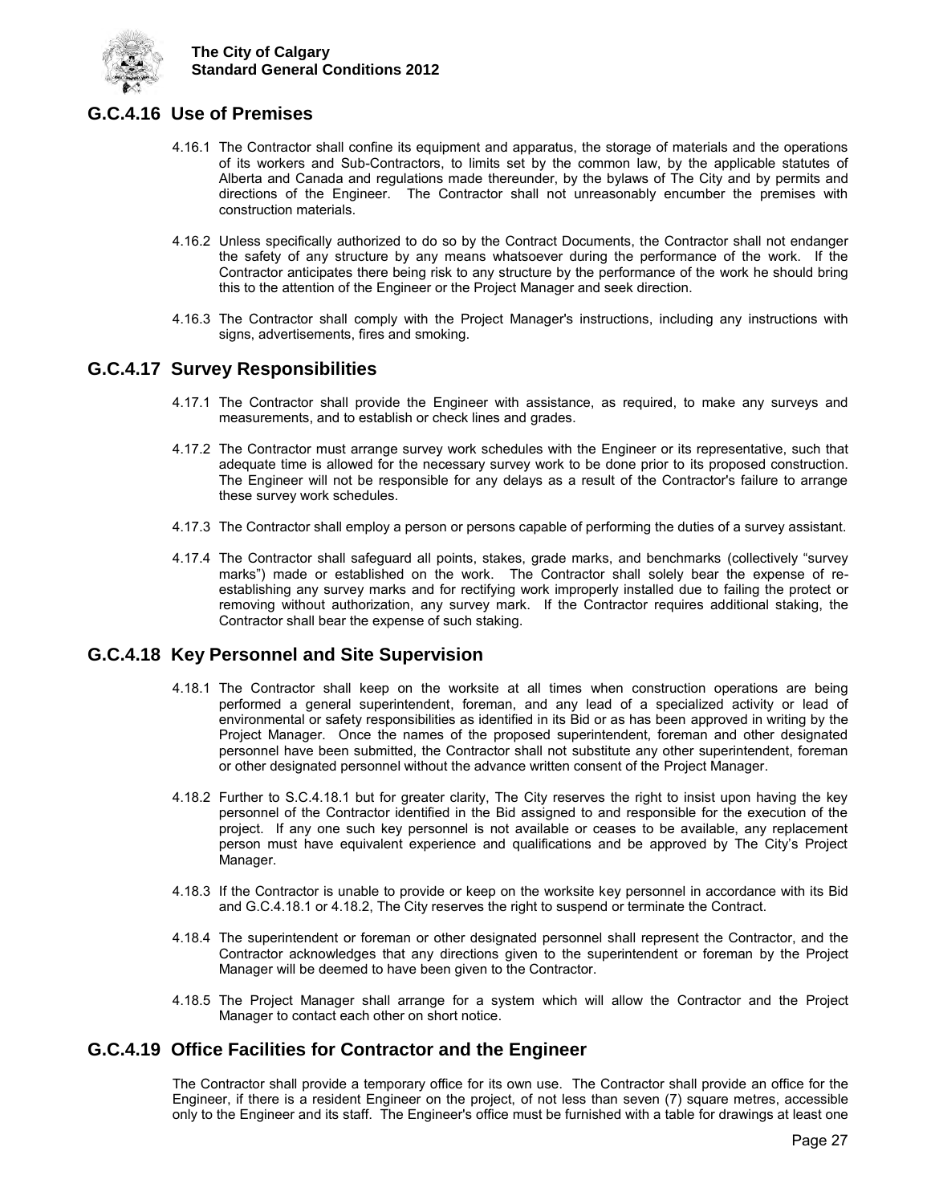## G.C.4.16 Use of Premises

4.16.1 The Contractor shall confine its equipment and apparatus, the storage of materials and the operations of its workers and Sub-Contractors, to limits set by the common law, by the applicable statutes of Alberta and Canada and regulations made thereunder, by the bylaws of The City and by permits and directions of the Engineer. The Contractor shall not unreasonably encumber the premises with construction materials.

4.16.2 Unless specifically authorized to do so by the Contract Documents, the Contractor shall not endanger the safety of any structure by any means whatsoever during the performance of the work. If the Contractor anticipates there being risk to any structure by the performance of the work he should bring this to the attention of the Engineer or the Project Manager and seek direction.

4.16.3 The Contractor shall comply with the Project Manager's instructions, including any instructions with signs, advertisements, fires and smoking.

## G.C.4.17 Survey Responsibilities

4.17.1 The Contractor shall provide the Engineer with assistance, as required, to make any surveys and measurements, and to establish or check lines and grades.

4.17.2 The Contractor must arrange survey work schedules with the Engineer or its representative, such that adequate time is allowed for the necessary survey work to be done prior to its proposed construction. The Engineer will not be responsible for any delays as a result of the Contractor's failure to arrange these survey work schedules.

4.17.3 The Contractor shall employ a person or persons capable of performing the duties of a survey assistant.

4.17.4 The Contractor shall safeguard all points, stakes, grade marks, and benchmarks (collectively "survey marks") made or established on the work. The Contractor shall solely bear the expense of re-establishing any survey marks and for rectifying work improperly installed due to failing the protect or removing without authorization, any survey mark. If the Contractor requires additional staking, the Contractor shall bear the expense of such staking.

## G.C.4.18 Key Personnel and Site Supervision

4.18.1 The Contractor shall keep on the worksite at all times when construction operations are being performed a general superintendent, foreman, and any lead of a specialized activity or lead of environmental or safety responsibilities as identified in its Bid or as has been approved in writing by the Project Manager. Once the names of the proposed superintendent, foreman and other designated personnel have been submitted, the Contractor shall not substitute any other superintendent, foreman or other designated personnel without the advance written consent of the Project Manager.

4.18.2 Further to S.C.4.18.1 but for greater clarity, The City reserves the right to insist upon having the key personnel of the Contractor identified in the Bid assigned to and responsible for the execution of the project. If any one such key personnel is not available or ceases to be available, any replacement person must have equivalent experience and qualifications and be approved by The City's Project Manager.

4.18.3 If the Contractor is unable to provide or keep on the worksite key personnel in accordance with its Bid and G.C.4.18.1 or 4.18.2, The City reserves the right to suspend or terminate the Contract.

4.18.4 The superintendent or foreman or other designated personnel shall represent the Contractor, and the Contractor acknowledges that any directions given to the superintendent or foreman by the Project Manager will be deemed to have been given to the Contractor.

4.18.5 The Project Manager shall arrange for a system which will allow the Contractor and the Project Manager to contact each other on short notice.

## G.C.4.19 Office Facilities for Contractor and the Engineer

The Contractor shall provide a temporary office for its own use. The Contractor shall provide an office for the Engineer, if there is a resident Engineer on the project, of not less than seven (7) square metres, accessible only to the Engineer and its staff. The Engineer's office must be furnished with a table for drawings at least one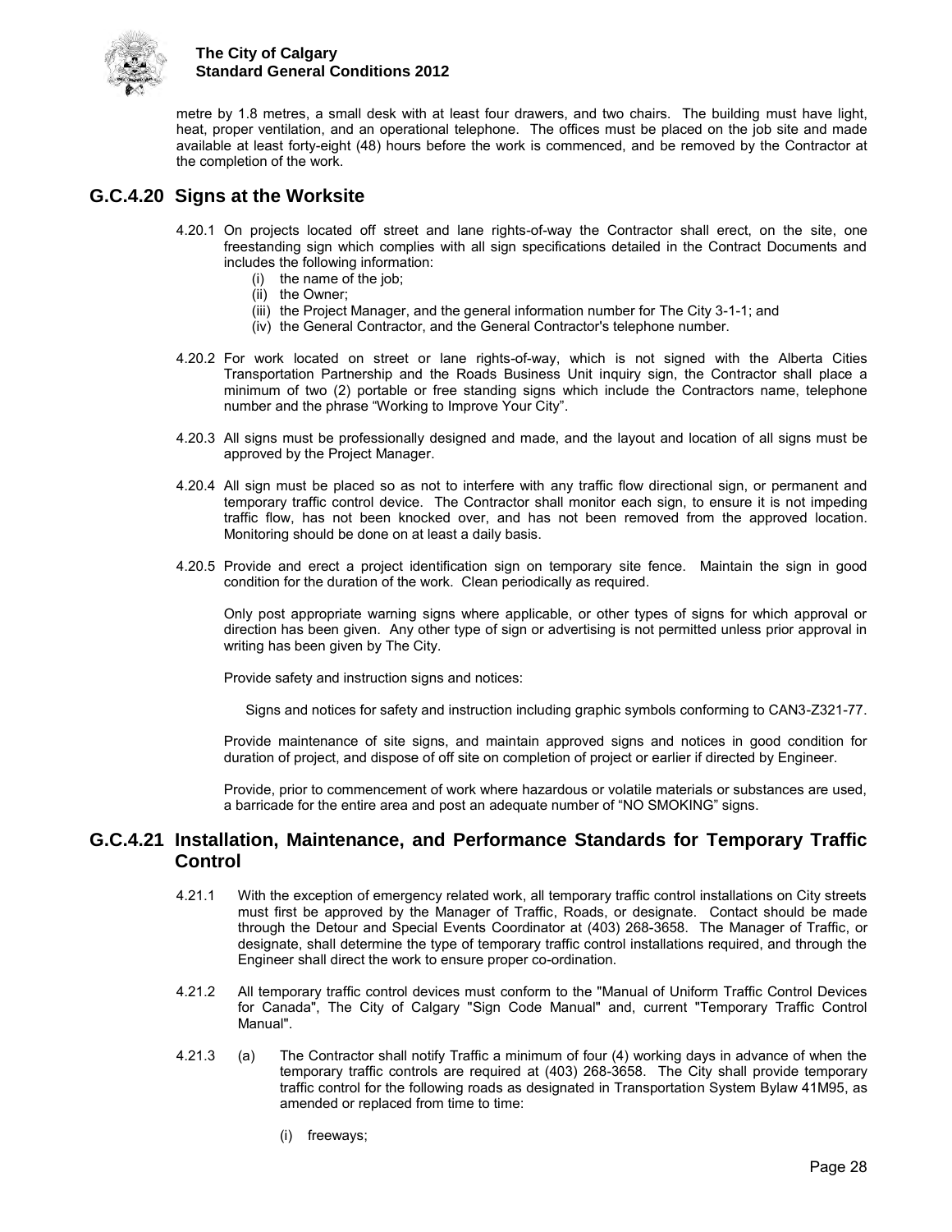metre by 1.8 metres, a small desk with at least four drawers, and two chairs. The building must have light, heat, proper ventilation, and an operational telephone. The offices must be placed on the job site and made available at least forty-eight (48) hours before the work is commenced, and be removed by the Contractor at the completion of the work.

## G.C.4.20 Signs at the Worksite

4.20.1 On projects located off street and lane rights-of-way the Contractor shall erect, on the site, one freestanding sign which complies with all sign specifications detailed in the Contract Documents and includes the following information:

- (i) the name of the job;
- (ii) the Owner;
- (iii) the Project Manager, and the general information number for The City 3-1-1; and
- (iv) the General Contractor, and the General Contractor's telephone number.

4.20.2 For work located on street or lane rights-of-way, which is not signed with the Alberta Cities Transportation Partnership and the Roads Business Unit inquiry sign, the Contractor shall place a minimum of two (2) portable or free standing signs which include the Contractors name, telephone number and the phrase "Working to Improve Your City".

4.20.3 All signs must be professionally designed and made, and the layout and location of all signs must be approved by the Project Manager.

4.20.4 All sign must be placed so as not to interfere with any traffic flow directional sign, or permanent and temporary traffic control device. The Contractor shall monitor each sign, to ensure it is not impeding traffic flow, has not been knocked over, and has not been removed from the approved location. Monitoring should be done on at least a daily basis.

4.20.5 Provide and erect a project identification sign on temporary site fence. Maintain the sign in good condition for the duration of the work. Clean periodically as required.

Only post appropriate warning signs where applicable, or other types of signs for which approval or direction has been given. Any other type of sign or advertising is not permitted unless prior approval in writing has been given by The City.

Provide safety and instruction signs and notices:

Signs and notices for safety and instruction including graphic symbols conforming to CAN3-Z321-77.

Provide maintenance of site signs, and maintain approved signs and notices in good condition for duration of project, and dispose of off site on completion of project or earlier if directed by Engineer.

Provide, prior to commencement of work where hazardous or volatile materials or substances are used, a barricade for the entire area and post an adequate number of "NO SMOKING" signs.

## G.C.4.21 Installation, Maintenance, and Performance Standards for Temporary Traffic Control

4.21.1 With the exception of emergency related work, all temporary traffic control installations on City streets must first be approved by the Manager of Traffic, Roads, or designate. Contact should be made through the Detour and Special Events Coordinator at (403) 268-3658. The Manager of Traffic, or designate, shall determine the type of temporary traffic control installations required, and through the Engineer shall direct the work to ensure proper co-ordination.

4.21.2 All temporary traffic control devices must conform to the "Manual of Uniform Traffic Control Devices for Canada", The City of Calgary "Sign Code Manual" and, current "Temporary Traffic Control Manual".

4.21.3 (a) The Contractor shall notify Traffic a minimum of four (4) working days in advance of when the temporary traffic controls are required at (403) 268-3658. The City shall provide temporary traffic control for the following roads as designated in Transportation System Bylaw 41M95, as amended or replaced from time to time:

- (i) freeways;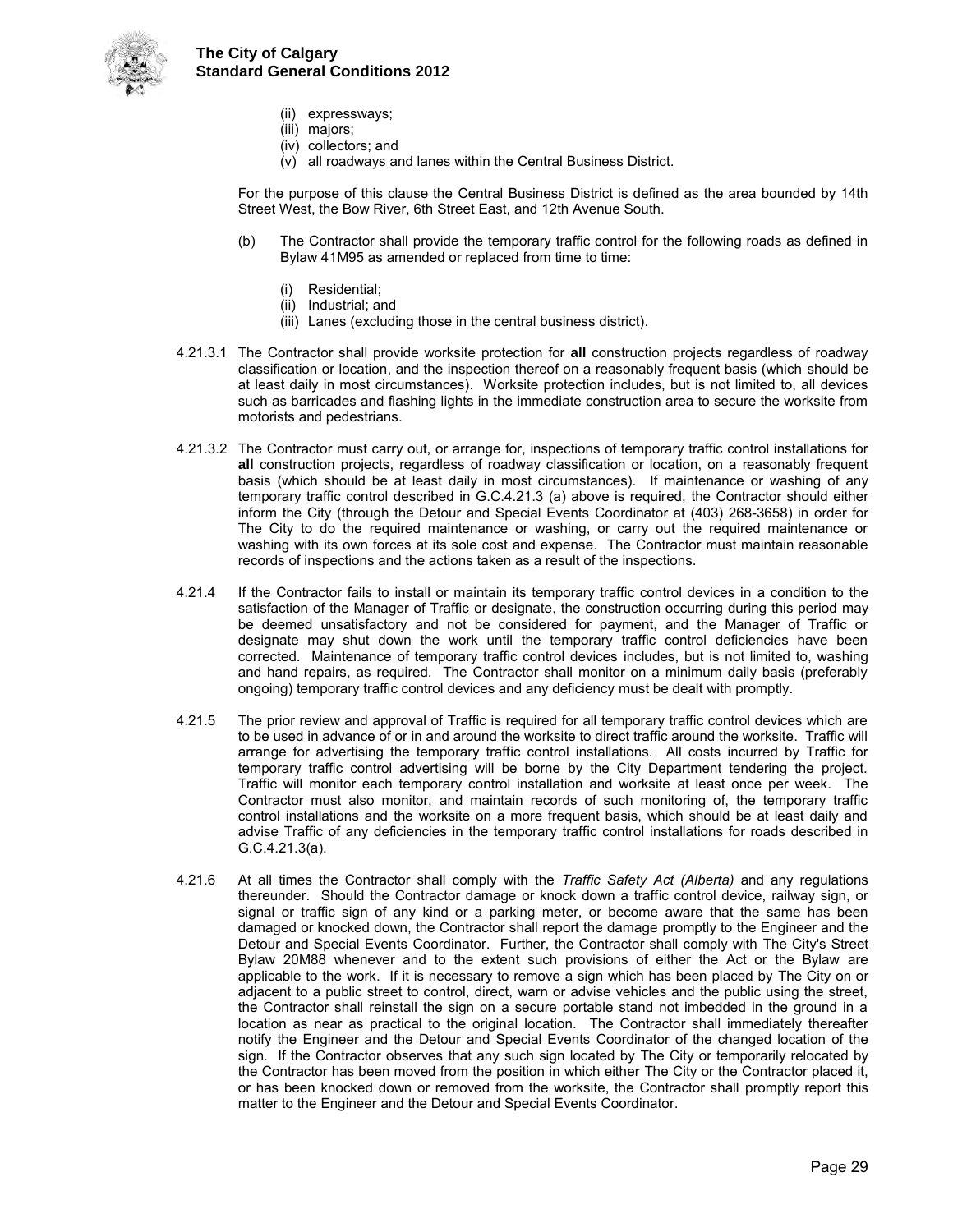(ii) expressways;
(iii) majors;
(iv) collectors; and
(v) all roadways and lanes within the Central Business District.

For the purpose of this clause the Central Business District is defined as the area bounded by 14th Street West, the Bow River, 6th Street East, and 12th Avenue South.

(b) The Contractor shall provide the temporary traffic control for the following roads as defined in Bylaw 41M95 as amended or replaced from time to time:

(i) Residential;
(ii) Industrial; and
(iii) Lanes (excluding those in the central business district).

4.21.3.1 The Contractor shall provide worksite protection for **all** construction projects regardless of roadway classification or location, and the inspection thereof on a reasonably frequent basis (which should be at least daily in most circumstances). Worksite protection includes, but is not limited to, all devices such as barricades and flashing lights in the immediate construction area to secure the worksite from motorists and pedestrians.

4.21.3.2 The Contractor must carry out, or arrange for, inspections of temporary traffic control installations for **all** construction projects, regardless of roadway classification or location, on a reasonably frequent basis (which should be at least daily in most circumstances). If maintenance or washing of any temporary traffic control described in G.C.4.21.3 (a) above is required, the Contractor should either inform the City (through the Detour and Special Events Coordinator at (403) 268-3658) in order for The City to do the required maintenance or washing, or carry out the required maintenance or washing with its own forces at its sole cost and expense. The Contractor must maintain reasonable records of inspections and the actions taken as a result of the inspections.

4.21.4 If the Contractor fails to install or maintain its temporary traffic control devices in a condition to the satisfaction of the Manager of Traffic or designate, the construction occurring during this period may be deemed unsatisfactory and not be considered for payment, and the Manager of Traffic or designate may shut down the work until the temporary traffic control deficiencies have been corrected. Maintenance of temporary traffic control devices includes, but is not limited to, washing and hand repairs, as required. The Contractor shall monitor on a minimum daily basis (preferably ongoing) temporary traffic control devices and any deficiency must be dealt with promptly.

4.21.5 The prior review and approval of Traffic is required for all temporary traffic control devices which are to be used in advance of or in and around the worksite to direct traffic around the worksite. Traffic will arrange for advertising the temporary traffic control installations. All costs incurred by Traffic for temporary traffic control advertising will be borne by the City Department tendering the project. Traffic will monitor each temporary control installation and worksite at least once per week. The Contractor must also monitor, and maintain records of such monitoring of, the temporary traffic control installations and the worksite on a more frequent basis, which should be at least daily and advise Traffic of any deficiencies in the temporary traffic control installations for roads described in G.C.4.21.3(a).

4.21.6 At all times the Contractor shall comply with the *Traffic Safety Act (Alberta)* and any regulations thereunder. Should the Contractor damage or knock down a traffic control device, railway sign, or signal or traffic sign of any kind or a parking meter, or become aware that the same has been damaged or knocked down, the Contractor shall report the damage promptly to the Engineer and the Detour and Special Events Coordinator. Further, the Contractor shall comply with The City's Street Bylaw 20M88 whenever and to the extent such provisions of either the Act or the Bylaw are applicable to the work. If it is necessary to remove a sign which has been placed by The City on or adjacent to a public street to control, direct, warn or advise vehicles and the public using the street, the Contractor shall reinstall the sign on a secure portable stand not imbedded in the ground in a location as near as practical to the original location. The Contractor shall immediately thereafter notify the Engineer and the Detour and Special Events Coordinator of the changed location of the sign. If the Contractor observes that any such sign located by The City or temporarily relocated by the Contractor has been moved from the position in which either The City or the Contractor placed it, or has been knocked down or removed from the worksite, the Contractor shall promptly report this matter to the Engineer and the Detour and Special Events Coordinator.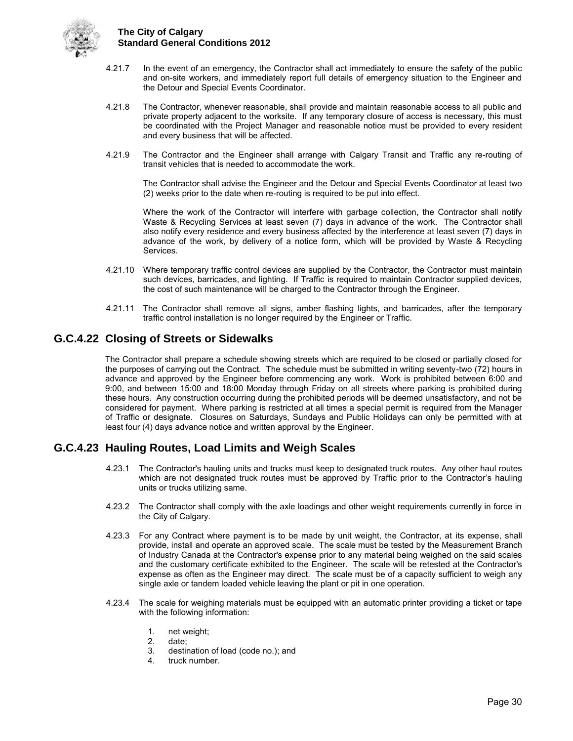4.21.7 In the event of an emergency, the Contractor shall act immediately to ensure the safety of the public and on-site workers, and immediately report full details of emergency situation to the Engineer and the Detour and Special Events Coordinator.

4.21.8 The Contractor, whenever reasonable, shall provide and maintain reasonable access to all public and private property adjacent to the worksite. If any temporary closure of access is necessary, this must be coordinated with the Project Manager and reasonable notice must be provided to every resident and every business that will be affected.

4.21.9 The Contractor and the Engineer shall arrange with Calgary Transit and Traffic any re-routing of transit vehicles that is needed to accommodate the work.

The Contractor shall advise the Engineer and the Detour and Special Events Coordinator at least two (2) weeks prior to the date when re-routing is required to be put into effect.

Where the work of the Contractor will interfere with garbage collection, the Contractor shall notify Waste & Recycling Services at least seven (7) days in advance of the work. The Contractor shall also notify every residence and every business affected by the interference at least seven (7) days in advance of the work, by delivery of a notice form, which will be provided by Waste & Recycling Services.

4.21.10 Where temporary traffic control devices are supplied by the Contractor, the Contractor must maintain such devices, barricades, and lighting. If Traffic is required to maintain Contractor supplied devices, the cost of such maintenance will be charged to the Contractor through the Engineer.

4.21.11 The Contractor shall remove all signs, amber flashing lights, and barricades, after the temporary traffic control installation is no longer required by the Engineer or Traffic.

## G.C.4.22 Closing of Streets or Sidewalks

The Contractor shall prepare a schedule showing streets which are required to be closed or partially closed for the purposes of carrying out the Contract. The schedule must be submitted in writing seventy-two (72) hours in advance and approved by the Engineer before commencing any work. Work is prohibited between 6:00 and 9:00, and between 15:00 and 18:00 Monday through Friday on all streets where parking is prohibited during these hours. Any construction occurring during the prohibited periods will be deemed unsatisfactory, and not be considered for payment. Where parking is restricted at all times a special permit is required from the Manager of Traffic or designate. Closures on Saturdays, Sundays and Public Holidays can only be permitted with at least four (4) days advance notice and written approval by the Engineer.

## G.C.4.23 Hauling Routes, Load Limits and Weigh Scales

4.23.1 The Contractor's hauling units and trucks must keep to designated truck routes. Any other haul routes which are not designated truck routes must be approved by Traffic prior to the Contractor's hauling units or trucks utilizing same.

4.23.2 The Contractor shall comply with the axle loadings and other weight requirements currently in force in the City of Calgary.

4.23.3 For any Contract where payment is to be made by unit weight, the Contractor, at its expense, shall provide, install and operate an approved scale. The scale must be tested by the Measurement Branch of Industry Canada at the Contractor's expense prior to any material being weighed on the said scales and the customary certificate exhibited to the Engineer. The scale will be retested at the Contractor's expense as often as the Engineer may direct. The scale must be of a capacity sufficient to weigh any single axle or tandem loaded vehicle leaving the plant or pit in one operation.

4.23.4 The scale for weighing materials must be equipped with an automatic printer providing a ticket or tape with the following information:

1. net weight;
2. date;
3. destination of load (code no.); and
4. truck number.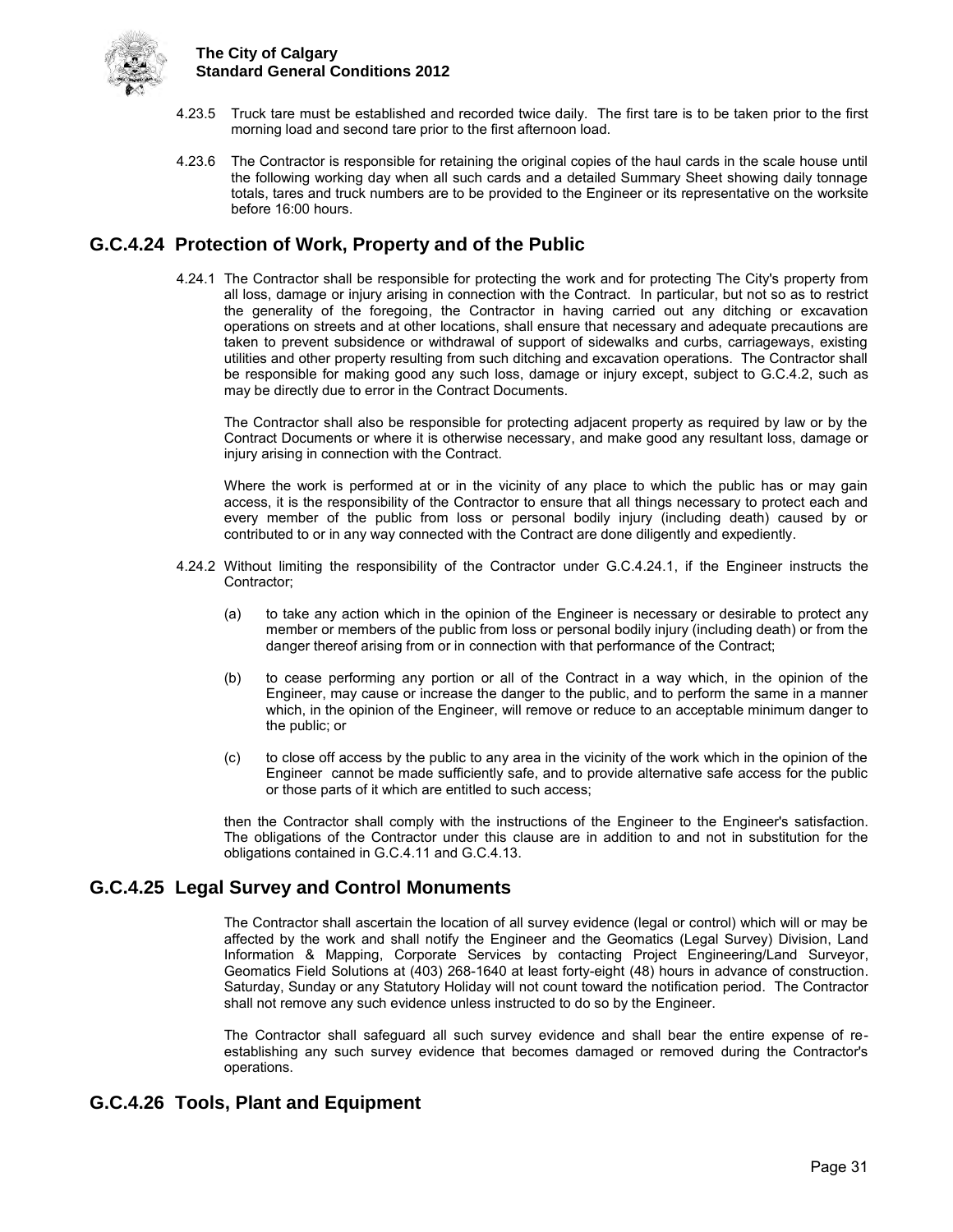4.23.5 Truck tare must be established and recorded twice daily. The first tare is to be taken prior to the first morning load and second tare prior to the first afternoon load.

4.23.6 The Contractor is responsible for retaining the original copies of the haul cards in the scale house until the following working day when all such cards and a detailed Summary Sheet showing daily tonnage totals, tares and truck numbers are to be provided to the Engineer or its representative on the worksite before 16:00 hours.

## G.C.4.24 Protection of Work, Property and of the Public

4.24.1 The Contractor shall be responsible for protecting the work and for protecting The City's property from all loss, damage or injury arising in connection with the Contract. In particular, but not so as to restrict the generality of the foregoing, the Contractor in having carried out any ditching or excavation operations on streets and at other locations, shall ensure that necessary and adequate precautions are taken to prevent subsidence or withdrawal of support of sidewalks and curbs, carriageways, existing utilities and other property resulting from such ditching and excavation operations. The Contractor shall be responsible for making good any such loss, damage or injury except, subject to G.C.4.2, such as may be directly due to error in the Contract Documents.

The Contractor shall also be responsible for protecting adjacent property as required by law or by the Contract Documents or where it is otherwise necessary, and make good any resultant loss, damage or injury arising in connection with the Contract.

Where the work is performed at or in the vicinity of any place to which the public has or may gain access, it is the responsibility of the Contractor to ensure that all things necessary to protect each and every member of the public from loss or personal bodily injury (including death) caused by or contributed to or in any way connected with the Contract are done diligently and expediently.

4.24.2 Without limiting the responsibility of the Contractor under G.C.4.24.1, if the Engineer instructs the Contractor;

(a) to take any action which in the opinion of the Engineer is necessary or desirable to protect any member or members of the public from loss or personal bodily injury (including death) or from the danger thereof arising from or in connection with that performance of the Contract;

(b) to cease performing any portion or all of the Contract in a way which, in the opinion of the Engineer, may cause or increase the danger to the public, and to perform the same in a manner which, in the opinion of the Engineer, will remove or reduce to an acceptable minimum danger to the public; or

(c) to close off access by the public to any area in the vicinity of the work which in the opinion of the Engineer cannot be made sufficiently safe, and to provide alternative safe access for the public or those parts of it which are entitled to such access;

then the Contractor shall comply with the instructions of the Engineer to the Engineer's satisfaction. The obligations of the Contractor under this clause are in addition to and not in substitution for the obligations contained in G.C.4.11 and G.C.4.13.

## G.C.4.25 Legal Survey and Control Monuments

The Contractor shall ascertain the location of all survey evidence (legal or control) which will or may be affected by the work and shall notify the Engineer and the Geomatics (Legal Survey) Division, Land Information & Mapping, Corporate Services by contacting Project Engineering/Land Surveyor, Geomatics Field Solutions at (403) 268-1640 at least forty-eight (48) hours in advance of construction. Saturday, Sunday or any Statutory Holiday will not count toward the notification period. The Contractor shall not remove any such evidence unless instructed to do so by the Engineer.

The Contractor shall safeguard all such survey evidence and shall bear the entire expense of re-establishing any such survey evidence that becomes damaged or removed during the Contractor's operations.

## G.C.4.26 Tools, Plant and Equipment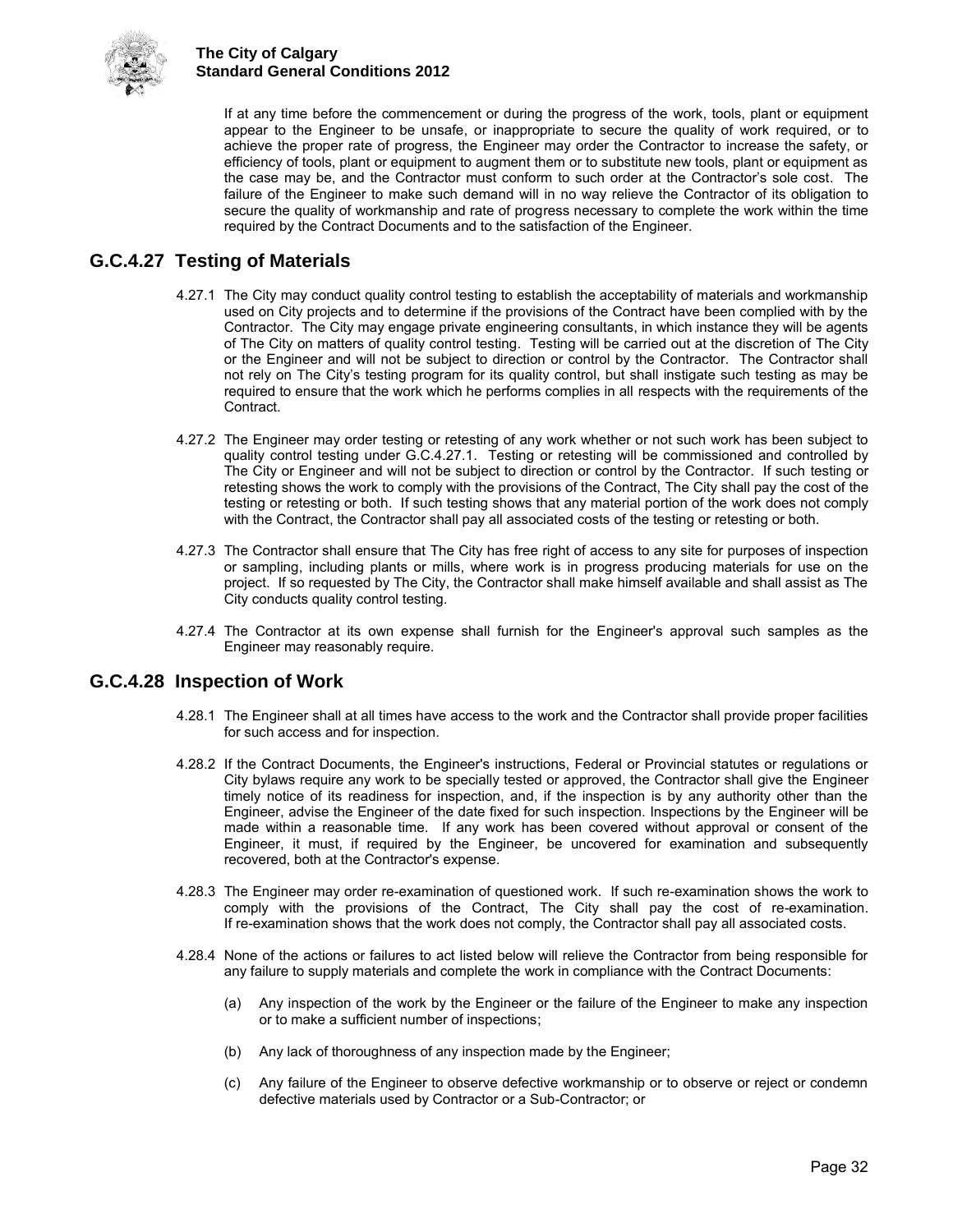If at any time before the commencement or during the progress of the work, tools, plant or equipment appear to the Engineer to be unsafe, or inappropriate to secure the quality of work required, or to achieve the proper rate of progress, the Engineer may order the Contractor to increase the safety, or efficiency of tools, plant or equipment to augment them or to substitute new tools, plant or equipment as the case may be, and the Contractor must conform to such order at the Contractor's sole cost. The failure of the Engineer to make such demand will in no way relieve the Contractor of its obligation to secure the quality of workmanship and rate of progress necessary to complete the work within the time required by the Contract Documents and to the satisfaction of the Engineer.

## G.C.4.27 Testing of Materials

4.27.1 The City may conduct quality control testing to establish the acceptability of materials and workmanship used on City projects and to determine if the provisions of the Contract have been complied with by the Contractor. The City may engage private engineering consultants, in which instance they will be agents of The City on matters of quality control testing. Testing will be carried out at the discretion of The City or the Engineer and will not be subject to direction or control by the Contractor. The Contractor shall not rely on The City's testing program for its quality control, but shall instigate such testing as may be required to ensure that the work which he performs complies in all respects with the requirements of the Contract.

4.27.2 The Engineer may order testing or retesting of any work whether or not such work has been subject to quality control testing under G.C.4.27.1. Testing or retesting will be commissioned and controlled by The City or Engineer and will not be subject to direction or control by the Contractor. If such testing or retesting shows the work to comply with the provisions of the Contract, The City shall pay the cost of the testing or retesting or both. If such testing shows that any material portion of the work does not comply with the Contract, the Contractor shall pay all associated costs of the testing or retesting or both.

4.27.3 The Contractor shall ensure that The City has free right of access to any site for purposes of inspection or sampling, including plants or mills, where work is in progress producing materials for use on the project. If so requested by The City, the Contractor shall make himself available and shall assist as The City conducts quality control testing.

4.27.4 The Contractor at its own expense shall furnish for the Engineer's approval such samples as the Engineer may reasonably require.

## G.C.4.28 Inspection of Work

4.28.1 The Engineer shall at all times have access to the work and the Contractor shall provide proper facilities for such access and for inspection.

4.28.2 If the Contract Documents, the Engineer's instructions, Federal or Provincial statutes or regulations or City bylaws require any work to be specially tested or approved, the Contractor shall give the Engineer timely notice of its readiness for inspection, and, if the inspection is by any authority other than the Engineer, advise the Engineer of the date fixed for such inspection. Inspections by the Engineer will be made within a reasonable time. If any work has been covered without approval or consent of the Engineer, it must, if required by the Engineer, be uncovered for examination and subsequently recovered, both at the Contractor's expense.

4.28.3 The Engineer may order re-examination of questioned work. If such re-examination shows the work to comply with the provisions of the Contract, The City shall pay the cost of re-examination. If re-examination shows that the work does not comply, the Contractor shall pay all associated costs.

4.28.4 None of the actions or failures to act listed below will relieve the Contractor from being responsible for any failure to supply materials and complete the work in compliance with the Contract Documents:

(a) Any inspection of the work by the Engineer or the failure of the Engineer to make any inspection or to make a sufficient number of inspections;

(b) Any lack of thoroughness of any inspection made by the Engineer;

(c) Any failure of the Engineer to observe defective workmanship or to observe or reject or condemn defective materials used by Contractor or a Sub-Contractor; or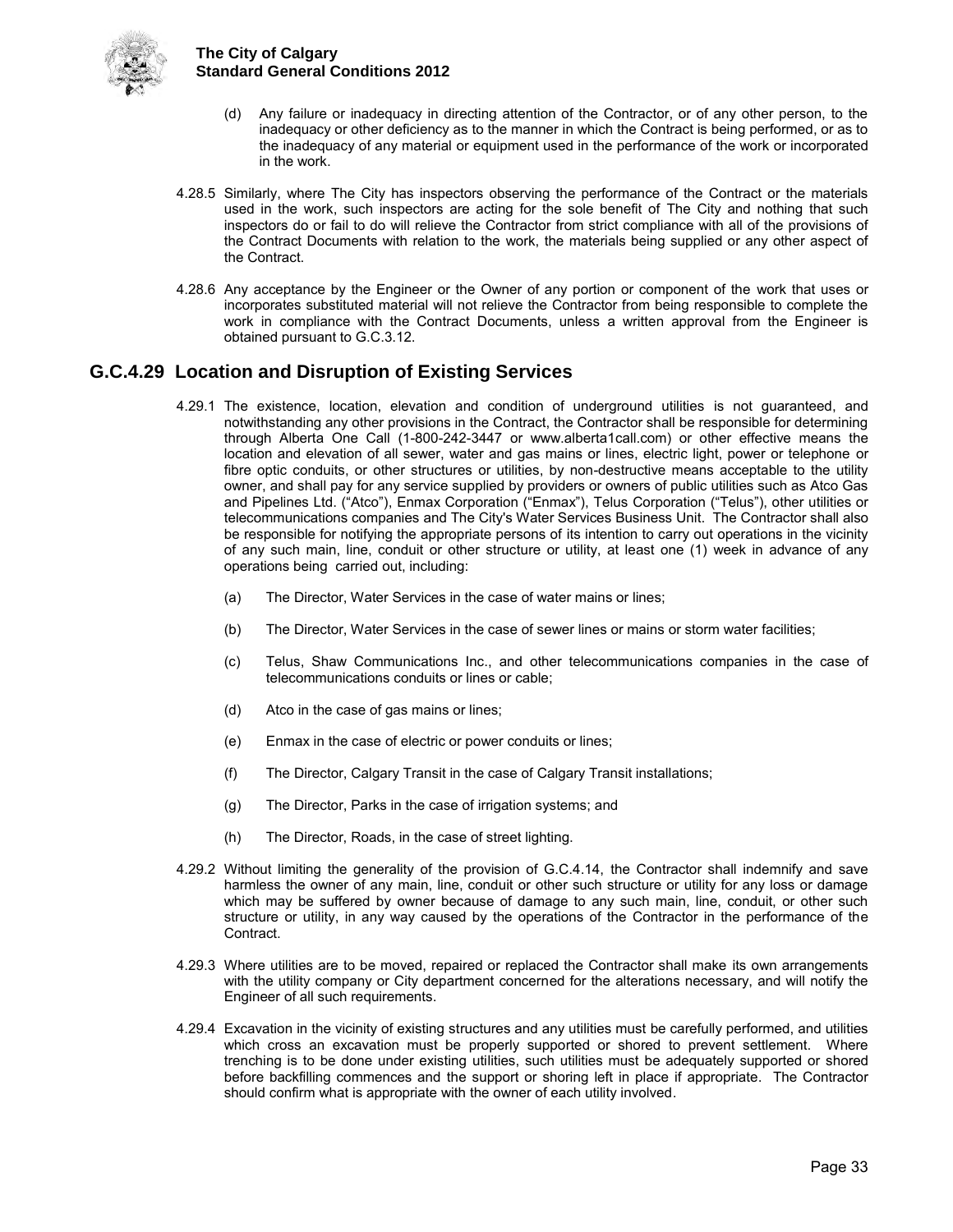(d) Any failure or inadequacy in directing attention of the Contractor, or of any other person, to the inadequacy or other deficiency as to the manner in which the Contract is being performed, or as to the inadequacy of any material or equipment used in the performance of the work or incorporated in the work.

4.28.5 Similarly, where The City has inspectors observing the performance of the Contract or the materials used in the work, such inspectors are acting for the sole benefit of The City and nothing that such inspectors do or fail to do will relieve the Contractor from strict compliance with all of the provisions of the Contract Documents with relation to the work, the materials being supplied or any other aspect of the Contract.

4.28.6 Any acceptance by the Engineer or the Owner of any portion or component of the work that uses or incorporates substituted material will not relieve the Contractor from being responsible to complete the work in compliance with the Contract Documents, unless a written approval from the Engineer is obtained pursuant to G.C.3.12.

## G.C.4.29 Location and Disruption of Existing Services

4.29.1 The existence, location, elevation and condition of underground utilities is not guaranteed, and notwithstanding any other provisions in the Contract, the Contractor shall be responsible for determining through Alberta One Call (1-800-242-3447 or www.alberta1call.com) or other effective means the location and elevation of all sewer, water and gas mains or lines, electric light, power or telephone or fibre optic conduits, or other structures or utilities, by non-destructive means acceptable to the utility owner, and shall pay for any service supplied by providers or owners of public utilities such as Atco Gas and Pipelines Ltd. ("Atco"), Enmax Corporation ("Enmax"), Telus Corporation ("Telus"), other utilities or telecommunications companies and The City's Water Services Business Unit. The Contractor shall also be responsible for notifying the appropriate persons of its intention to carry out operations in the vicinity of any such main, line, conduit or other structure or utility, at least one (1) week in advance of any operations being carried out, including:

(a) The Director, Water Services in the case of water mains or lines;

(b) The Director, Water Services in the case of sewer lines or mains or storm water facilities;

(c) Telus, Shaw Communications Inc., and other telecommunications companies in the case of telecommunications conduits or lines or cable;

(d) Atco in the case of gas mains or lines;

(e) Enmax in the case of electric or power conduits or lines;

(f) The Director, Calgary Transit in the case of Calgary Transit installations;

(g) The Director, Parks in the case of irrigation systems; and

(h) The Director, Roads, in the case of street lighting.

4.29.2 Without limiting the generality of the provision of G.C.4.14, the Contractor shall indemnify and save harmless the owner of any main, line, conduit or other such structure or utility for any loss or damage which may be suffered by owner because of damage to any such main, line, conduit, or other such structure or utility, in any way caused by the operations of the Contractor in the performance of the Contract.

4.29.3 Where utilities are to be moved, repaired or replaced the Contractor shall make its own arrangements with the utility company or City department concerned for the alterations necessary, and will notify the Engineer of all such requirements.

4.29.4 Excavation in the vicinity of existing structures and any utilities must be carefully performed, and utilities which cross an excavation must be properly supported or shored to prevent settlement. Where trenching is to be done under existing utilities, such utilities must be adequately supported or shored before backfilling commences and the support or shoring left in place if appropriate. The Contractor should confirm what is appropriate with the owner of each utility involved.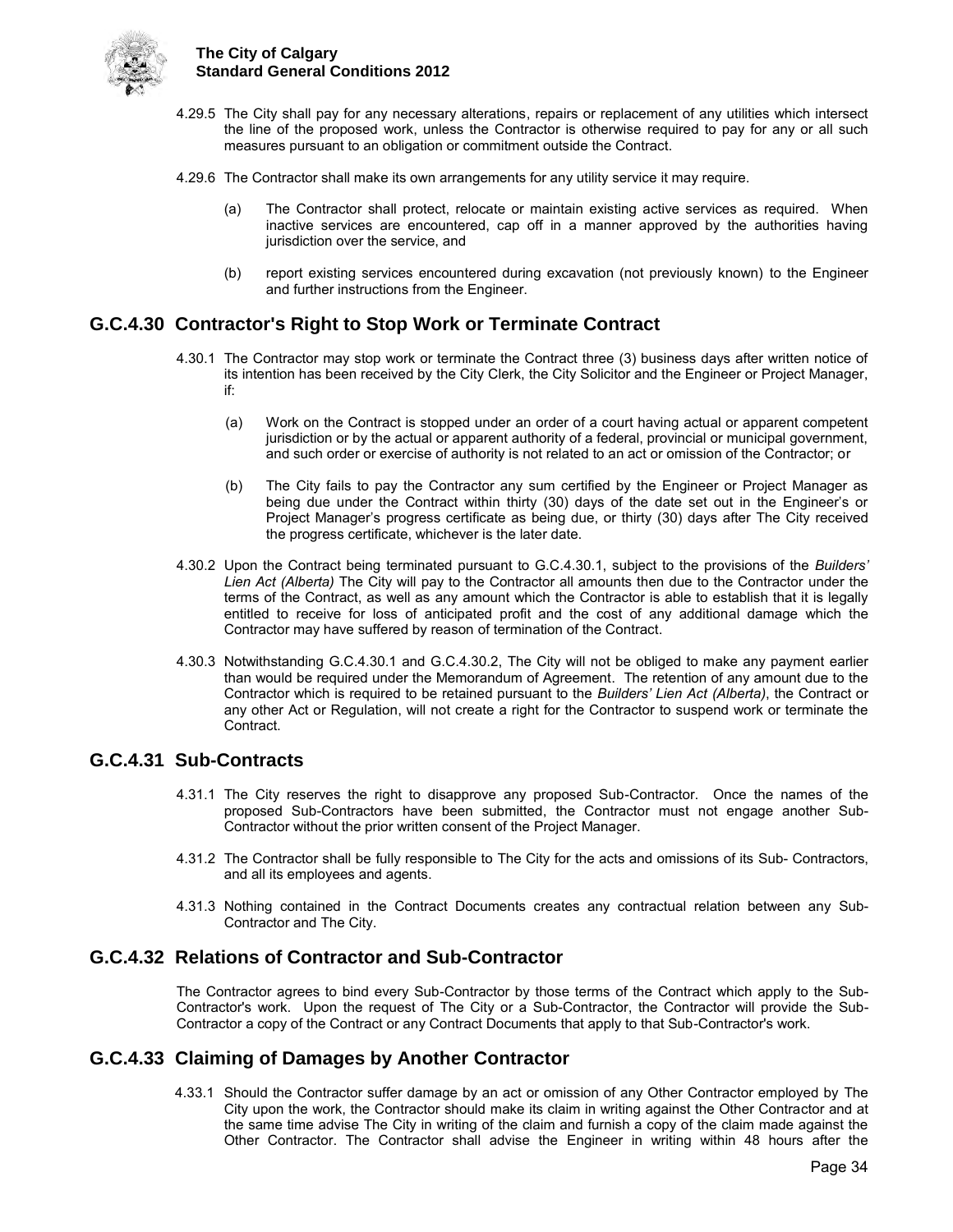4.29.5 The City shall pay for any necessary alterations, repairs or replacement of any utilities which intersect the line of the proposed work, unless the Contractor is otherwise required to pay for any or all such measures pursuant to an obligation or commitment outside the Contract.

4.29.6 The Contractor shall make its own arrangements for any utility service it may require.

(a) The Contractor shall protect, relocate or maintain existing active services as required. When inactive services are encountered, cap off in a manner approved by the authorities having jurisdiction over the service, and

(b) report existing services encountered during excavation (not previously known) to the Engineer and further instructions from the Engineer.

## G.C.4.30 Contractor's Right to Stop Work or Terminate Contract

4.30.1 The Contractor may stop work or terminate the Contract three (3) business days after written notice of its intention has been received by the City Clerk, the City Solicitor and the Engineer or Project Manager, if:

(a) Work on the Contract is stopped under an order of a court having actual or apparent competent jurisdiction or by the actual or apparent authority of a federal, provincial or municipal government, and such order or exercise of authority is not related to an act or omission of the Contractor; or

(b) The City fails to pay the Contractor any sum certified by the Engineer or Project Manager as being due under the Contract within thirty (30) days of the date set out in the Engineer's or Project Manager's progress certificate as being due, or thirty (30) days after The City received the progress certificate, whichever is the later date.

4.30.2 Upon the Contract being terminated pursuant to G.C.4.30.1, subject to the provisions of the *Builders' Lien Act (Alberta)* The City will pay to the Contractor all amounts then due to the Contractor under the terms of the Contract, as well as any amount which the Contractor is able to establish that it is legally entitled to receive for loss of anticipated profit and the cost of any additional damage which the Contractor may have suffered by reason of termination of the Contract.

4.30.3 Notwithstanding G.C.4.30.1 and G.C.4.30.2, The City will not be obliged to make any payment earlier than would be required under the Memorandum of Agreement. The retention of any amount due to the Contractor which is required to be retained pursuant to the *Builders' Lien Act (Alberta)*, the Contract or any other Act or Regulation, will not create a right for the Contractor to suspend work or terminate the Contract.

## G.C.4.31 Sub-Contracts

4.31.1 The City reserves the right to disapprove any proposed Sub-Contractor. Once the names of the proposed Sub-Contractors have been submitted, the Contractor must not engage another Sub-Contractor without the prior written consent of the Project Manager.

4.31.2 The Contractor shall be fully responsible to The City for the acts and omissions of its Sub- Contractors, and all its employees and agents.

4.31.3 Nothing contained in the Contract Documents creates any contractual relation between any Sub-Contractor and The City.

## G.C.4.32 Relations of Contractor and Sub-Contractor

The Contractor agrees to bind every Sub-Contractor by those terms of the Contract which apply to the Sub-Contractor's work. Upon the request of The City or a Sub-Contractor, the Contractor will provide the Sub-Contractor a copy of the Contract or any Contract Documents that apply to that Sub-Contractor's work.

## G.C.4.33 Claiming of Damages by Another Contractor

4.33.1 Should the Contractor suffer damage by an act or omission of any Other Contractor employed by The City upon the work, the Contractor should make its claim in writing against the Other Contractor and at the same time advise The City in writing of the claim and furnish a copy of the claim made against the Other Contractor. The Contractor shall advise the Engineer in writing within 48 hours after the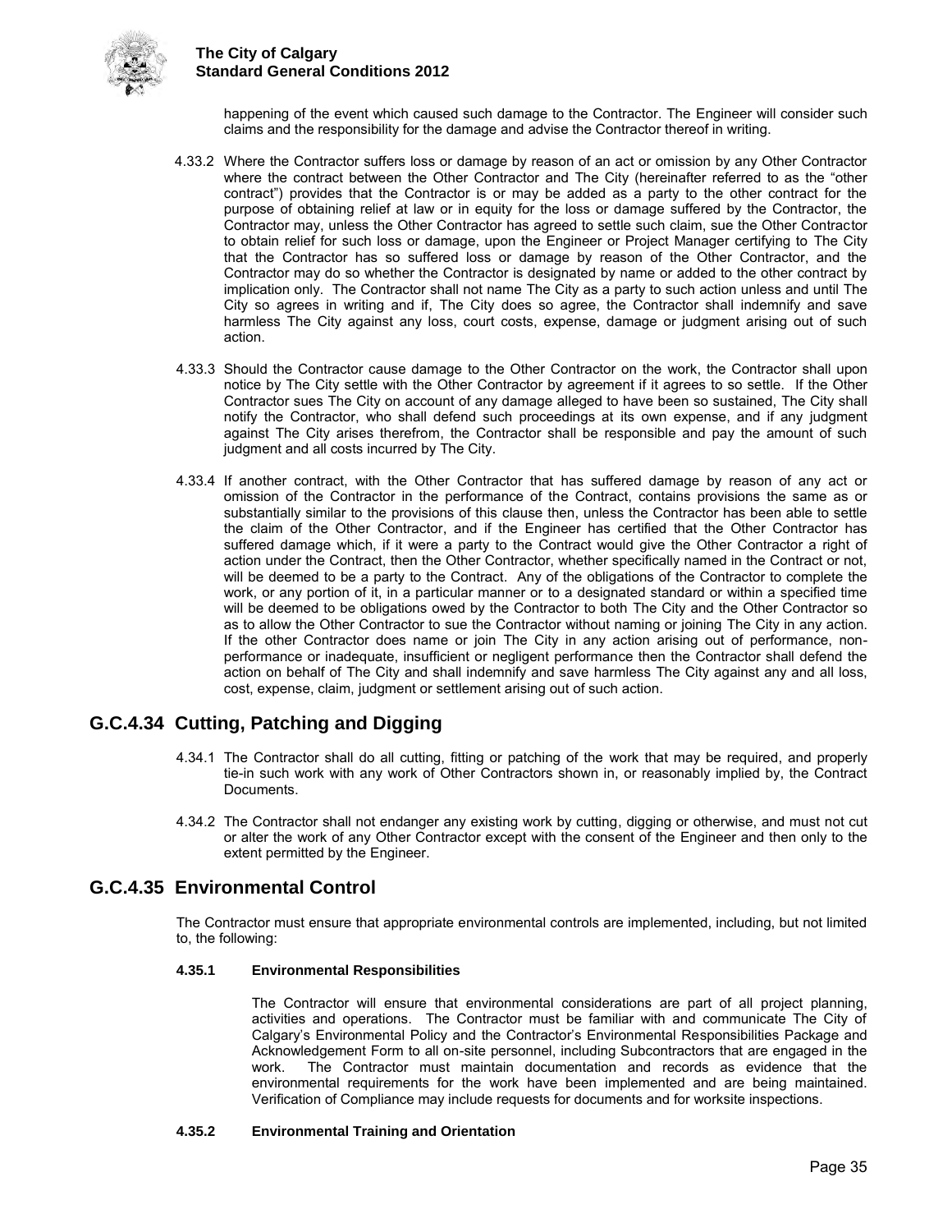happening of the event which caused such damage to the Contractor. The Engineer will consider such claims and the responsibility for the damage and advise the Contractor thereof in writing.

4.33.2 Where the Contractor suffers loss or damage by reason of an act or omission by any Other Contractor where the contract between the Other Contractor and The City (hereinafter referred to as the "other contract") provides that the Contractor is or may be added as a party to the other contract for the purpose of obtaining relief at law or in equity for the loss or damage suffered by the Contractor, the Contractor may, unless the Other Contractor has agreed to settle such claim, sue the Other Contractor to obtain relief for such loss or damage, upon the Engineer or Project Manager certifying to The City that the Contractor has so suffered loss or damage by reason of the Other Contractor, and the Contractor may do so whether the Contractor is designated by name or added to the other contract by implication only. The Contractor shall not name The City as a party to such action unless and until The City so agrees in writing and if, The City does so agree, the Contractor shall indemnify and save harmless The City against any loss, court costs, expense, damage or judgment arising out of such action.

4.33.3 Should the Contractor cause damage to the Other Contractor on the work, the Contractor shall upon notice by The City settle with the Other Contractor by agreement if it agrees to so settle. If the Other Contractor sues The City on account of any damage alleged to have been so sustained, The City shall notify the Contractor, who shall defend such proceedings at its own expense, and if any judgment against The City arises therefrom, the Contractor shall be responsible and pay the amount of such judgment and all costs incurred by The City.

4.33.4 If another contract, with the Other Contractor that has suffered damage by reason of any act or omission of the Contractor in the performance of the Contract, contains provisions the same as or substantially similar to the provisions of this clause then, unless the Contractor has been able to settle the claim of the Other Contractor, and if the Engineer has certified that the Other Contractor has suffered damage which, if it were a party to the Contract would give the Other Contractor a right of action under the Contract, then the Other Contractor, whether specifically named in the Contract or not, will be deemed to be a party to the Contract. Any of the obligations of the Contractor to complete the work, or any portion of it, in a particular manner or to a designated standard or within a specified time will be deemed to be obligations owed by the Contractor to both The City and the Other Contractor so as to allow the Other Contractor to sue the Contractor without naming or joining The City in any action. If the other Contractor does name or join The City in any action arising out of performance, non-performance or inadequate, insufficient or negligent performance then the Contractor shall defend the action on behalf of The City and shall indemnify and save harmless The City against any and all loss, cost, expense, claim, judgment or settlement arising out of such action.

## G.C.4.34 Cutting, Patching and Digging

4.34.1 The Contractor shall do all cutting, fitting or patching of the work that may be required, and properly tie-in such work with any work of Other Contractors shown in, or reasonably implied by, the Contract Documents.

4.34.2 The Contractor shall not endanger any existing work by cutting, digging or otherwise, and must not cut or alter the work of any Other Contractor except with the consent of the Engineer and then only to the extent permitted by the Engineer.

## G.C.4.35 Environmental Control

The Contractor must ensure that appropriate environmental controls are implemented, including, but not limited to, the following:

#### 4.35.1 Environmental Responsibilities

The Contractor will ensure that environmental considerations are part of all project planning, activities and operations. The Contractor must be familiar with and communicate The City of Calgary's Environmental Policy and the Contractor's Environmental Responsibilities Package and Acknowledgement Form to all on-site personnel, including Subcontractors that are engaged in the work. The Contractor must maintain documentation and records as evidence that the environmental requirements for the work have been implemented and are being maintained. Verification of Compliance may include requests for documents and for worksite inspections.

#### 4.35.2 Environmental Training and Orientation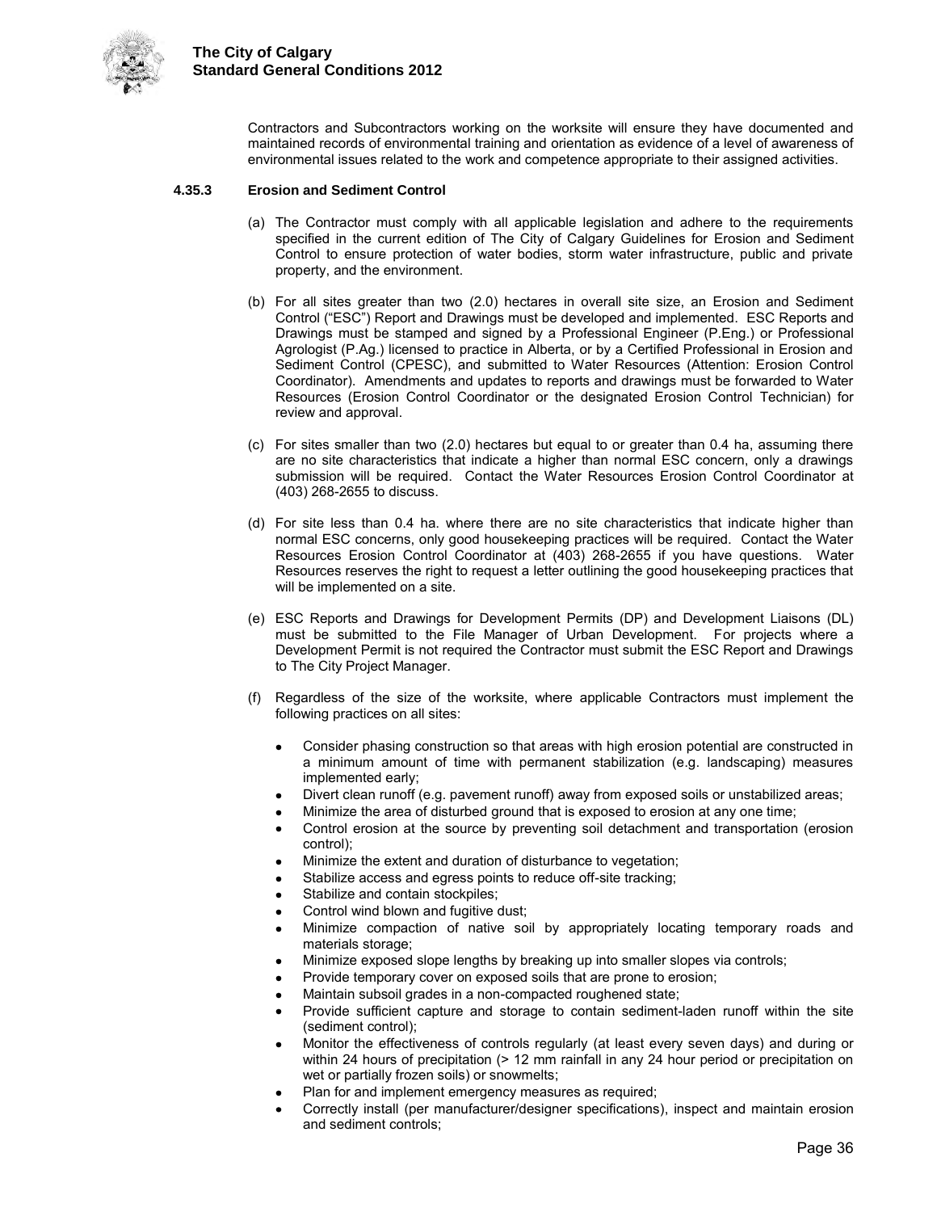Contractors and Subcontractors working on the worksite will ensure they have documented and maintained records of environmental training and orientation as evidence of a level of awareness of environmental issues related to the work and competence appropriate to their assigned activities.

#### 4.35.3 Erosion and Sediment Control

(a) The Contractor must comply with all applicable legislation and adhere to the requirements specified in the current edition of The City of Calgary Guidelines for Erosion and Sediment Control to ensure protection of water bodies, storm water infrastructure, public and private property, and the environment.

(b) For all sites greater than two (2.0) hectares in overall site size, an Erosion and Sediment Control ("ESC") Report and Drawings must be developed and implemented. ESC Reports and Drawings must be stamped and signed by a Professional Engineer (P.Eng.) or Professional Agrologist (P.Ag.) licensed to practice in Alberta, or by a Certified Professional in Erosion and Sediment Control (CPESC), and submitted to Water Resources (Attention: Erosion Control Coordinator). Amendments and updates to reports and drawings must be forwarded to Water Resources (Erosion Control Coordinator or the designated Erosion Control Technician) for review and approval.

(c) For sites smaller than two (2.0) hectares but equal to or greater than 0.4 ha, assuming there are no site characteristics that indicate a higher than normal ESC concern, only a drawings submission will be required. Contact the Water Resources Erosion Control Coordinator at (403) 268-2655 to discuss.

(d) For site less than 0.4 ha. where there are no site characteristics that indicate higher than normal ESC concerns, only good housekeeping practices will be required. Contact the Water Resources Erosion Control Coordinator at (403) 268-2655 if you have questions. Water Resources reserves the right to request a letter outlining the good housekeeping practices that will be implemented on a site.

(e) ESC Reports and Drawings for Development Permits (DP) and Development Liaisons (DL) must be submitted to the File Manager of Urban Development. For projects where a Development Permit is not required the Contractor must submit the ESC Report and Drawings to The City Project Manager.

(f) Regardless of the size of the worksite, where applicable Contractors must implement the following practices on all sites:

- Consider phasing construction so that areas with high erosion potential are constructed in a minimum amount of time with permanent stabilization (e.g. landscaping) measures implemented early;
- Divert clean runoff (e.g. pavement runoff) away from exposed soils or unstabilized areas;
- Minimize the area of disturbed ground that is exposed to erosion at any one time;
- Control erosion at the source by preventing soil detachment and transportation (erosion control);
- Minimize the extent and duration of disturbance to vegetation;
- Stabilize access and egress points to reduce off-site tracking;
- Stabilize and contain stockpiles;
- Control wind blown and fugitive dust;
- Minimize compaction of native soil by appropriately locating temporary roads and materials storage;
- Minimize exposed slope lengths by breaking up into smaller slopes via controls;
- Provide temporary cover on exposed soils that are prone to erosion;
- Maintain subsoil grades in a non-compacted roughened state;
- Provide sufficient capture and storage to contain sediment-laden runoff within the site (sediment control);
- Monitor the effectiveness of controls regularly (at least every seven days) and during or within 24 hours of precipitation (> 12 mm rainfall in any 24 hour period or precipitation on wet or partially frozen soils) or snowmelts;
- Plan for and implement emergency measures as required;
- Correctly install (per manufacturer/designer specifications), inspect and maintain erosion and sediment controls;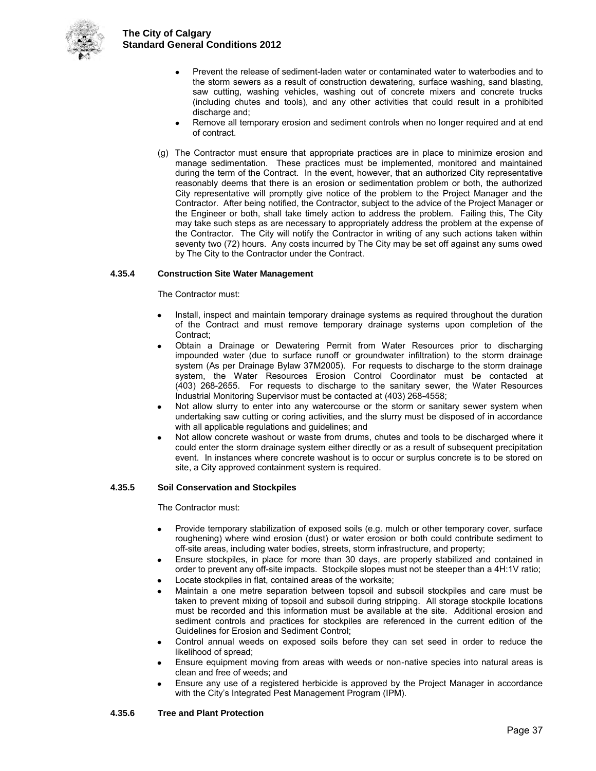- Prevent the release of sediment-laden water or contaminated water to waterbodies and to the storm sewers as a result of construction dewatering, surface washing, sand blasting, saw cutting, washing vehicles, washing out of concrete mixers and concrete trucks (including chutes and tools), and any other activities that could result in a prohibited discharge and;
- Remove all temporary erosion and sediment controls when no longer required and at end of contract.

(g) The Contractor must ensure that appropriate practices are in place to minimize erosion and manage sedimentation. These practices must be implemented, monitored and maintained during the term of the Contract. In the event, however, that an authorized City representative reasonably deems that there is an erosion or sedimentation problem or both, the authorized City representative will promptly give notice of the problem to the Project Manager and the Contractor. After being notified, the Contractor, subject to the advice of the Project Manager or the Engineer or both, shall take timely action to address the problem. Failing this, The City may take such steps as are necessary to appropriately address the problem at the expense of the Contractor. The City will notify the Contractor in writing of any such actions taken within seventy two (72) hours. Any costs incurred by The City may be set off against any sums owed by The City to the Contractor under the Contract.

#### 4.35.4 Construction Site Water Management

The Contractor must:

- Install, inspect and maintain temporary drainage systems as required throughout the duration of the Contract and must remove temporary drainage systems upon completion of the Contract;
- Obtain a Drainage or Dewatering Permit from Water Resources prior to discharging impounded water (due to surface runoff or groundwater infiltration) to the storm drainage system (As per Drainage Bylaw 37M2005). For requests to discharge to the storm drainage system, the Water Resources Erosion Control Coordinator must be contacted at (403) 268-2655. For requests to discharge to the sanitary sewer, the Water Resources Industrial Monitoring Supervisor must be contacted at (403) 268-4558;
- Not allow slurry to enter into any watercourse or the storm or sanitary sewer system when undertaking saw cutting or coring activities, and the slurry must be disposed of in accordance with all applicable regulations and guidelines; and
- Not allow concrete washout or waste from drums, chutes and tools to be discharged where it could enter the storm drainage system either directly or as a result of subsequent precipitation event. In instances where concrete washout is to occur or surplus concrete is to be stored on site, a City approved containment system is required.

#### 4.35.5 Soil Conservation and Stockpiles

The Contractor must:

- Provide temporary stabilization of exposed soils (e.g. mulch or other temporary cover, surface roughening) where wind erosion (dust) or water erosion or both could contribute sediment to off-site areas, including water bodies, streets, storm infrastructure, and property;
- Ensure stockpiles, in place for more than 30 days, are properly stabilized and contained in order to prevent any off-site impacts. Stockpile slopes must not be steeper than a 4H:1V ratio;
- Locate stockpiles in flat, contained areas of the worksite;
- Maintain a one metre separation between topsoil and subsoil stockpiles and care must be taken to prevent mixing of topsoil and subsoil during stripping. All storage stockpile locations must be recorded and this information must be available at the site. Additional erosion and sediment controls and practices for stockpiles are referenced in the current edition of the Guidelines for Erosion and Sediment Control;
- Control annual weeds on exposed soils before they can set seed in order to reduce the likelihood of spread;
- Ensure equipment moving from areas with weeds or non-native species into natural areas is clean and free of weeds; and
- Ensure any use of a registered herbicide is approved by the Project Manager in accordance with the City's Integrated Pest Management Program (IPM).

#### 4.35.6 Tree and Plant Protection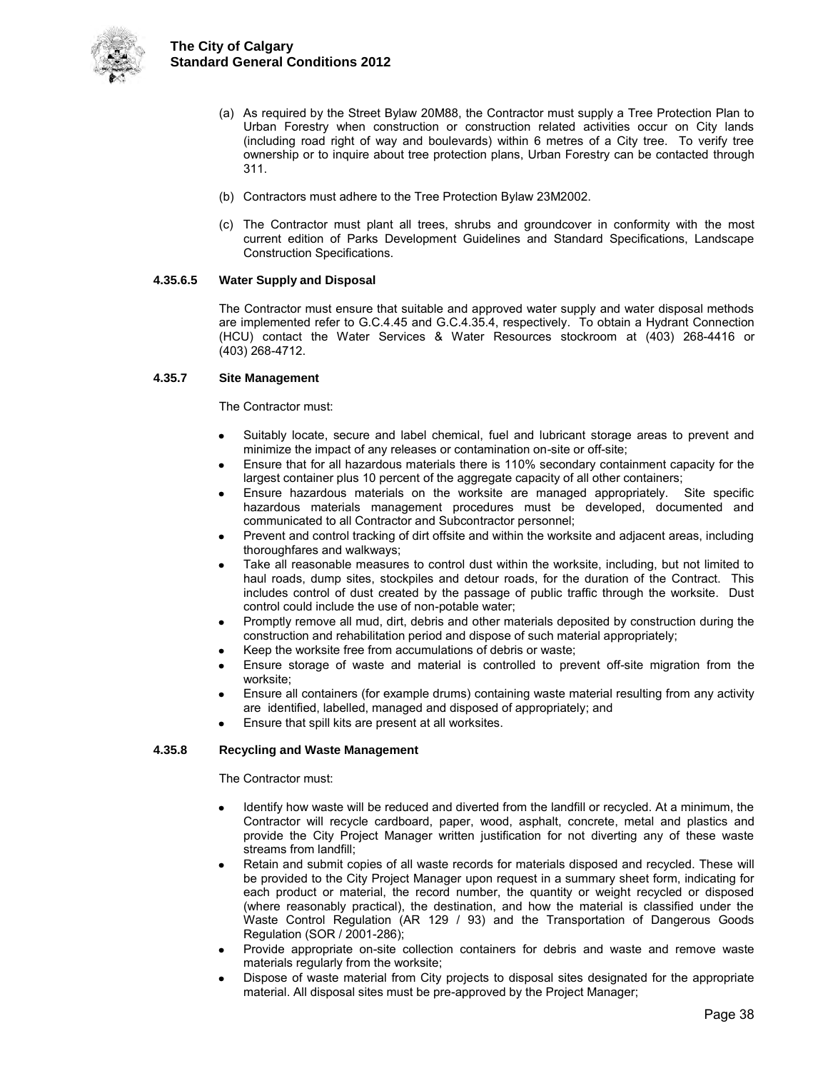(a) As required by the Street Bylaw 20M88, the Contractor must supply a Tree Protection Plan to Urban Forestry when construction or construction related activities occur on City lands (including road right of way and boulevards) within 6 metres of a City tree. To verify tree ownership or to inquire about tree protection plans, Urban Forestry can be contacted through 311.

(b) Contractors must adhere to the Tree Protection Bylaw 23M2002.

(c) The Contractor must plant all trees, shrubs and groundcover in conformity with the most current edition of Parks Development Guidelines and Standard Specifications, Landscape Construction Specifications.

#### 4.35.6.5 Water Supply and Disposal

The Contractor must ensure that suitable and approved water supply and water disposal methods are implemented refer to G.C.4.45 and G.C.4.35.4, respectively. To obtain a Hydrant Connection (HCU) contact the Water Services & Water Resources stockroom at (403) 268-4416 or (403) 268-4712.

### 4.35.7 Site Management

The Contractor must:

- Suitably locate, secure and label chemical, fuel and lubricant storage areas to prevent and minimize the impact of any releases or contamination on-site or off-site;
- Ensure that for all hazardous materials there is 110% secondary containment capacity for the largest container plus 10 percent of the aggregate capacity of all other containers;
- Ensure hazardous materials on the worksite are managed appropriately. Site specific hazardous materials management procedures must be developed, documented and communicated to all Contractor and Subcontractor personnel;
- Prevent and control tracking of dirt offsite and within the worksite and adjacent areas, including thoroughfares and walkways;
- Take all reasonable measures to control dust within the worksite, including, but not limited to haul roads, dump sites, stockpiles and detour roads, for the duration of the Contract. This includes control of dust created by the passage of public traffic through the worksite. Dust control could include the use of non-potable water;
- Promptly remove all mud, dirt, debris and other materials deposited by construction during the construction and rehabilitation period and dispose of such material appropriately;
- Keep the worksite free from accumulations of debris or waste;
- Ensure storage of waste and material is controlled to prevent off-site migration from the worksite;
- Ensure all containers (for example drums) containing waste material resulting from any activity are identified, labelled, managed and disposed of appropriately; and
- Ensure that spill kits are present at all worksites.

### 4.35.8 Recycling and Waste Management

The Contractor must:

- Identify how waste will be reduced and diverted from the landfill or recycled. At a minimum, the Contractor will recycle cardboard, paper, wood, asphalt, concrete, metal and plastics and provide the City Project Manager written justification for not diverting any of these waste streams from landfill;
- Retain and submit copies of all waste records for materials disposed and recycled. These will be provided to the City Project Manager upon request in a summary sheet form, indicating for each product or material, the record number, the quantity or weight recycled or disposed (where reasonably practical), the destination, and how the material is classified under the Waste Control Regulation (AR 129 / 93) and the Transportation of Dangerous Goods Regulation (SOR / 2001-286);
- Provide appropriate on-site collection containers for debris and waste and remove waste materials regularly from the worksite;
- Dispose of waste material from City projects to disposal sites designated for the appropriate material. All disposal sites must be pre-approved by the Project Manager;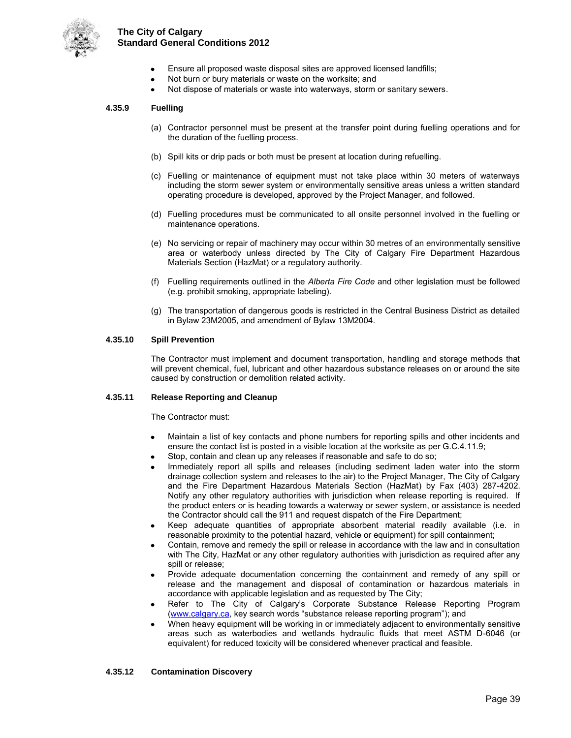- Ensure all proposed waste disposal sites are approved licensed landfills;
- Not burn or bury materials or waste on the worksite; and
- Not dispose of materials or waste into waterways, storm or sanitary sewers.

#### 4.35.9 Fuelling

(a) Contractor personnel must be present at the transfer point during fuelling operations and for the duration of the fuelling process.

(b) Spill kits or drip pads or both must be present at location during refuelling.

(c) Fuelling or maintenance of equipment must not take place within 30 meters of waterways including the storm sewer system or environmentally sensitive areas unless a written standard operating procedure is developed, approved by the Project Manager, and followed.

(d) Fuelling procedures must be communicated to all onsite personnel involved in the fuelling or maintenance operations.

(e) No servicing or repair of machinery may occur within 30 metres of an environmentally sensitive area or waterbody unless directed by The City of Calgary Fire Department Hazardous Materials Section (HazMat) or a regulatory authority.

(f) Fuelling requirements outlined in the *Alberta Fire Code* and other legislation must be followed (e.g. prohibit smoking, appropriate labeling).

(g) The transportation of dangerous goods is restricted in the Central Business District as detailed in Bylaw 23M2005, and amendment of Bylaw 13M2004.

#### 4.35.10 Spill Prevention

The Contractor must implement and document transportation, handling and storage methods that will prevent chemical, fuel, lubricant and other hazardous substance releases on or around the site caused by construction or demolition related activity.

#### 4.35.11 Release Reporting and Cleanup

The Contractor must:

- Maintain a list of key contacts and phone numbers for reporting spills and other incidents and ensure the contact list is posted in a visible location at the worksite as per G.C.4.11.9;
- Stop, contain and clean up any releases if reasonable and safe to do so;
- Immediately report all spills and releases (including sediment laden water into the storm drainage collection system and releases to the air) to the Project Manager, The City of Calgary and the Fire Department Hazardous Materials Section (HazMat) by Fax (403) 287-4202. Notify any other regulatory authorities with jurisdiction when release reporting is required. If the product enters or is heading towards a waterway or sewer system, or assistance is needed the Contractor should call the 911 and request dispatch of the Fire Department;
- Keep adequate quantities of appropriate absorbent material readily available (i.e. in reasonable proximity to the potential hazard, vehicle or equipment) for spill containment;
- Contain, remove and remedy the spill or release in accordance with the law and in consultation with The City, HazMat or any other regulatory authorities with jurisdiction as required after any spill or release;
- Provide adequate documentation concerning the containment and remedy of any spill or release and the management and disposal of contamination or hazardous materials in accordance with applicable legislation and as requested by The City;
- Refer to The City of Calgary's Corporate Substance Release Reporting Program (www.calgary.ca, key search words "substance release reporting program"); and
- When heavy equipment will be working in or immediately adjacent to environmentally sensitive areas such as waterbodies and wetlands hydraulic fluids that meet ASTM D-6046 (or equivalent) for reduced toxicity will be considered whenever practical and feasible.

#### 4.35.12 Contamination Discovery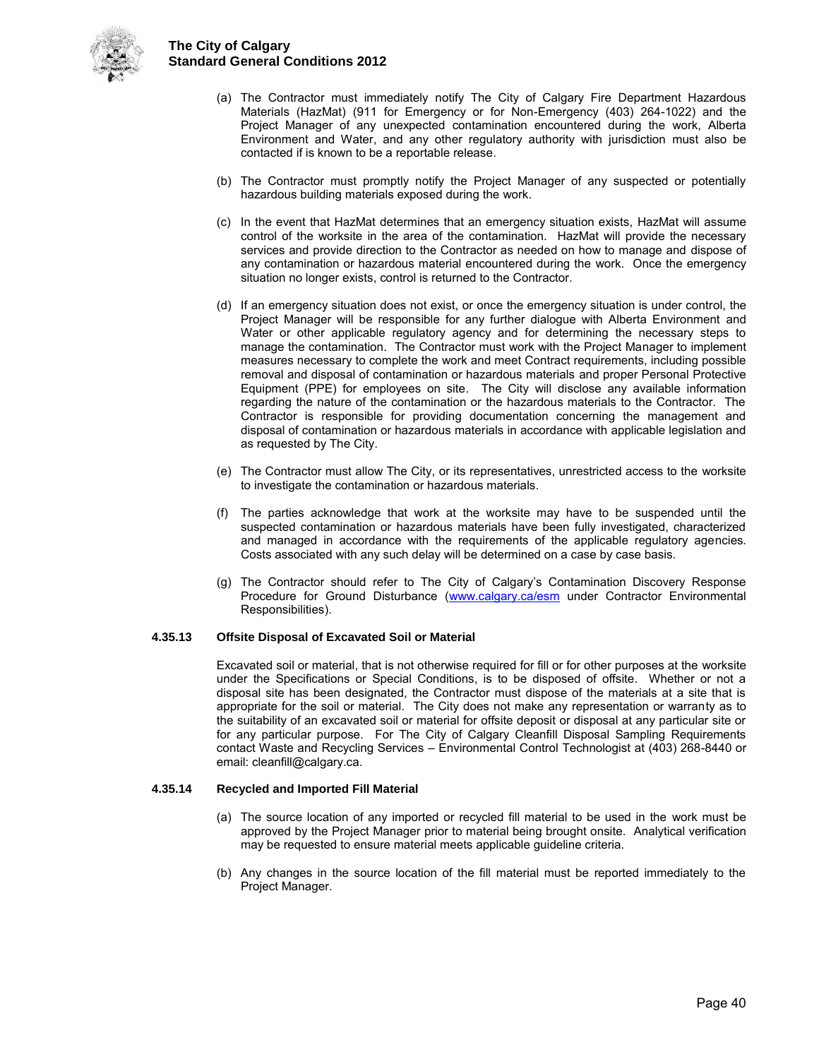(a) The Contractor must immediately notify The City of Calgary Fire Department Hazardous Materials (HazMat) (911 for Emergency or for Non-Emergency (403) 264-1022) and the Project Manager of any unexpected contamination encountered during the work, Alberta Environment and Water, and any other regulatory authority with jurisdiction must also be contacted if is known to be a reportable release.

(b) The Contractor must promptly notify the Project Manager of any suspected or potentially hazardous building materials exposed during the work.

(c) In the event that HazMat determines that an emergency situation exists, HazMat will assume control of the worksite in the area of the contamination. HazMat will provide the necessary services and provide direction to the Contractor as needed on how to manage and dispose of any contamination or hazardous material encountered during the work. Once the emergency situation no longer exists, control is returned to the Contractor.

(d) If an emergency situation does not exist, or once the emergency situation is under control, the Project Manager will be responsible for any further dialogue with Alberta Environment and Water or other applicable regulatory agency and for determining the necessary steps to manage the contamination. The Contractor must work with the Project Manager to implement measures necessary to complete the work and meet Contract requirements, including possible removal and disposal of contamination or hazardous materials and proper Personal Protective Equipment (PPE) for employees on site. The City will disclose any available information regarding the nature of the contamination or the hazardous materials to the Contractor. The Contractor is responsible for providing documentation concerning the management and disposal of contamination or hazardous materials in accordance with applicable legislation and as requested by The City.

(e) The Contractor must allow The City, or its representatives, unrestricted access to the worksite to investigate the contamination or hazardous materials.

(f) The parties acknowledge that work at the worksite may have to be suspended until the suspected contamination or hazardous materials have been fully investigated, characterized and managed in accordance with the requirements of the applicable regulatory agencies. Costs associated with any such delay will be determined on a case by case basis.

(g) The Contractor should refer to The City of Calgary's Contamination Discovery Response Procedure for Ground Disturbance (www.calgary.ca/esm under Contractor Environmental Responsibilities).

**4.35.13 Offsite Disposal of Excavated Soil or Material**

Excavated soil or material, that is not otherwise required for fill or for other purposes at the worksite under the Specifications or Special Conditions, is to be disposed of offsite. Whether or not a disposal site has been designated, the Contractor must dispose of the materials at a site that is appropriate for the soil or material. The City does not make any representation or warranty as to the suitability of an excavated soil or material for offsite deposit or disposal at any particular site or for any particular purpose. For The City of Calgary Cleanfill Disposal Sampling Requirements contact Waste and Recycling Services – Environmental Control Technologist at (403) 268-8440 or email: cleanfill@calgary.ca.

**4.35.14 Recycled and Imported Fill Material**

(a) The source location of any imported or recycled fill material to be used in the work must be approved by the Project Manager prior to material being brought onsite. Analytical verification may be requested to ensure material meets applicable guideline criteria.

(b) Any changes in the source location of the fill material must be reported immediately to the Project Manager.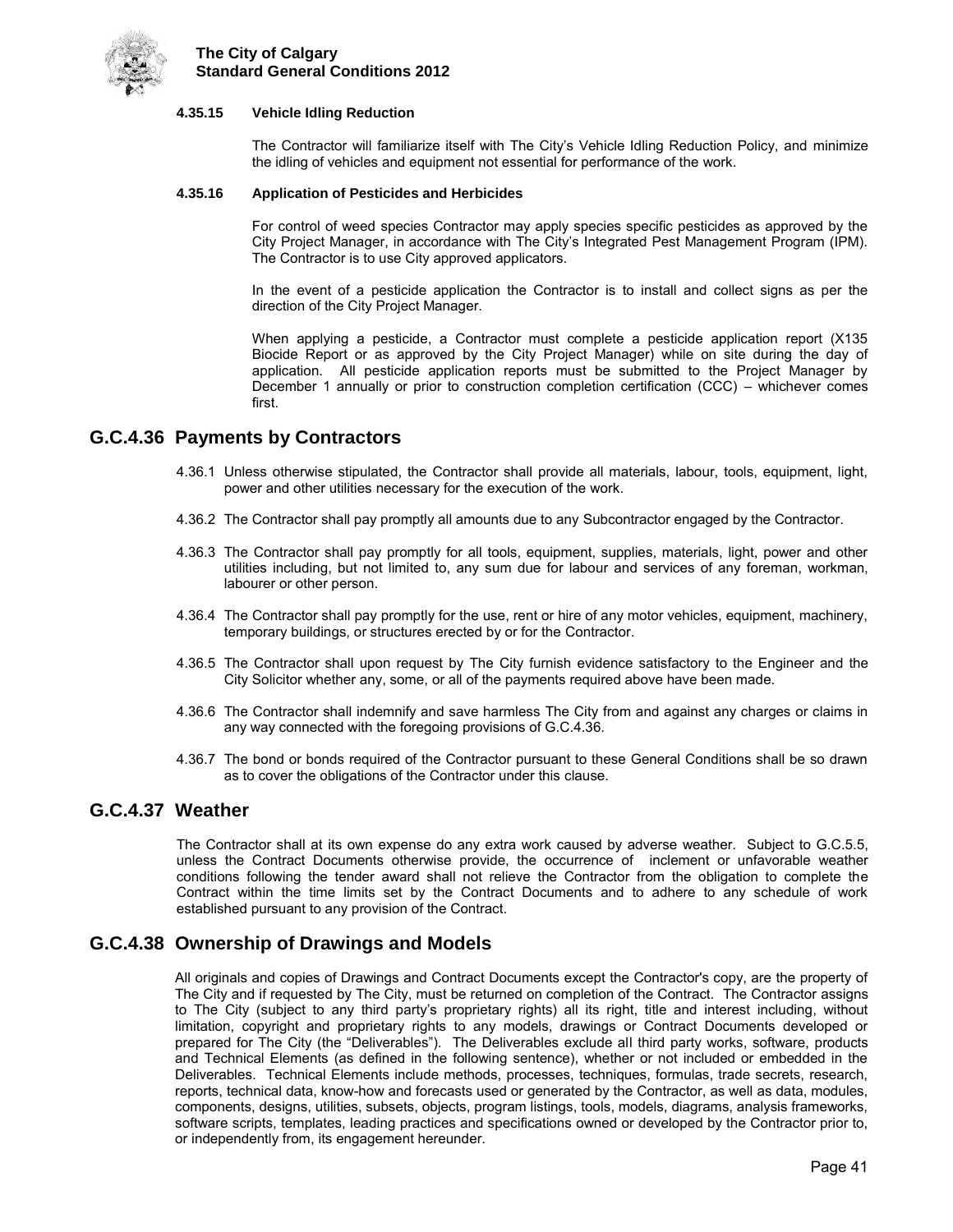#### 4.35.15 Vehicle Idling Reduction

The Contractor will familiarize itself with The City's Vehicle Idling Reduction Policy, and minimize the idling of vehicles and equipment not essential for performance of the work.

#### 4.35.16 Application of Pesticides and Herbicides

For control of weed species Contractor may apply species specific pesticides as approved by the City Project Manager, in accordance with The City's Integrated Pest Management Program (IPM). The Contractor is to use City approved applicators.

In the event of a pesticide application the Contractor is to install and collect signs as per the direction of the City Project Manager.

When applying a pesticide, a Contractor must complete a pesticide application report (X135 Biocide Report or as approved by the City Project Manager) while on site during the day of application. All pesticide application reports must be submitted to the Project Manager by December 1 annually or prior to construction completion certification (CCC) – whichever comes first.

## G.C.4.36 Payments by Contractors

4.36.1 Unless otherwise stipulated, the Contractor shall provide all materials, labour, tools, equipment, light, power and other utilities necessary for the execution of the work.

4.36.2 The Contractor shall pay promptly all amounts due to any Subcontractor engaged by the Contractor.

4.36.3 The Contractor shall pay promptly for all tools, equipment, supplies, materials, light, power and other utilities including, but not limited to, any sum due for labour and services of any foreman, workman, labourer or other person.

4.36.4 The Contractor shall pay promptly for the use, rent or hire of any motor vehicles, equipment, machinery, temporary buildings, or structures erected by or for the Contractor.

4.36.5 The Contractor shall upon request by The City furnish evidence satisfactory to the Engineer and the City Solicitor whether any, some, or all of the payments required above have been made.

4.36.6 The Contractor shall indemnify and save harmless The City from and against any charges or claims in any way connected with the foregoing provisions of G.C.4.36.

4.36.7 The bond or bonds required of the Contractor pursuant to these General Conditions shall be so drawn as to cover the obligations of the Contractor under this clause.

## G.C.4.37 Weather

The Contractor shall at its own expense do any extra work caused by adverse weather. Subject to G.C.5.5, unless the Contract Documents otherwise provide, the occurrence of inclement or unfavorable weather conditions following the tender award shall not relieve the Contractor from the obligation to complete the Contract within the time limits set by the Contract Documents and to adhere to any schedule of work established pursuant to any provision of the Contract.

## G.C.4.38 Ownership of Drawings and Models

All originals and copies of Drawings and Contract Documents except the Contractor's copy, are the property of The City and if requested by The City, must be returned on completion of the Contract. The Contractor assigns to The City (subject to any third party's proprietary rights) all its right, title and interest including, without limitation, copyright and proprietary rights to any models, drawings or Contract Documents developed or prepared for The City (the "Deliverables"). The Deliverables exclude all third party works, software, products and Technical Elements (as defined in the following sentence), whether or not included or embedded in the Deliverables. Technical Elements include methods, processes, techniques, formulas, trade secrets, research, reports, technical data, know-how and forecasts used or generated by the Contractor, as well as data, modules, components, designs, utilities, subsets, objects, program listings, tools, models, diagrams, analysis frameworks, software scripts, templates, leading practices and specifications owned or developed by the Contractor prior to, or independently from, its engagement hereunder.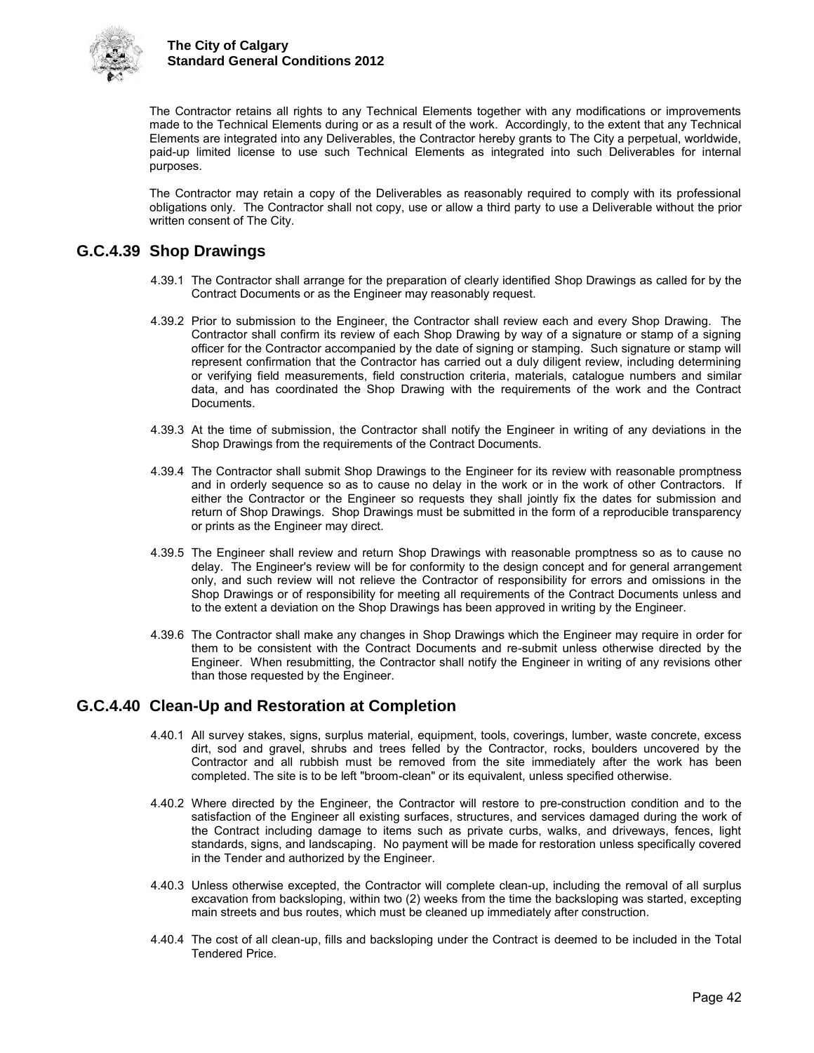The Contractor retains all rights to any Technical Elements together with any modifications or improvements made to the Technical Elements during or as a result of the work. Accordingly, to the extent that any Technical Elements are integrated into any Deliverables, the Contractor hereby grants to The City a perpetual, worldwide, paid-up limited license to use such Technical Elements as integrated into such Deliverables for internal purposes.

The Contractor may retain a copy of the Deliverables as reasonably required to comply with its professional obligations only. The Contractor shall not copy, use or allow a third party to use a Deliverable without the prior written consent of The City.

## G.C.4.39 Shop Drawings

4.39.1 The Contractor shall arrange for the preparation of clearly identified Shop Drawings as called for by the Contract Documents or as the Engineer may reasonably request.

4.39.2 Prior to submission to the Engineer, the Contractor shall review each and every Shop Drawing. The Contractor shall confirm its review of each Shop Drawing by way of a signature or stamp of a signing officer for the Contractor accompanied by the date of signing or stamping. Such signature or stamp will represent confirmation that the Contractor has carried out a duly diligent review, including determining or verifying field measurements, field construction criteria, materials, catalogue numbers and similar data, and has coordinated the Shop Drawing with the requirements of the work and the Contract Documents.

4.39.3 At the time of submission, the Contractor shall notify the Engineer in writing of any deviations in the Shop Drawings from the requirements of the Contract Documents.

4.39.4 The Contractor shall submit Shop Drawings to the Engineer for its review with reasonable promptness and in orderly sequence so as to cause no delay in the work or in the work of other Contractors. If either the Contractor or the Engineer so requests they shall jointly fix the dates for submission and return of Shop Drawings. Shop Drawings must be submitted in the form of a reproducible transparency or prints as the Engineer may direct.

4.39.5 The Engineer shall review and return Shop Drawings with reasonable promptness so as to cause no delay. The Engineer's review will be for conformity to the design concept and for general arrangement only, and such review will not relieve the Contractor of responsibility for errors and omissions in the Shop Drawings or of responsibility for meeting all requirements of the Contract Documents unless and to the extent a deviation on the Shop Drawings has been approved in writing by the Engineer.

4.39.6 The Contractor shall make any changes in Shop Drawings which the Engineer may require in order for them to be consistent with the Contract Documents and re-submit unless otherwise directed by the Engineer. When resubmitting, the Contractor shall notify the Engineer in writing of any revisions other than those requested by the Engineer.

## G.C.4.40 Clean-Up and Restoration at Completion

4.40.1 All survey stakes, signs, surplus material, equipment, tools, coverings, lumber, waste concrete, excess dirt, sod and gravel, shrubs and trees felled by the Contractor, rocks, boulders uncovered by the Contractor and all rubbish must be removed from the site immediately after the work has been completed. The site is to be left "broom-clean" or its equivalent, unless specified otherwise.

4.40.2 Where directed by the Engineer, the Contractor will restore to pre-construction condition and to the satisfaction of the Engineer all existing surfaces, structures, and services damaged during the work of the Contract including damage to items such as private curbs, walks, and driveways, fences, light standards, signs, and landscaping. No payment will be made for restoration unless specifically covered in the Tender and authorized by the Engineer.

4.40.3 Unless otherwise excepted, the Contractor will complete clean-up, including the removal of all surplus excavation from backsloping, within two (2) weeks from the time the backsloping was started, excepting main streets and bus routes, which must be cleaned up immediately after construction.

4.40.4 The cost of all clean-up, fills and backsloping under the Contract is deemed to be included in the Total Tendered Price.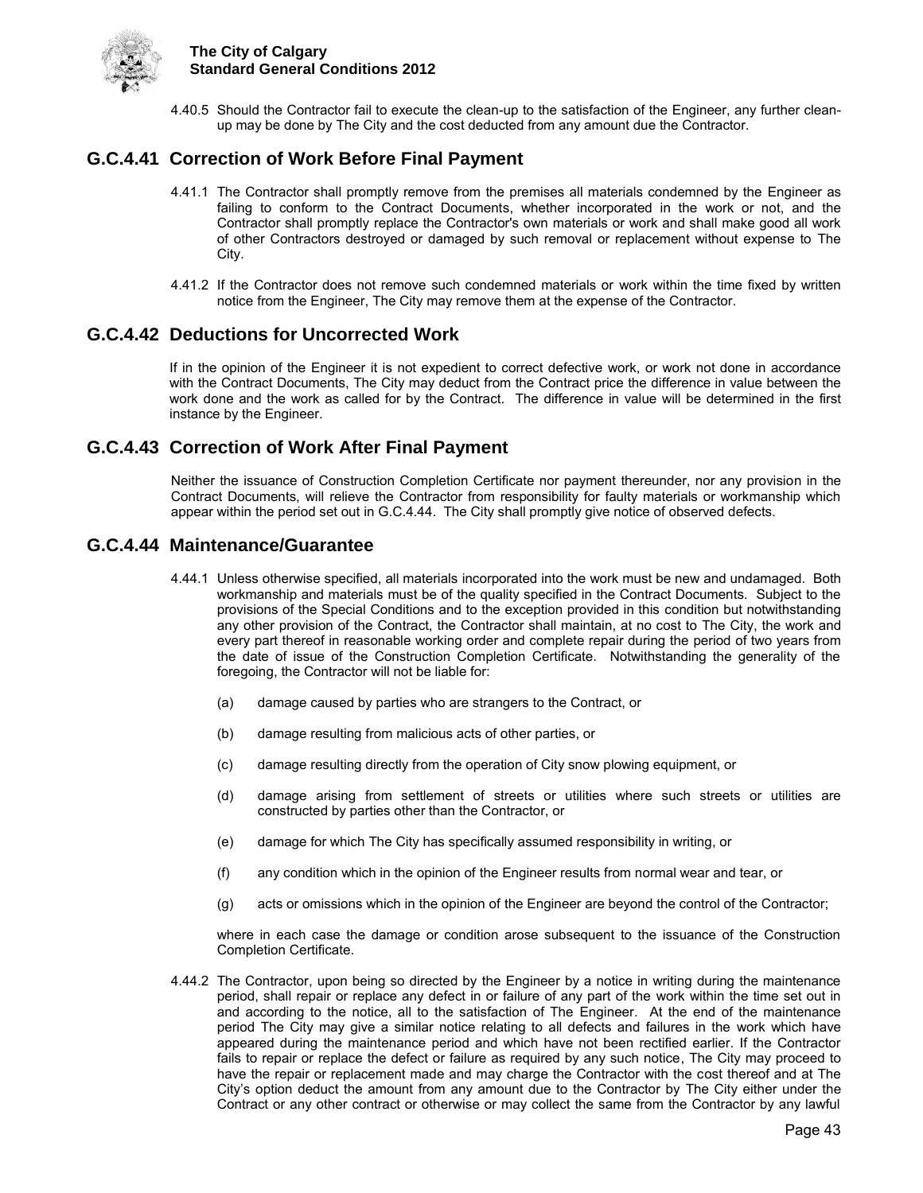4.40.5 Should the Contractor fail to execute the clean-up to the satisfaction of the Engineer, any further clean-up may be done by The City and the cost deducted from any amount due the Contractor.

## G.C.4.41 Correction of Work Before Final Payment

4.41.1 The Contractor shall promptly remove from the premises all materials condemned by the Engineer as failing to conform to the Contract Documents, whether incorporated in the work or not, and the Contractor shall promptly replace the Contractor's own materials or work and shall make good all work of other Contractors destroyed or damaged by such removal or replacement without expense to The City.

4.41.2 If the Contractor does not remove such condemned materials or work within the time fixed by written notice from the Engineer, The City may remove them at the expense of the Contractor.

## G.C.4.42 Deductions for Uncorrected Work

If in the opinion of the Engineer it is not expedient to correct defective work, or work not done in accordance with the Contract Documents, The City may deduct from the Contract price the difference in value between the work done and the work as called for by the Contract. The difference in value will be determined in the first instance by the Engineer.

## G.C.4.43 Correction of Work After Final Payment

Neither the issuance of Construction Completion Certificate nor payment thereunder, nor any provision in the Contract Documents, will relieve the Contractor from responsibility for faulty materials or workmanship which appear within the period set out in G.C.4.44. The City shall promptly give notice of observed defects.

## G.C.4.44 Maintenance/Guarantee

4.44.1 Unless otherwise specified, all materials incorporated into the work must be new and undamaged. Both workmanship and materials must be of the quality specified in the Contract Documents. Subject to the provisions of the Special Conditions and to the exception provided in this condition but notwithstanding any other provision of the Contract, the Contractor shall maintain, at no cost to The City, the work and every part thereof in reasonable working order and complete repair during the period of two years from the date of issue of the Construction Completion Certificate. Notwithstanding the generality of the foregoing, the Contractor will not be liable for:

(a) damage caused by parties who are strangers to the Contract, or

(b) damage resulting from malicious acts of other parties, or

(c) damage resulting directly from the operation of City snow plowing equipment, or

(d) damage arising from settlement of streets or utilities where such streets or utilities are constructed by parties other than the Contractor, or

(e) damage for which The City has specifically assumed responsibility in writing, or

(f) any condition which in the opinion of the Engineer results from normal wear and tear, or

(g) acts or omissions which in the opinion of the Engineer are beyond the control of the Contractor;

where in each case the damage or condition arose subsequent to the issuance of the Construction Completion Certificate.

4.44.2 The Contractor, upon being so directed by the Engineer by a notice in writing during the maintenance period, shall repair or replace any defect in or failure of any part of the work within the time set out in and according to the notice, all to the satisfaction of The Engineer. At the end of the maintenance period The City may give a similar notice relating to all defects and failures in the work which have appeared during the maintenance period and which have not been rectified earlier. If the Contractor fails to repair or replace the defect or failure as required by any such notice, The City may proceed to have the repair or replacement made and may charge the Contractor with the cost thereof and at The City's option deduct the amount from any amount due to the Contractor by The City either under the Contract or any other contract or otherwise or may collect the same from the Contractor by any lawful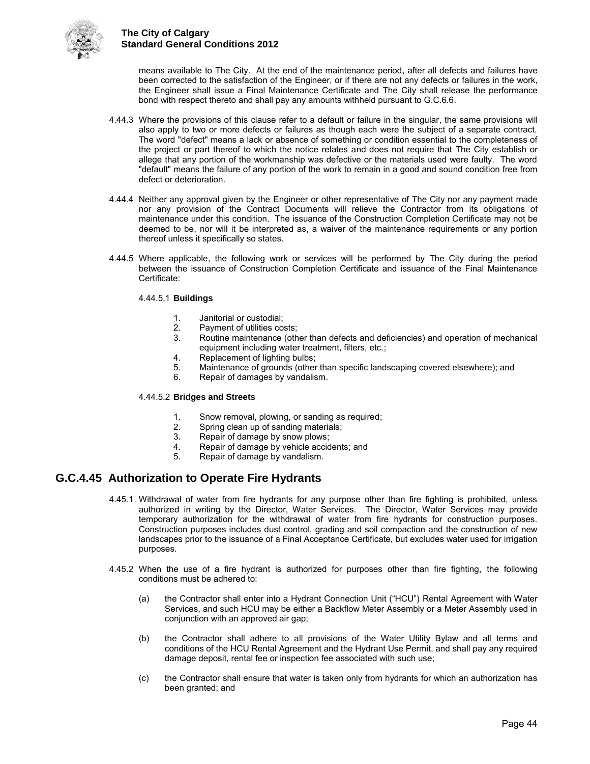means available to The City. At the end of the maintenance period, after all defects and failures have been corrected to the satisfaction of the Engineer, or if there are not any defects or failures in the work, the Engineer shall issue a Final Maintenance Certificate and The City shall release the performance bond with respect thereto and shall pay any amounts withheld pursuant to G.C.6.6.

4.44.3 Where the provisions of this clause refer to a default or failure in the singular, the same provisions will also apply to two or more defects or failures as though each were the subject of a separate contract. The word "defect" means a lack or absence of something or condition essential to the completeness of the project or part thereof to which the notice relates and does not require that The City establish or allege that any portion of the workmanship was defective or the materials used were faulty. The word "default" means the failure of any portion of the work to remain in a good and sound condition free from defect or deterioration.

4.44.4 Neither any approval given by the Engineer or other representative of The City nor any payment made nor any provision of the Contract Documents will relieve the Contractor from its obligations of maintenance under this condition. The issuance of the Construction Completion Certificate may not be deemed to be, nor will it be interpreted as, a waiver of the maintenance requirements or any portion thereof unless it specifically so states.

4.44.5 Where applicable, the following work or services will be performed by The City during the period between the issuance of Construction Completion Certificate and issuance of the Final Maintenance Certificate:

4.44.5.1 **Buildings**

1. Janitorial or custodial;
2. Payment of utilities costs;
3. Routine maintenance (other than defects and deficiencies) and operation of mechanical equipment including water treatment, filters, etc.;
4. Replacement of lighting bulbs;
5. Maintenance of grounds (other than specific landscaping covered elsewhere); and
6. Repair of damages by vandalism.

4.44.5.2 **Bridges and Streets**

1. Snow removal, plowing, or sanding as required;
2. Spring clean up of sanding materials;
3. Repair of damage by snow plows;
4. Repair of damage by vehicle accidents; and
5. Repair of damage by vandalism.

## G.C.4.45 Authorization to Operate Fire Hydrants

4.45.1 Withdrawal of water from fire hydrants for any purpose other than fire fighting is prohibited, unless authorized in writing by the Director, Water Services. The Director, Water Services may provide temporary authorization for the withdrawal of water from fire hydrants for construction purposes. Construction purposes includes dust control, grading and soil compaction and the construction of new landscapes prior to the issuance of a Final Acceptance Certificate, but excludes water used for irrigation purposes.

4.45.2 When the use of a fire hydrant is authorized for purposes other than fire fighting, the following conditions must be adhered to:

(a) the Contractor shall enter into a Hydrant Connection Unit ("HCU") Rental Agreement with Water Services, and such HCU may be either a Backflow Meter Assembly or a Meter Assembly used in conjunction with an approved air gap;

(b) the Contractor shall adhere to all provisions of the Water Utility Bylaw and all terms and conditions of the HCU Rental Agreement and the Hydrant Use Permit, and shall pay any required damage deposit, rental fee or inspection fee associated with such use;

(c) the Contractor shall ensure that water is taken only from hydrants for which an authorization has been granted; and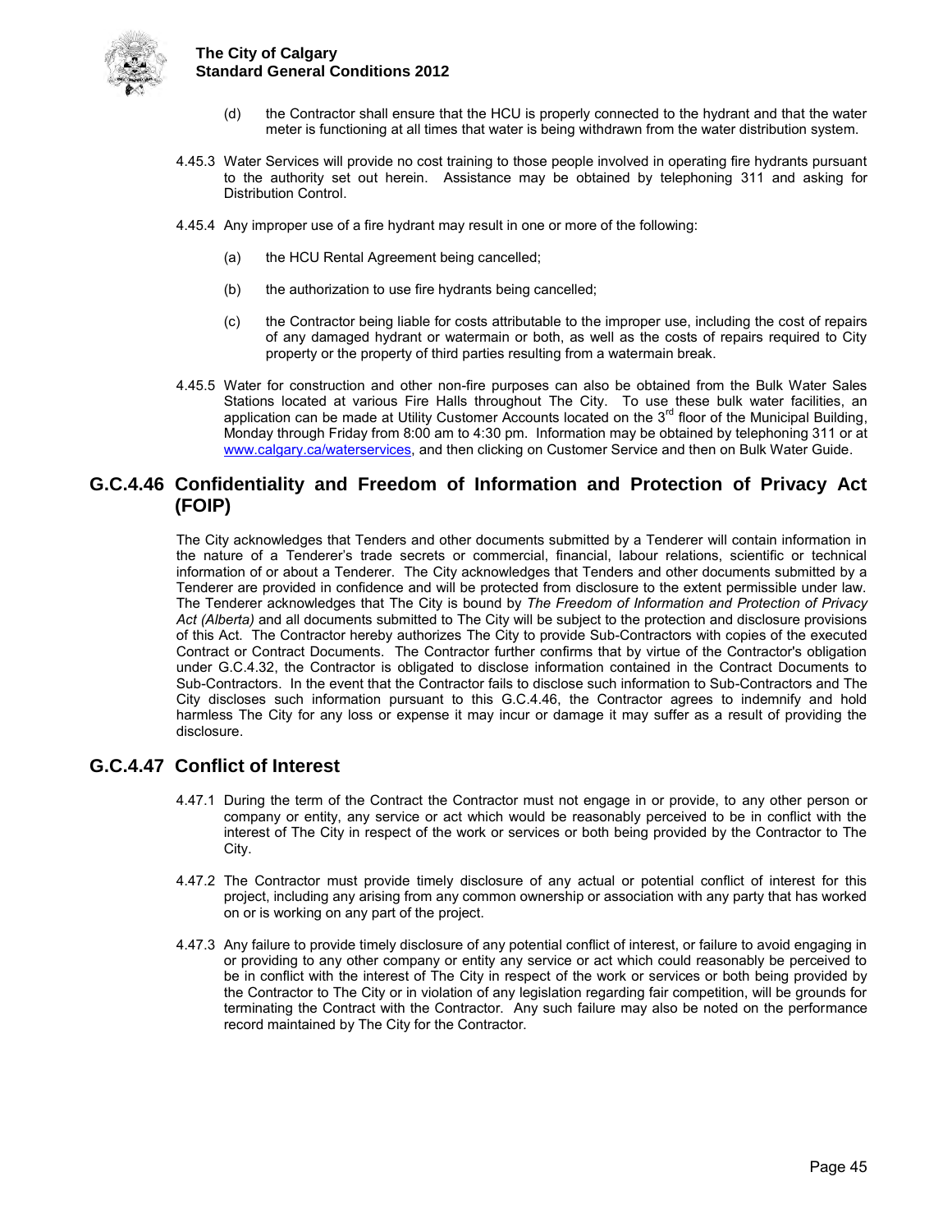(d) the Contractor shall ensure that the HCU is properly connected to the hydrant and that the water meter is functioning at all times that water is being withdrawn from the water distribution system.

4.45.3 Water Services will provide no cost training to those people involved in operating fire hydrants pursuant to the authority set out herein. Assistance may be obtained by telephoning 311 and asking for Distribution Control.

4.45.4 Any improper use of a fire hydrant may result in one or more of the following:

(a) the HCU Rental Agreement being cancelled;

(b) the authorization to use fire hydrants being cancelled;

(c) the Contractor being liable for costs attributable to the improper use, including the cost of repairs of any damaged hydrant or watermain or both, as well as the costs of repairs required to City property or the property of third parties resulting from a watermain break.

4.45.5 Water for construction and other non-fire purposes can also be obtained from the Bulk Water Sales Stations located at various Fire Halls throughout The City. To use these bulk water facilities, an application can be made at Utility Customer Accounts located on the 3rd floor of the Municipal Building, Monday through Friday from 8:00 am to 4:30 pm. Information may be obtained by telephoning 311 or at www.calgary.ca/waterservices, and then clicking on Customer Service and then on Bulk Water Guide.

## G.C.4.46 Confidentiality and Freedom of Information and Protection of Privacy Act (FOIP)

The City acknowledges that Tenders and other documents submitted by a Tenderer will contain information in the nature of a Tenderer's trade secrets or commercial, financial, labour relations, scientific or technical information of or about a Tenderer. The City acknowledges that Tenders and other documents submitted by a Tenderer are provided in confidence and will be protected from disclosure to the extent permissible under law. The Tenderer acknowledges that The City is bound by *The Freedom of Information and Protection of Privacy Act (Alberta)* and all documents submitted to The City will be subject to the protection and disclosure provisions of this Act. The Contractor hereby authorizes The City to provide Sub-Contractors with copies of the executed Contract or Contract Documents. The Contractor further confirms that by virtue of the Contractor's obligation under G.C.4.32, the Contractor is obligated to disclose information contained in the Contract Documents to Sub-Contractors. In the event that the Contractor fails to disclose such information to Sub-Contractors and The City discloses such information pursuant to this G.C.4.46, the Contractor agrees to indemnify and hold harmless The City for any loss or expense it may incur or damage it may suffer as a result of providing the disclosure.

## G.C.4.47 Conflict of Interest

4.47.1 During the term of the Contract the Contractor must not engage in or provide, to any other person or company or entity, any service or act which would be reasonably perceived to be in conflict with the interest of The City in respect of the work or services or both being provided by the Contractor to The City.

4.47.2 The Contractor must provide timely disclosure of any actual or potential conflict of interest for this project, including any arising from any common ownership or association with any party that has worked on or is working on any part of the project.

4.47.3 Any failure to provide timely disclosure of any potential conflict of interest, or failure to avoid engaging in or providing to any other company or entity any service or act which could reasonably be perceived to be in conflict with the interest of The City in respect of the work or services or both being provided by the Contractor to The City or in violation of any legislation regarding fair competition, will be grounds for terminating the Contract with the Contractor. Any such failure may also be noted on the performance record maintained by The City for the Contractor.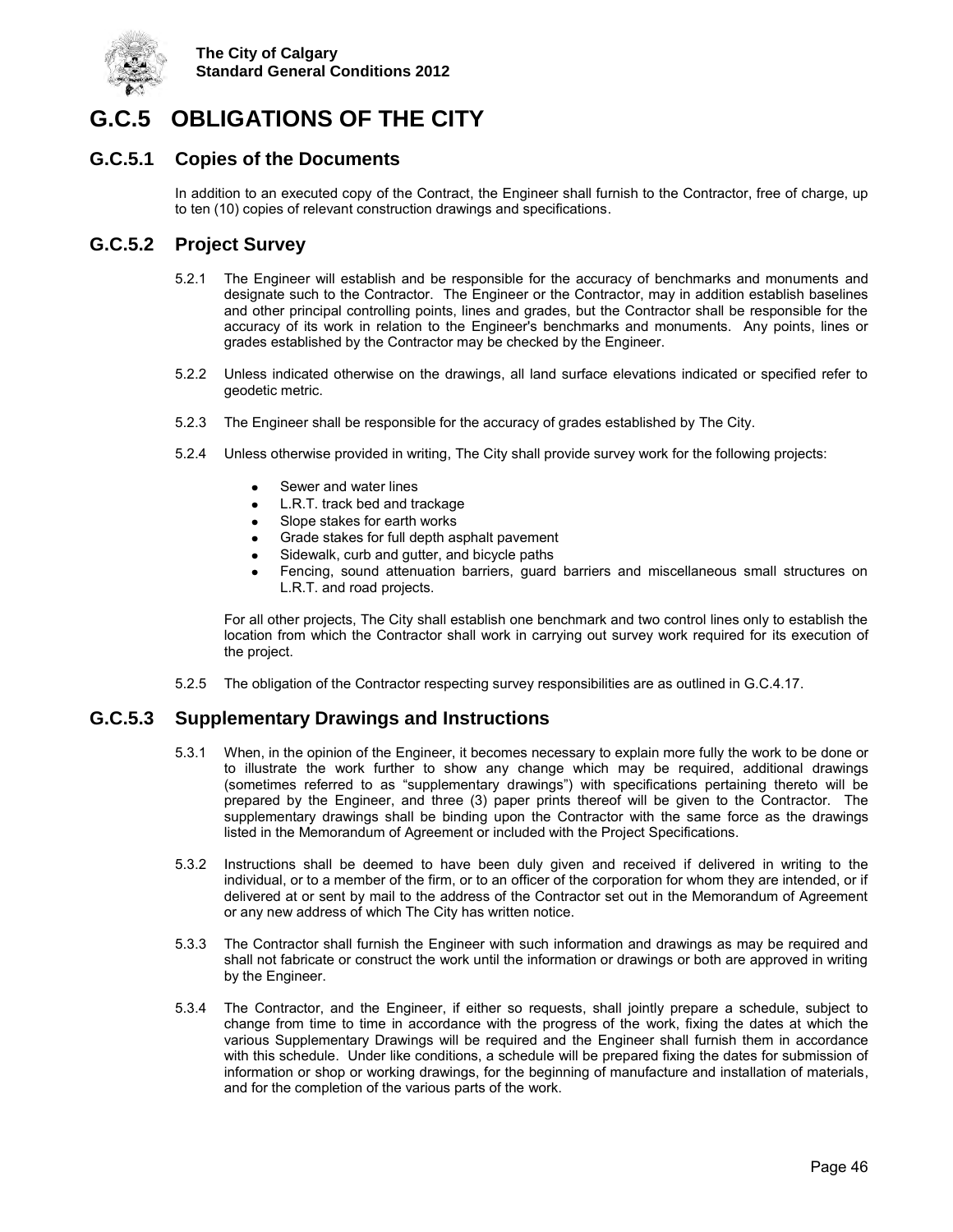# G.C.5 OBLIGATIONS OF THE CITY

## G.C.5.1 Copies of the Documents

In addition to an executed copy of the Contract, the Engineer shall furnish to the Contractor, free of charge, up to ten (10) copies of relevant construction drawings and specifications.

## G.C.5.2 Project Survey

5.2.1 The Engineer will establish and be responsible for the accuracy of benchmarks and monuments and designate such to the Contractor. The Engineer or the Contractor, may in addition establish baselines and other principal controlling points, lines and grades, but the Contractor shall be responsible for the accuracy of its work in relation to the Engineer's benchmarks and monuments. Any points, lines or grades established by the Contractor may be checked by the Engineer.

5.2.2 Unless indicated otherwise on the drawings, all land surface elevations indicated or specified refer to geodetic metric.

5.2.3 The Engineer shall be responsible for the accuracy of grades established by The City.

5.2.4 Unless otherwise provided in writing, The City shall provide survey work for the following projects:

- Sewer and water lines
- L.R.T. track bed and trackage
- Slope stakes for earth works
- Grade stakes for full depth asphalt pavement
- Sidewalk, curb and gutter, and bicycle paths
- Fencing, sound attenuation barriers, guard barriers and miscellaneous small structures on L.R.T. and road projects.

For all other projects, The City shall establish one benchmark and two control lines only to establish the location from which the Contractor shall work in carrying out survey work required for its execution of the project.

5.2.5 The obligation of the Contractor respecting survey responsibilities are as outlined in G.C.4.17.

## G.C.5.3 Supplementary Drawings and Instructions

5.3.1 When, in the opinion of the Engineer, it becomes necessary to explain more fully the work to be done or to illustrate the work further to show any change which may be required, additional drawings (sometimes referred to as "supplementary drawings") with specifications pertaining thereto will be prepared by the Engineer, and three (3) paper prints thereof will be given to the Contractor. The supplementary drawings shall be binding upon the Contractor with the same force as the drawings listed in the Memorandum of Agreement or included with the Project Specifications.

5.3.2 Instructions shall be deemed to have been duly given and received if delivered in writing to the individual, or to a member of the firm, or to an officer of the corporation for whom they are intended, or if delivered at or sent by mail to the address of the Contractor set out in the Memorandum of Agreement or any new address of which The City has written notice.

5.3.3 The Contractor shall furnish the Engineer with such information and drawings as may be required and shall not fabricate or construct the work until the information or drawings or both are approved in writing by the Engineer.

5.3.4 The Contractor, and the Engineer, if either so requests, shall jointly prepare a schedule, subject to change from time to time in accordance with the progress of the work, fixing the dates at which the various Supplementary Drawings will be required and the Engineer shall furnish them in accordance with this schedule. Under like conditions, a schedule will be prepared fixing the dates for submission of information or shop or working drawings, for the beginning of manufacture and installation of materials, and for the completion of the various parts of the work.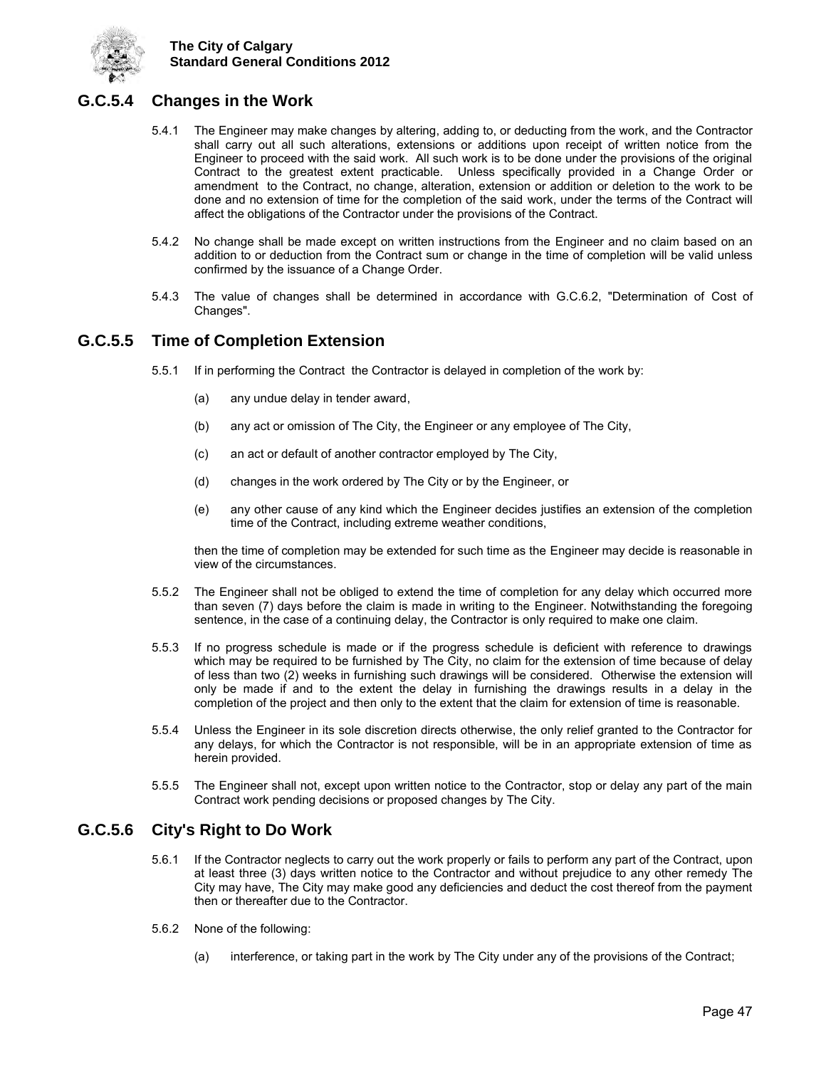## G.C.5.4 Changes in the Work

5.4.1 The Engineer may make changes by altering, adding to, or deducting from the work, and the Contractor shall carry out all such alterations, extensions or additions upon receipt of written notice from the Engineer to proceed with the said work. All such work is to be done under the provisions of the original Contract to the greatest extent practicable. Unless specifically provided in a Change Order or amendment to the Contract, no change, alteration, extension or addition or deletion to the work to be done and no extension of time for the completion of the said work, under the terms of the Contract will affect the obligations of the Contractor under the provisions of the Contract.

5.4.2 No change shall be made except on written instructions from the Engineer and no claim based on an addition to or deduction from the Contract sum or change in the time of completion will be valid unless confirmed by the issuance of a Change Order.

5.4.3 The value of changes shall be determined in accordance with G.C.6.2, "Determination of Cost of Changes".

## G.C.5.5 Time of Completion Extension

5.5.1 If in performing the Contract the Contractor is delayed in completion of the work by:

(a) any undue delay in tender award,

(b) any act or omission of The City, the Engineer or any employee of The City,

(c) an act or default of another contractor employed by The City,

(d) changes in the work ordered by The City or by the Engineer, or

(e) any other cause of any kind which the Engineer decides justifies an extension of the completion time of the Contract, including extreme weather conditions,

then the time of completion may be extended for such time as the Engineer may decide is reasonable in view of the circumstances.

5.5.2 The Engineer shall not be obliged to extend the time of completion for any delay which occurred more than seven (7) days before the claim is made in writing to the Engineer. Notwithstanding the foregoing sentence, in the case of a continuing delay, the Contractor is only required to make one claim.

5.5.3 If no progress schedule is made or if the progress schedule is deficient with reference to drawings which may be required to be furnished by The City, no claim for the extension of time because of delay of less than two (2) weeks in furnishing such drawings will be considered. Otherwise the extension will only be made if and to the extent the delay in furnishing the drawings results in a delay in the completion of the project and then only to the extent that the claim for extension of time is reasonable.

5.5.4 Unless the Engineer in its sole discretion directs otherwise, the only relief granted to the Contractor for any delays, for which the Contractor is not responsible, will be in an appropriate extension of time as herein provided.

5.5.5 The Engineer shall not, except upon written notice to the Contractor, stop or delay any part of the main Contract work pending decisions or proposed changes by The City.

## G.C.5.6 City's Right to Do Work

5.6.1 If the Contractor neglects to carry out the work properly or fails to perform any part of the Contract, upon at least three (3) days written notice to the Contractor and without prejudice to any other remedy The City may have, The City may make good any deficiencies and deduct the cost thereof from the payment then or thereafter due to the Contractor.

5.6.2 None of the following:

(a) interference, or taking part in the work by The City under any of the provisions of the Contract;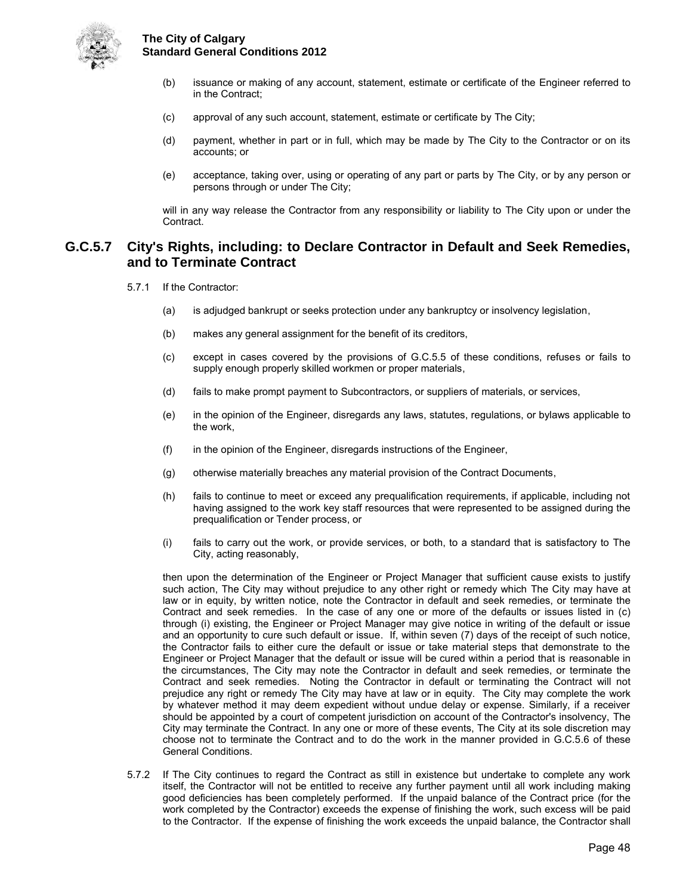(b) issuance or making of any account, statement, estimate or certificate of the Engineer referred to in the Contract;

(c) approval of any such account, statement, estimate or certificate by The City;

(d) payment, whether in part or in full, which may be made by The City to the Contractor or on its accounts; or

(e) acceptance, taking over, using or operating of any part or parts by The City, or by any person or persons through or under The City;

will in any way release the Contractor from any responsibility or liability to The City upon or under the Contract.

## G.C.5.7 City's Rights, including: to Declare Contractor in Default and Seek Remedies, and to Terminate Contract

5.7.1 If the Contractor:

(a) is adjudged bankrupt or seeks protection under any bankruptcy or insolvency legislation,

(b) makes any general assignment for the benefit of its creditors,

(c) except in cases covered by the provisions of G.C.5.5 of these conditions, refuses or fails to supply enough properly skilled workmen or proper materials,

(d) fails to make prompt payment to Subcontractors, or suppliers of materials, or services,

(e) in the opinion of the Engineer, disregards any laws, statutes, regulations, or bylaws applicable to the work,

(f) in the opinion of the Engineer, disregards instructions of the Engineer,

(g) otherwise materially breaches any material provision of the Contract Documents,

(h) fails to continue to meet or exceed any prequalification requirements, if applicable, including not having assigned to the work key staff resources that were represented to be assigned during the prequalification or Tender process, or

(i) fails to carry out the work, or provide services, or both, to a standard that is satisfactory to The City, acting reasonably,

then upon the determination of the Engineer or Project Manager that sufficient cause exists to justify such action, The City may without prejudice to any other right or remedy which The City may have at law or in equity, by written notice, note the Contractor in default and seek remedies, or terminate the Contract and seek remedies. In the case of any one or more of the defaults or issues listed in (c) through (i) existing, the Engineer or Project Manager may give notice in writing of the default or issue and an opportunity to cure such default or issue. If, within seven (7) days of the receipt of such notice, the Contractor fails to either cure the default or issue or take material steps that demonstrate to the Engineer or Project Manager that the default or issue will be cured within a period that is reasonable in the circumstances, The City may note the Contractor in default and seek remedies, or terminate the Contract and seek remedies. Noting the Contractor in default or terminating the Contract will not prejudice any right or remedy The City may have at law or in equity. The City may complete the work by whatever method it may deem expedient without undue delay or expense. Similarly, if a receiver should be appointed by a court of competent jurisdiction on account of the Contractor's insolvency, The City may terminate the Contract. In any one or more of these events, The City at its sole discretion may choose not to terminate the Contract and to do the work in the manner provided in G.C.5.6 of these General Conditions.

5.7.2 If The City continues to regard the Contract as still in existence but undertake to complete any work itself, the Contractor will not be entitled to receive any further payment until all work including making good deficiencies has been completely performed. If the unpaid balance of the Contract price (for the work completed by the Contractor) exceeds the expense of finishing the work, such excess will be paid to the Contractor. If the expense of finishing the work exceeds the unpaid balance, the Contractor shall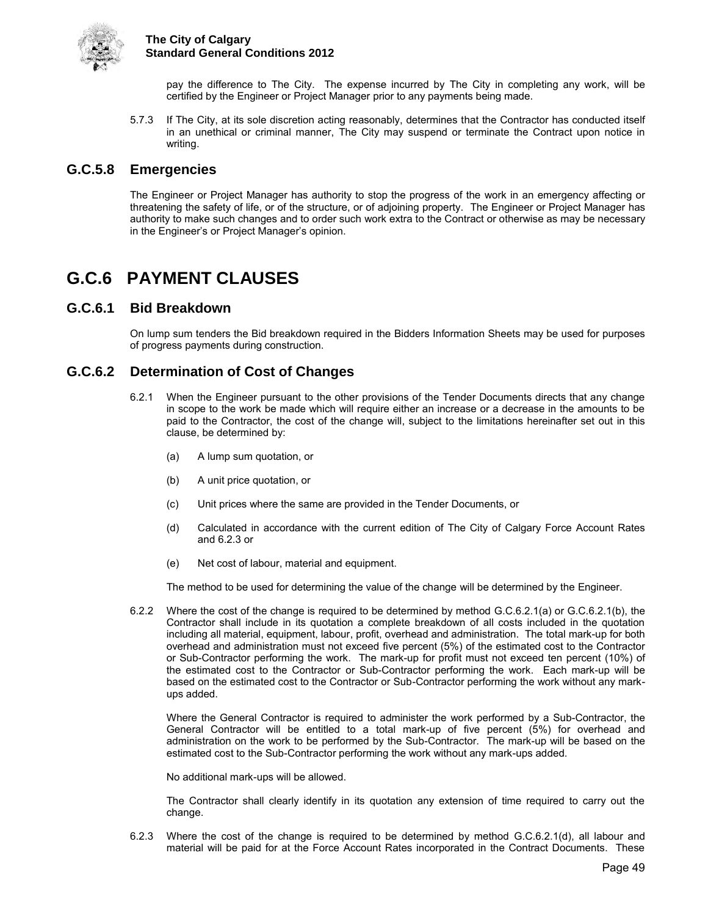pay the difference to The City. The expense incurred by The City in completing any work, will be certified by the Engineer or Project Manager prior to any payments being made.

5.7.3 If The City, at its sole discretion acting reasonably, determines that the Contractor has conducted itself in an unethical or criminal manner, The City may suspend or terminate the Contract upon notice in writing.

## G.C.5.8 Emergencies

The Engineer or Project Manager has authority to stop the progress of the work in an emergency affecting or threatening the safety of life, or of the structure, or of adjoining property. The Engineer or Project Manager has authority to make such changes and to order such work extra to the Contract or otherwise as may be necessary in the Engineer's or Project Manager's opinion.

# G.C.6 PAYMENT CLAUSES

## G.C.6.1 Bid Breakdown

On lump sum tenders the Bid breakdown required in the Bidders Information Sheets may be used for purposes of progress payments during construction.

## G.C.6.2 Determination of Cost of Changes

6.2.1 When the Engineer pursuant to the other provisions of the Tender Documents directs that any change in scope to the work be made which will require either an increase or a decrease in the amounts to be paid to the Contractor, the cost of the change will, subject to the limitations hereinafter set out in this clause, be determined by:

(a) A lump sum quotation, or

(b) A unit price quotation, or

(c) Unit prices where the same are provided in the Tender Documents, or

(d) Calculated in accordance with the current edition of The City of Calgary Force Account Rates and 6.2.3 or

(e) Net cost of labour, material and equipment.

The method to be used for determining the value of the change will be determined by the Engineer.

6.2.2 Where the cost of the change is required to be determined by method G.C.6.2.1(a) or G.C.6.2.1(b), the Contractor shall include in its quotation a complete breakdown of all costs included in the quotation including all material, equipment, labour, profit, overhead and administration. The total mark-up for both overhead and administration must not exceed five percent (5%) of the estimated cost to the Contractor or Sub-Contractor performing the work. The mark-up for profit must not exceed ten percent (10%) of the estimated cost to the Contractor or Sub-Contractor performing the work. Each mark-up will be based on the estimated cost to the Contractor or Sub-Contractor performing the work without any mark-ups added.

Where the General Contractor is required to administer the work performed by a Sub-Contractor, the General Contractor will be entitled to a total mark-up of five percent (5%) for overhead and administration on the work to be performed by the Sub-Contractor. The mark-up will be based on the estimated cost to the Sub-Contractor performing the work without any mark-ups added.

No additional mark-ups will be allowed.

The Contractor shall clearly identify in its quotation any extension of time required to carry out the change.

6.2.3 Where the cost of the change is required to be determined by method G.C.6.2.1(d), all labour and material will be paid for at the Force Account Rates incorporated in the Contract Documents. These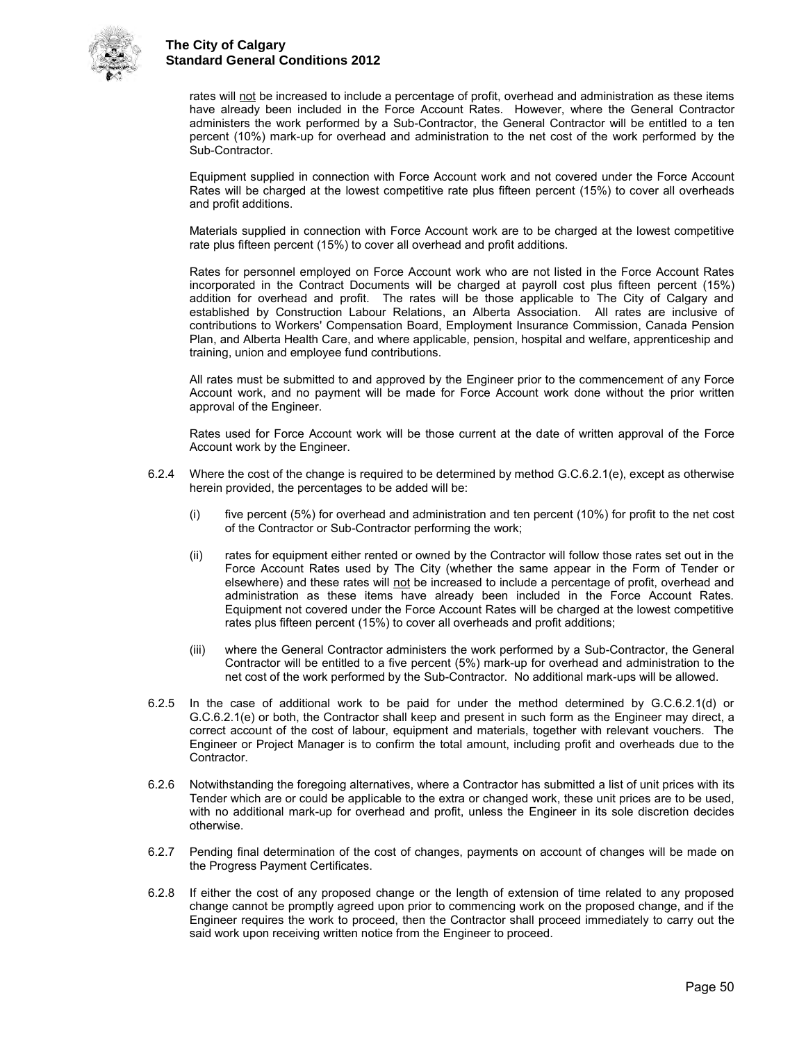rates will not be increased to include a percentage of profit, overhead and administration as these items have already been included in the Force Account Rates. However, where the General Contractor administers the work performed by a Sub-Contractor, the General Contractor will be entitled to a ten percent (10%) mark-up for overhead and administration to the net cost of the work performed by the Sub-Contractor.

Equipment supplied in connection with Force Account work and not covered under the Force Account Rates will be charged at the lowest competitive rate plus fifteen percent (15%) to cover all overheads and profit additions.

Materials supplied in connection with Force Account work are to be charged at the lowest competitive rate plus fifteen percent (15%) to cover all overhead and profit additions.

Rates for personnel employed on Force Account work who are not listed in the Force Account Rates incorporated in the Contract Documents will be charged at payroll cost plus fifteen percent (15%) addition for overhead and profit. The rates will be those applicable to The City of Calgary and established by Construction Labour Relations, an Alberta Association. All rates are inclusive of contributions to Workers' Compensation Board, Employment Insurance Commission, Canada Pension Plan, and Alberta Health Care, and where applicable, pension, hospital and welfare, apprenticeship and training, union and employee fund contributions.

All rates must be submitted to and approved by the Engineer prior to the commencement of any Force Account work, and no payment will be made for Force Account work done without the prior written approval of the Engineer.

Rates used for Force Account work will be those current at the date of written approval of the Force Account work by the Engineer.

6.2.4 Where the cost of the change is required to be determined by method G.C.6.2.1(e), except as otherwise herein provided, the percentages to be added will be:

(i) five percent (5%) for overhead and administration and ten percent (10%) for profit to the net cost of the Contractor or Sub-Contractor performing the work;

(ii) rates for equipment either rented or owned by the Contractor will follow those rates set out in the Force Account Rates used by The City (whether the same appear in the Form of Tender or elsewhere) and these rates will not be increased to include a percentage of profit, overhead and administration as these items have already been included in the Force Account Rates. Equipment not covered under the Force Account Rates will be charged at the lowest competitive rates plus fifteen percent (15%) to cover all overheads and profit additions;

(iii) where the General Contractor administers the work performed by a Sub-Contractor, the General Contractor will be entitled to a five percent (5%) mark-up for overhead and administration to the net cost of the work performed by the Sub-Contractor. No additional mark-ups will be allowed.

6.2.5 In the case of additional work to be paid for under the method determined by G.C.6.2.1(d) or G.C.6.2.1(e) or both, the Contractor shall keep and present in such form as the Engineer may direct, a correct account of the cost of labour, equipment and materials, together with relevant vouchers. The Engineer or Project Manager is to confirm the total amount, including profit and overheads due to the Contractor.

6.2.6 Notwithstanding the foregoing alternatives, where a Contractor has submitted a list of unit prices with its Tender which are or could be applicable to the extra or changed work, these unit prices are to be used, with no additional mark-up for overhead and profit, unless the Engineer in its sole discretion decides otherwise.

6.2.7 Pending final determination of the cost of changes, payments on account of changes will be made on the Progress Payment Certificates.

6.2.8 If either the cost of any proposed change or the length of extension of time related to any proposed change cannot be promptly agreed upon prior to commencing work on the proposed change, and if the Engineer requires the work to proceed, then the Contractor shall proceed immediately to carry out the said work upon receiving written notice from the Engineer to proceed.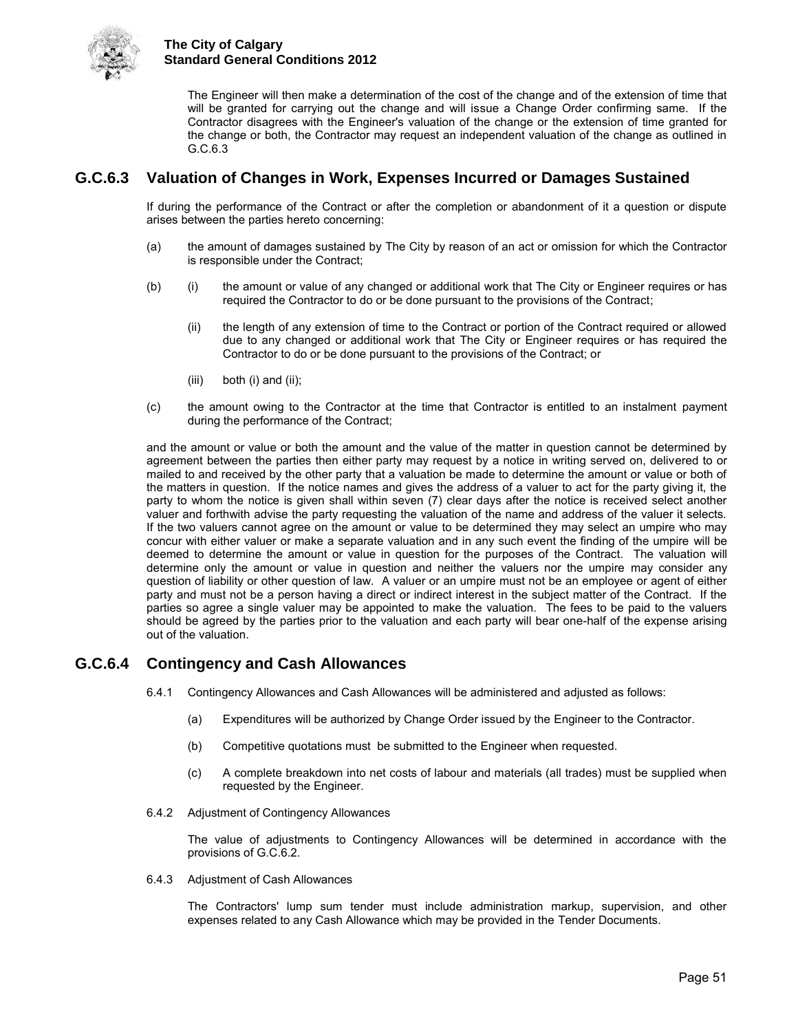The Engineer will then make a determination of the cost of the change and of the extension of time that will be granted for carrying out the change and will issue a Change Order confirming same. If the Contractor disagrees with the Engineer's valuation of the change or the extension of time granted for the change or both, the Contractor may request an independent valuation of the change as outlined in G.C.6.3

## G.C.6.3 Valuation of Changes in Work, Expenses Incurred or Damages Sustained

If during the performance of the Contract or after the completion or abandonment of it a question or dispute arises between the parties hereto concerning:

(a) the amount of damages sustained by The City by reason of an act or omission for which the Contractor is responsible under the Contract;

(b) (i) the amount or value of any changed or additional work that The City or Engineer requires or has required the Contractor to do or be done pursuant to the provisions of the Contract;

(ii) the length of any extension of time to the Contract or portion of the Contract required or allowed due to any changed or additional work that The City or Engineer requires or has required the Contractor to do or be done pursuant to the provisions of the Contract; or

(iii) both (i) and (ii);

(c) the amount owing to the Contractor at the time that Contractor is entitled to an instalment payment during the performance of the Contract;

and the amount or value or both the amount and the value of the matter in question cannot be determined by agreement between the parties then either party may request by a notice in writing served on, delivered to or mailed to and received by the other party that a valuation be made to determine the amount or value or both of the matters in question. If the notice names and gives the address of a valuer to act for the party giving it, the party to whom the notice is given shall within seven (7) clear days after the notice is received select another valuer and forthwith advise the party requesting the valuation of the name and address of the valuer it selects. If the two valuers cannot agree on the amount or value to be determined they may select an umpire who may concur with either valuer or make a separate valuation and in any such event the finding of the umpire will be deemed to determine the amount or value in question for the purposes of the Contract. The valuation will determine only the amount or value in question and neither the valuers nor the umpire may consider any question of liability or other question of law. A valuer or an umpire must not be an employee or agent of either party and must not be a person having a direct or indirect interest in the subject matter of the Contract. If the parties so agree a single valuer may be appointed to make the valuation. The fees to be paid to the valuers should be agreed by the parties prior to the valuation and each party will bear one-half of the expense arising out of the valuation.

## G.C.6.4 Contingency and Cash Allowances

6.4.1 Contingency Allowances and Cash Allowances will be administered and adjusted as follows:

(a) Expenditures will be authorized by Change Order issued by the Engineer to the Contractor.

(b) Competitive quotations must be submitted to the Engineer when requested.

(c) A complete breakdown into net costs of labour and materials (all trades) must be supplied when requested by the Engineer.

6.4.2 Adjustment of Contingency Allowances

The value of adjustments to Contingency Allowances will be determined in accordance with the provisions of G.C.6.2.

6.4.3 Adjustment of Cash Allowances

The Contractors' lump sum tender must include administration markup, supervision, and other expenses related to any Cash Allowance which may be provided in the Tender Documents.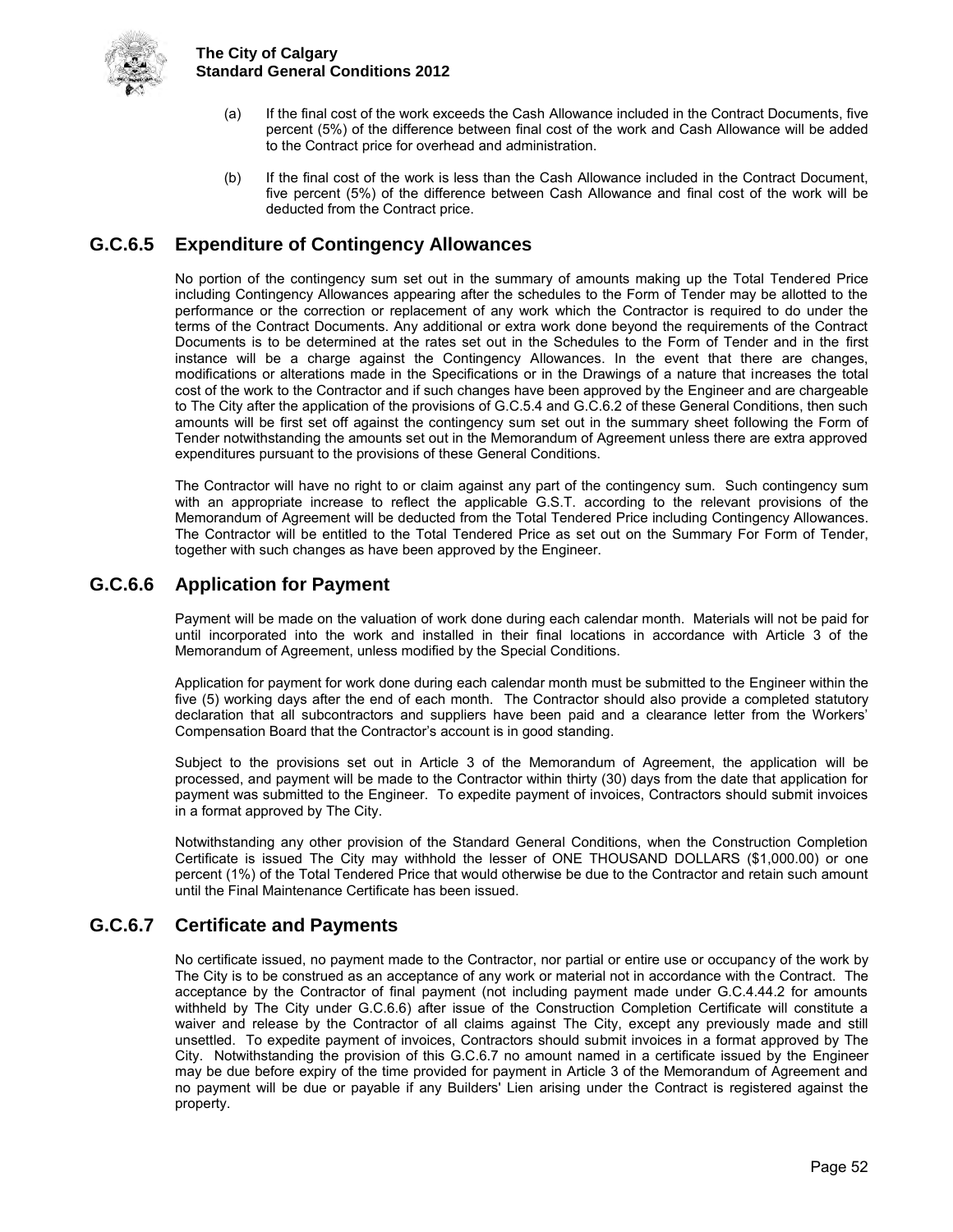(a) If the final cost of the work exceeds the Cash Allowance included in the Contract Documents, five percent (5%) of the difference between final cost of the work and Cash Allowance will be added to the Contract price for overhead and administration.

(b) If the final cost of the work is less than the Cash Allowance included in the Contract Document, five percent (5%) of the difference between Cash Allowance and final cost of the work will be deducted from the Contract price.

## G.C.6.5 Expenditure of Contingency Allowances

No portion of the contingency sum set out in the summary of amounts making up the Total Tendered Price including Contingency Allowances appearing after the schedules to the Form of Tender may be allotted to the performance or the correction or replacement of any work which the Contractor is required to do under the terms of the Contract Documents. Any additional or extra work done beyond the requirements of the Contract Documents is to be determined at the rates set out in the Schedules to the Form of Tender and in the first instance will be a charge against the Contingency Allowances. In the event that there are changes, modifications or alterations made in the Specifications or in the Drawings of a nature that increases the total cost of the work to the Contractor and if such changes have been approved by the Engineer and are chargeable to The City after the application of the provisions of G.C.5.4 and G.C.6.2 of these General Conditions, then such amounts will be first set off against the contingency sum set out in the summary sheet following the Form of Tender notwithstanding the amounts set out in the Memorandum of Agreement unless there are extra approved expenditures pursuant to the provisions of these General Conditions.

The Contractor will have no right to or claim against any part of the contingency sum. Such contingency sum with an appropriate increase to reflect the applicable G.S.T. according to the relevant provisions of the Memorandum of Agreement will be deducted from the Total Tendered Price including Contingency Allowances. The Contractor will be entitled to the Total Tendered Price as set out on the Summary For Form of Tender, together with such changes as have been approved by the Engineer.

## G.C.6.6 Application for Payment

Payment will be made on the valuation of work done during each calendar month. Materials will not be paid for until incorporated into the work and installed in their final locations in accordance with Article 3 of the Memorandum of Agreement, unless modified by the Special Conditions.

Application for payment for work done during each calendar month must be submitted to the Engineer within the five (5) working days after the end of each month. The Contractor should also provide a completed statutory declaration that all subcontractors and suppliers have been paid and a clearance letter from the Workers' Compensation Board that the Contractor's account is in good standing.

Subject to the provisions set out in Article 3 of the Memorandum of Agreement, the application will be processed, and payment will be made to the Contractor within thirty (30) days from the date that application for payment was submitted to the Engineer. To expedite payment of invoices, Contractors should submit invoices in a format approved by The City.

Notwithstanding any other provision of the Standard General Conditions, when the Construction Completion Certificate is issued The City may withhold the lesser of ONE THOUSAND DOLLARS ($1,000.00) or one percent (1%) of the Total Tendered Price that would otherwise be due to the Contractor and retain such amount until the Final Maintenance Certificate has been issued.

## G.C.6.7 Certificate and Payments

No certificate issued, no payment made to the Contractor, nor partial or entire use or occupancy of the work by The City is to be construed as an acceptance of any work or material not in accordance with the Contract. The acceptance by the Contractor of final payment (not including payment made under G.C.4.44.2 for amounts withheld by The City under G.C.6.6) after issue of the Construction Completion Certificate will constitute a waiver and release by the Contractor of all claims against The City, except any previously made and still unsettled. To expedite payment of invoices, Contractors should submit invoices in a format approved by The City. Notwithstanding the provision of this G.C.6.7 no amount named in a certificate issued by the Engineer may be due before expiry of the time provided for payment in Article 3 of the Memorandum of Agreement and no payment will be due or payable if any Builders' Lien arising under the Contract is registered against the property.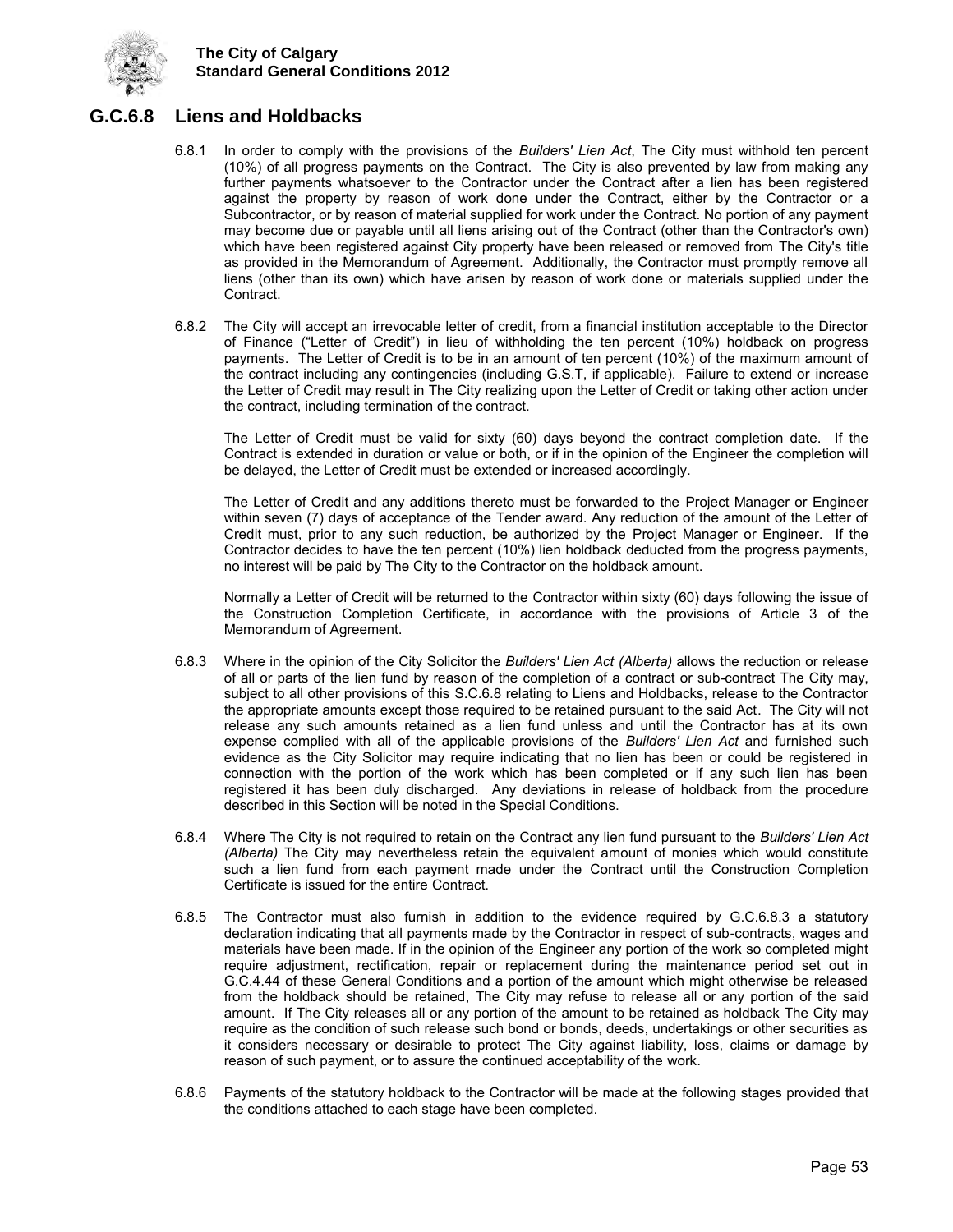## G.C.6.8 Liens and Holdbacks

6.8.1 In order to comply with the provisions of the *Builders' Lien Act*, The City must withhold ten percent (10%) of all progress payments on the Contract. The City is also prevented by law from making any further payments whatsoever to the Contractor under the Contract after a lien has been registered against the property by reason of work done under the Contract, either by the Contractor or a Subcontractor, or by reason of material supplied for work under the Contract. No portion of any payment may become due or payable until all liens arising out of the Contract (other than the Contractor's own) which have been registered against City property have been released or removed from The City's title as provided in the Memorandum of Agreement. Additionally, the Contractor must promptly remove all liens (other than its own) which have arisen by reason of work done or materials supplied under the Contract.

6.8.2 The City will accept an irrevocable letter of credit, from a financial institution acceptable to the Director of Finance ("Letter of Credit") in lieu of withholding the ten percent (10%) holdback on progress payments. The Letter of Credit is to be in an amount of ten percent (10%) of the maximum amount of the contract including any contingencies (including G.S.T, if applicable). Failure to extend or increase the Letter of Credit may result in The City realizing upon the Letter of Credit or taking other action under the contract, including termination of the contract.

The Letter of Credit must be valid for sixty (60) days beyond the contract completion date. If the Contract is extended in duration or value or both, or if in the opinion of the Engineer the completion will be delayed, the Letter of Credit must be extended or increased accordingly.

The Letter of Credit and any additions thereto must be forwarded to the Project Manager or Engineer within seven (7) days of acceptance of the Tender award. Any reduction of the amount of the Letter of Credit must, prior to any such reduction, be authorized by the Project Manager or Engineer. If the Contractor decides to have the ten percent (10%) lien holdback deducted from the progress payments, no interest will be paid by The City to the Contractor on the holdback amount.

Normally a Letter of Credit will be returned to the Contractor within sixty (60) days following the issue of the Construction Completion Certificate, in accordance with the provisions of Article 3 of the Memorandum of Agreement.

6.8.3 Where in the opinion of the City Solicitor the *Builders' Lien Act (Alberta)* allows the reduction or release of all or parts of the lien fund by reason of the completion of a contract or sub-contract The City may, subject to all other provisions of this S.C.6.8 relating to Liens and Holdbacks, release to the Contractor the appropriate amounts except those required to be retained pursuant to the said Act. The City will not release any such amounts retained as a lien fund unless and until the Contractor has at its own expense complied with all of the applicable provisions of the *Builders' Lien Act* and furnished such evidence as the City Solicitor may require indicating that no lien has been or could be registered in connection with the portion of the work which has been completed or if any such lien has been registered it has been duly discharged. Any deviations in release of holdback from the procedure described in this Section will be noted in the Special Conditions.

6.8.4 Where The City is not required to retain on the Contract any lien fund pursuant to the *Builders' Lien Act (Alberta)* The City may nevertheless retain the equivalent amount of monies which would constitute such a lien fund from each payment made under the Contract until the Construction Completion Certificate is issued for the entire Contract.

6.8.5 The Contractor must also furnish in addition to the evidence required by G.C.6.8.3 a statutory declaration indicating that all payments made by the Contractor in respect of sub-contracts, wages and materials have been made. If in the opinion of the Engineer any portion of the work so completed might require adjustment, rectification, repair or replacement during the maintenance period set out in G.C.4.44 of these General Conditions and a portion of the amount which might otherwise be released from the holdback should be retained, The City may refuse to release all or any portion of the said amount. If The City releases all or any portion of the amount to be retained as holdback The City may require as the condition of such release such bond or bonds, deeds, undertakings or other securities as it considers necessary or desirable to protect The City against liability, loss, claims or damage by reason of such payment, or to assure the continued acceptability of the work.

6.8.6 Payments of the statutory holdback to the Contractor will be made at the following stages provided that the conditions attached to each stage have been completed.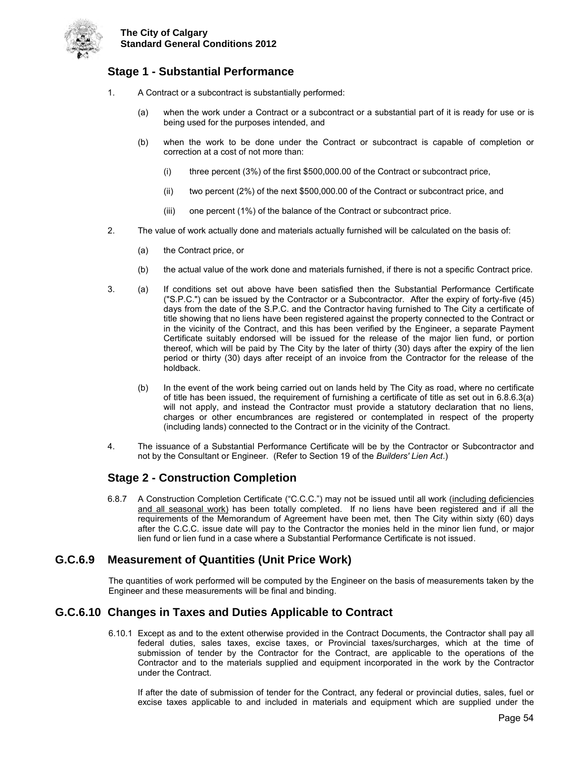## Stage 1 - Substantial Performance

1. A Contract or a subcontract is substantially performed:

   (a) when the work under a Contract or a subcontract or a substantial part of it is ready for use or is being used for the purposes intended, and

   (b) when the work to be done under the Contract or subcontract is capable of completion or correction at a cost of not more than:

      (i) three percent (3%) of the first $500,000.00 of the Contract or subcontract price,

      (ii) two percent (2%) of the next $500,000.00 of the Contract or subcontract price, and

      (iii) one percent (1%) of the balance of the Contract or subcontract price.

2. The value of work actually done and materials actually furnished will be calculated on the basis of:

   (a) the Contract price, or

   (b) the actual value of the work done and materials furnished, if there is not a specific Contract price.

3. (a) If conditions set out above have been satisfied then the Substantial Performance Certificate ("S.P.C.") can be issued by the Contractor or a Subcontractor. After the expiry of forty-five (45) days from the date of the S.P.C. and the Contractor having furnished to The City a certificate of title showing that no liens have been registered against the property connected to the Contract or in the vicinity of the Contract, and this has been verified by the Engineer, a separate Payment Certificate suitably endorsed will be issued for the release of the major lien fund, or portion thereof, which will be paid by The City by the later of thirty (30) days after the expiry of the lien period or thirty (30) days after receipt of an invoice from the Contractor for the release of the holdback.

   (b) In the event of the work being carried out on lands held by The City as road, where no certificate of title has been issued, the requirement of furnishing a certificate of title as set out in 6.8.6.3(a) will not apply, and instead the Contractor must provide a statutory declaration that no liens, charges or other encumbrances are registered or contemplated in respect of the property (including lands) connected to the Contract or in the vicinity of the Contract.

4. The issuance of a Substantial Performance Certificate will be by the Contractor or Subcontractor and not by the Consultant or Engineer. (Refer to Section 19 of the *Builders' Lien Act*.)

## Stage 2 - Construction Completion

6.8.7 A Construction Completion Certificate ("C.C.C.") may not be issued until all work (<u>including deficiencies and all seasonal work</u>) has been totally completed. If no liens have been registered and if all the requirements of the Memorandum of Agreement have been met, then The City within sixty (60) days after the C.C.C. issue date will pay to the Contractor the monies held in the minor lien fund, or major lien fund or lien fund in a case where a Substantial Performance Certificate is not issued.

## G.C.6.9 Measurement of Quantities (Unit Price Work)

The quantities of work performed will be computed by the Engineer on the basis of measurements taken by the Engineer and these measurements will be final and binding.

## G.C.6.10 Changes in Taxes and Duties Applicable to Contract

6.10.1 Except as and to the extent otherwise provided in the Contract Documents, the Contractor shall pay all federal duties, sales taxes, excise taxes, or Provincial taxes/surcharges, which at the time of submission of tender by the Contractor for the Contract, are applicable to the operations of the Contractor and to the materials supplied and equipment incorporated in the work by the Contractor under the Contract.

If after the date of submission of tender for the Contract, any federal or provincial duties, sales, fuel or excise taxes applicable to and included in materials and equipment which are supplied under the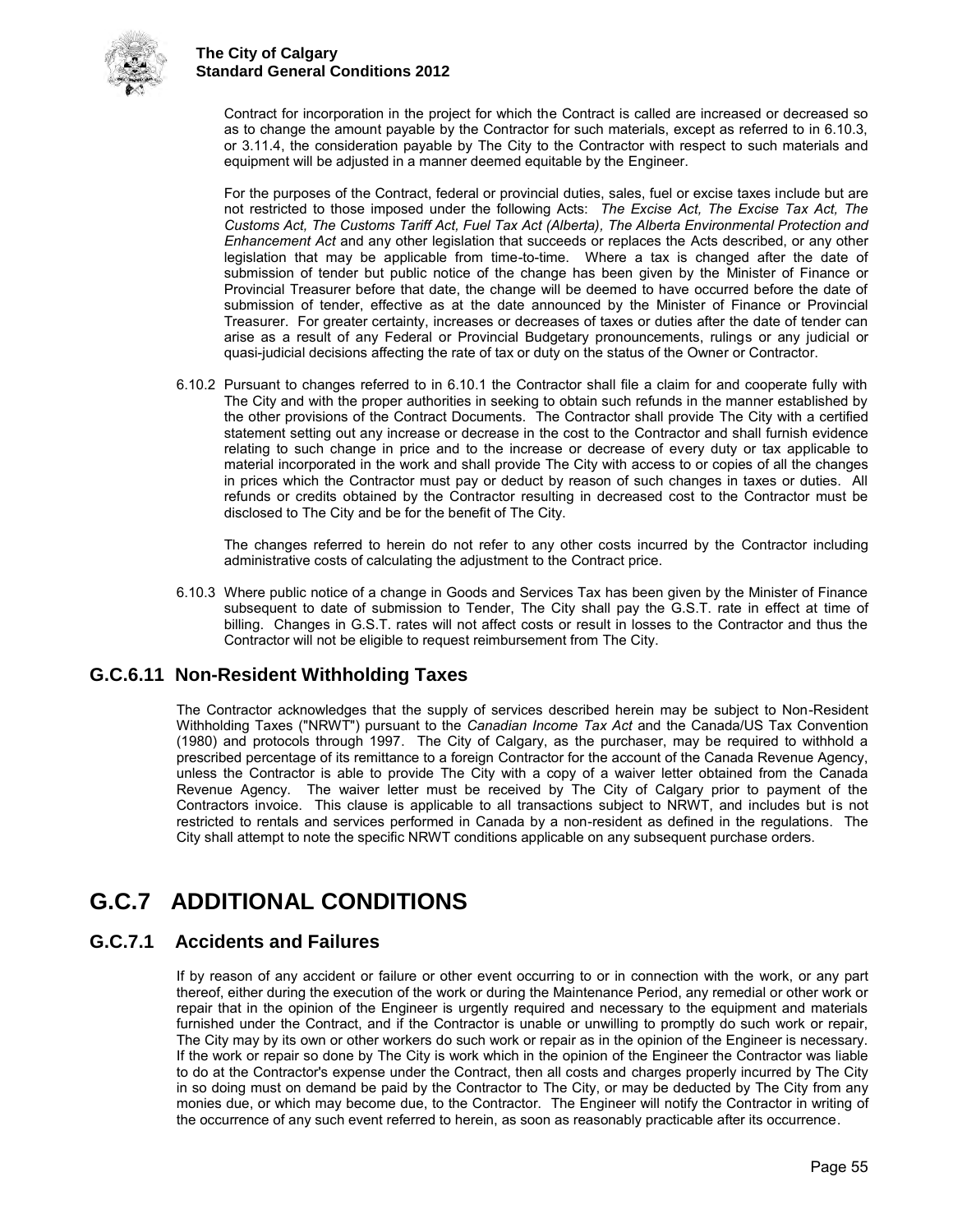Contract for incorporation in the project for which the Contract is called are increased or decreased so as to change the amount payable by the Contractor for such materials, except as referred to in 6.10.3, or 3.11.4, the consideration payable by The City to the Contractor with respect to such materials and equipment will be adjusted in a manner deemed equitable by the Engineer.

For the purposes of the Contract, federal or provincial duties, sales, fuel or excise taxes include but are not restricted to those imposed under the following Acts: *The Excise Act, The Excise Tax Act, The Customs Act, The Customs Tariff Act, Fuel Tax Act (Alberta), The Alberta Environmental Protection and Enhancement Act* and any other legislation that succeeds or replaces the Acts described, or any other legislation that may be applicable from time-to-time. Where a tax is changed after the date of submission of tender but public notice of the change has been given by the Minister of Finance or Provincial Treasurer before that date, the change will be deemed to have occurred before the date of submission of tender, effective as at the date announced by the Minister of Finance or Provincial Treasurer. For greater certainty, increases or decreases of taxes or duties after the date of tender can arise as a result of any Federal or Provincial Budgetary pronouncements, rulings or any judicial or quasi-judicial decisions affecting the rate of tax or duty on the status of the Owner or Contractor.

6.10.2 Pursuant to changes referred to in 6.10.1 the Contractor shall file a claim for and cooperate fully with The City and with the proper authorities in seeking to obtain such refunds in the manner established by the other provisions of the Contract Documents. The Contractor shall provide The City with a certified statement setting out any increase or decrease in the cost to the Contractor and shall furnish evidence relating to such change in price and to the increase or decrease of every duty or tax applicable to material incorporated in the work and shall provide The City with access to or copies of all the changes in prices which the Contractor must pay or deduct by reason of such changes in taxes or duties. All refunds or credits obtained by the Contractor resulting in decreased cost to the Contractor must be disclosed to The City and be for the benefit of The City.

The changes referred to herein do not refer to any other costs incurred by the Contractor including administrative costs of calculating the adjustment to the Contract price.

6.10.3 Where public notice of a change in Goods and Services Tax has been given by the Minister of Finance subsequent to date of submission to Tender, The City shall pay the G.S.T. rate in effect at time of billing. Changes in G.S.T. rates will not affect costs or result in losses to the Contractor and thus the Contractor will not be eligible to request reimbursement from The City.

## G.C.6.11 Non-Resident Withholding Taxes

The Contractor acknowledges that the supply of services described herein may be subject to Non-Resident Withholding Taxes ("NRWT") pursuant to the *Canadian Income Tax Act* and the Canada/US Tax Convention (1980) and protocols through 1997. The City of Calgary, as the purchaser, may be required to withhold a prescribed percentage of its remittance to a foreign Contractor for the account of the Canada Revenue Agency, unless the Contractor is able to provide The City with a copy of a waiver letter obtained from the Canada Revenue Agency. The waiver letter must be received by The City of Calgary prior to payment of the Contractors invoice. This clause is applicable to all transactions subject to NRWT, and includes but is not restricted to rentals and services performed in Canada by a non-resident as defined in the regulations. The City shall attempt to note the specific NRWT conditions applicable on any subsequent purchase orders.

# G.C.7 ADDITIONAL CONDITIONS

## G.C.7.1 Accidents and Failures

If by reason of any accident or failure or other event occurring to or in connection with the work, or any part thereof, either during the execution of the work or during the Maintenance Period, any remedial or other work or repair that in the opinion of the Engineer is urgently required and necessary to the equipment and materials furnished under the Contract, and if the Contractor is unable or unwilling to promptly do such work or repair, The City may by its own or other workers do such work or repair as in the opinion of the Engineer is necessary. If the work or repair so done by The City is work which in the opinion of the Engineer the Contractor was liable to do at the Contractor's expense under the Contract, then all costs and charges properly incurred by The City in so doing must on demand be paid by the Contractor to The City, or may be deducted by The City from any monies due, or which may become due, to the Contractor. The Engineer will notify the Contractor in writing of the occurrence of any such event referred to herein, as soon as reasonably practicable after its occurrence.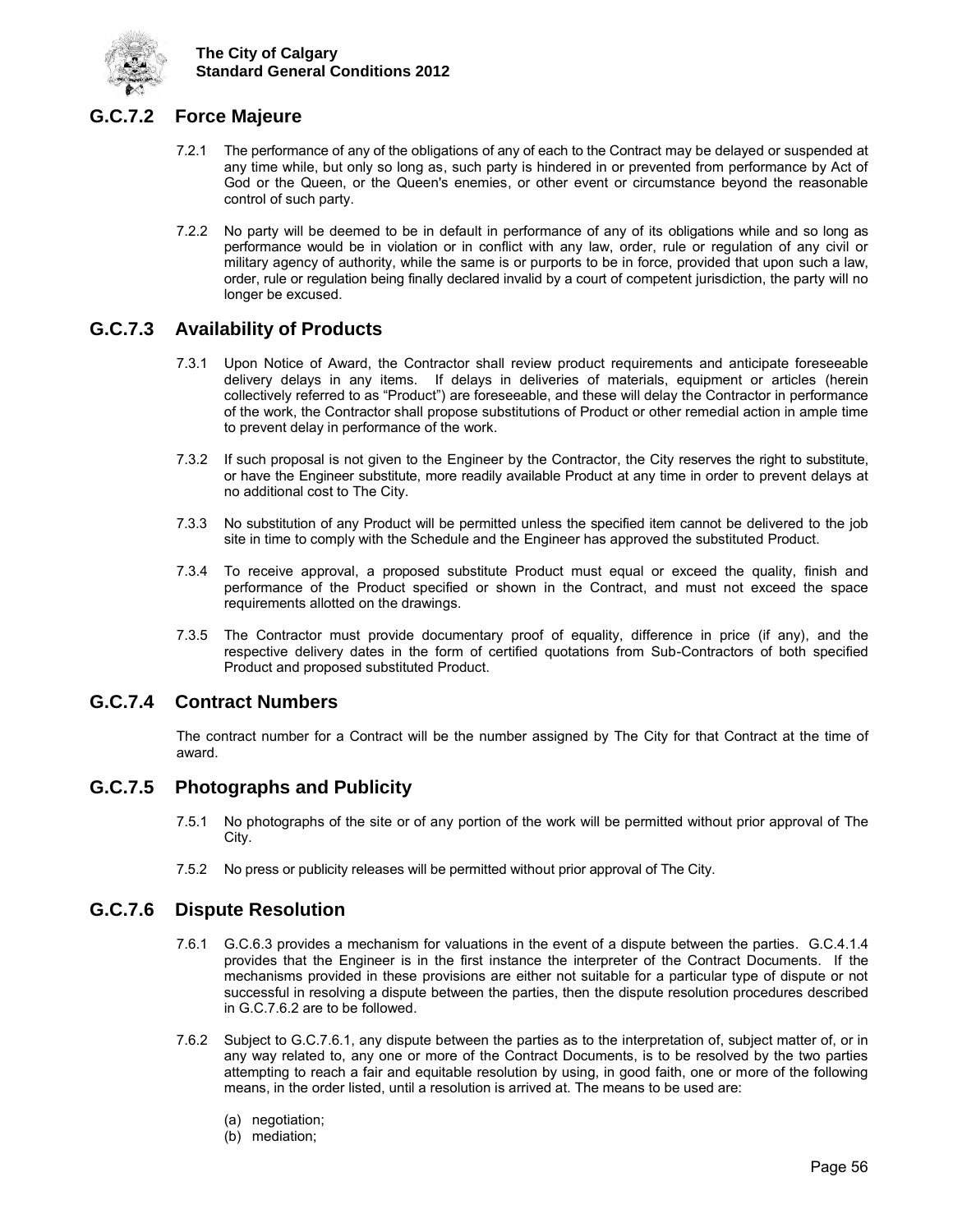## G.C.7.2 Force Majeure

7.2.1 The performance of any of the obligations of any of each to the Contract may be delayed or suspended at any time while, but only so long as, such party is hindered in or prevented from performance by Act of God or the Queen, or the Queen's enemies, or other event or circumstance beyond the reasonable control of such party.

7.2.2 No party will be deemed to be in default in performance of any of its obligations while and so long as performance would be in violation or in conflict with any law, order, rule or regulation of any civil or military agency of authority, while the same is or purports to be in force, provided that upon such a law, order, rule or regulation being finally declared invalid by a court of competent jurisdiction, the party will no longer be excused.

## G.C.7.3 Availability of Products

7.3.1 Upon Notice of Award, the Contractor shall review product requirements and anticipate foreseeable delivery delays in any items. If delays in deliveries of materials, equipment or articles (herein collectively referred to as "Product") are foreseeable, and these will delay the Contractor in performance of the work, the Contractor shall propose substitutions of Product or other remedial action in ample time to prevent delay in performance of the work.

7.3.2 If such proposal is not given to the Engineer by the Contractor, the City reserves the right to substitute, or have the Engineer substitute, more readily available Product at any time in order to prevent delays at no additional cost to The City.

7.3.3 No substitution of any Product will be permitted unless the specified item cannot be delivered to the job site in time to comply with the Schedule and the Engineer has approved the substituted Product.

7.3.4 To receive approval, a proposed substitute Product must equal or exceed the quality, finish and performance of the Product specified or shown in the Contract, and must not exceed the space requirements allotted on the drawings.

7.3.5 The Contractor must provide documentary proof of equality, difference in price (if any), and the respective delivery dates in the form of certified quotations from Sub-Contractors of both specified Product and proposed substituted Product.

## G.C.7.4 Contract Numbers

The contract number for a Contract will be the number assigned by The City for that Contract at the time of award.

## G.C.7.5 Photographs and Publicity

7.5.1 No photographs of the site or of any portion of the work will be permitted without prior approval of The City.

7.5.2 No press or publicity releases will be permitted without prior approval of The City.

## G.C.7.6 Dispute Resolution

7.6.1 G.C.6.3 provides a mechanism for valuations in the event of a dispute between the parties. G.C.4.1.4 provides that the Engineer is in the first instance the interpreter of the Contract Documents. If the mechanisms provided in these provisions are either not suitable for a particular type of dispute or not successful in resolving a dispute between the parties, then the dispute resolution procedures described in G.C.7.6.2 are to be followed.

7.6.2 Subject to G.C.7.6.1, any dispute between the parties as to the interpretation of, subject matter of, or in any way related to, any one or more of the Contract Documents, is to be resolved by the two parties attempting to reach a fair and equitable resolution by using, in good faith, one or more of the following means, in the order listed, until a resolution is arrived at. The means to be used are:

(a) negotiation;
(b) mediation;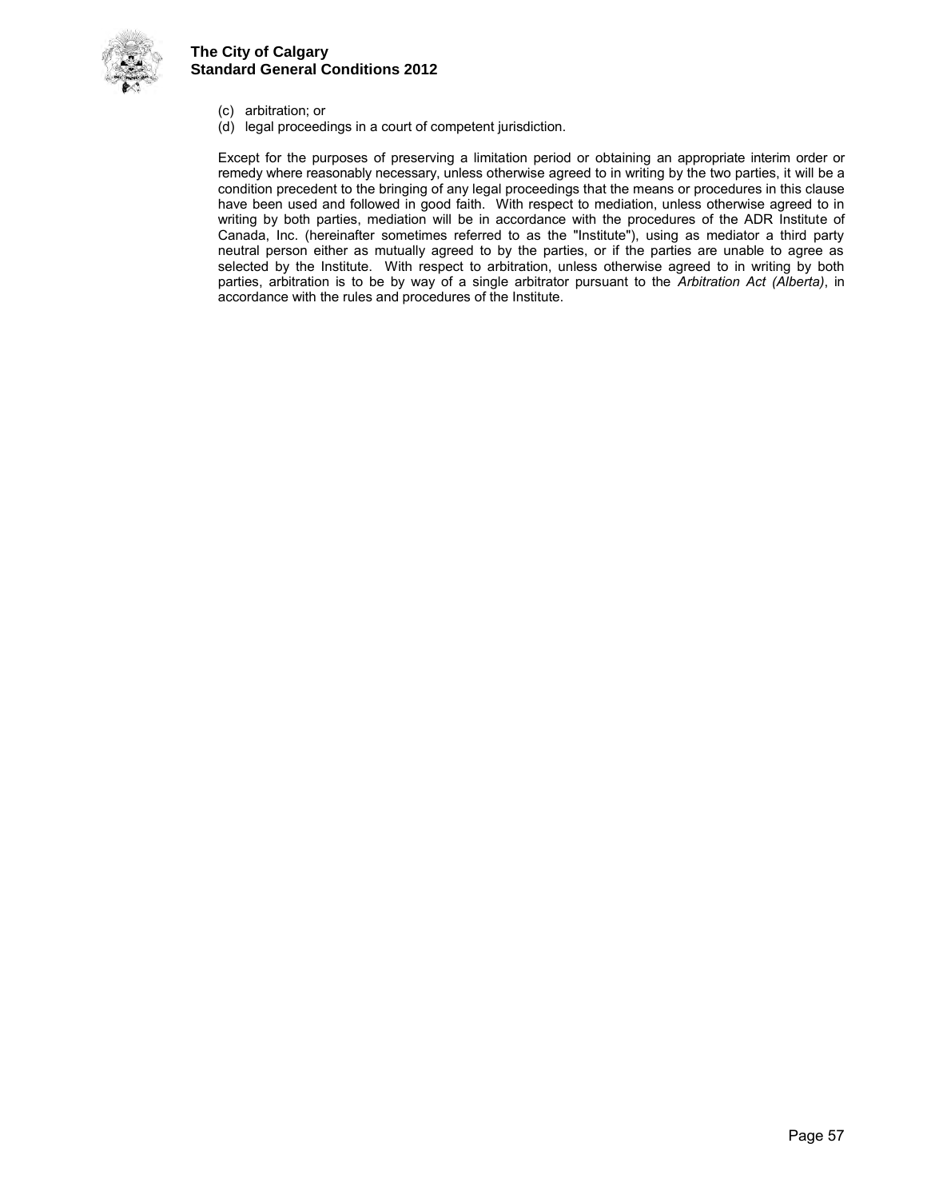(c) arbitration; or
(d) legal proceedings in a court of competent jurisdiction.

Except for the purposes of preserving a limitation period or obtaining an appropriate interim order or remedy where reasonably necessary, unless otherwise agreed to in writing by the two parties, it will be a condition precedent to the bringing of any legal proceedings that the means or procedures in this clause have been used and followed in good faith. With respect to mediation, unless otherwise agreed to in writing by both parties, mediation will be in accordance with the procedures of the ADR Institute of Canada, Inc. (hereinafter sometimes referred to as the "Institute"), using as mediator a third party neutral person either as mutually agreed to by the parties, or if the parties are unable to agree as selected by the Institute. With respect to arbitration, unless otherwise agreed to in writing by both parties, arbitration is to be by way of a single arbitrator pursuant to the *Arbitration Act (Alberta)*, in accordance with the rules and procedures of the Institute.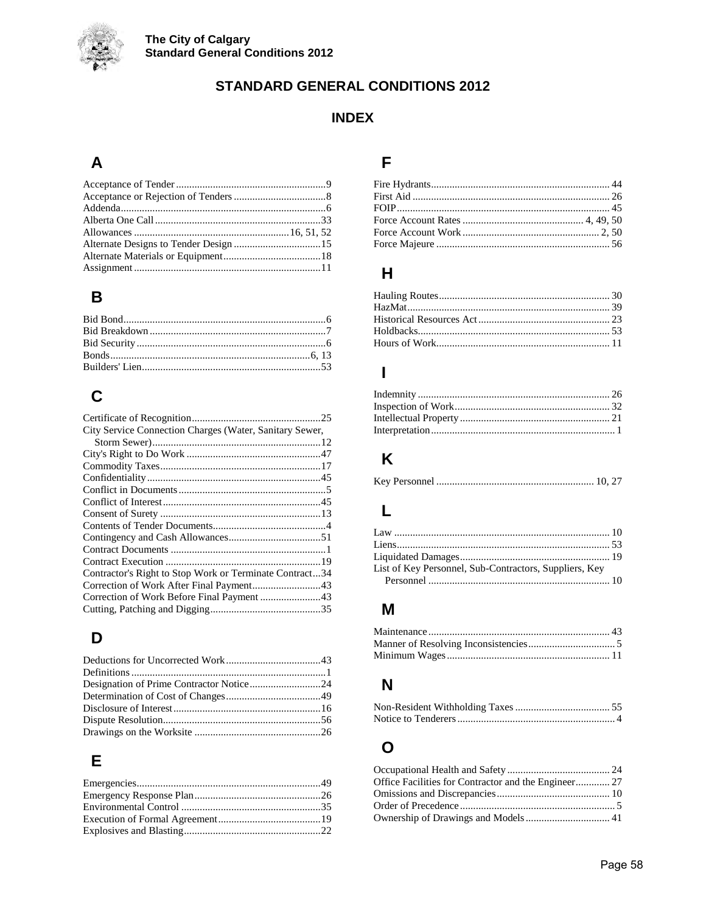# STANDARD GENERAL CONDITIONS 2012

## INDEX

### A

Acceptance of Tender.........................................................9
Acceptance or Rejection of Tenders...................................8
Addenda..............................................................................6
Alberta One Call...............................................................33
Allowances..........................................................16, 51, 52
Alternate Designs to Tender Design.................................15
Alternate Materials or Equipment.....................................18
Assignment.......................................................................11

### B

Bid Bond.............................................................................6
Bid Breakdown...................................................................7
Bid Security........................................................................6
Bonds.............................................................................6, 13
Builders' Lien...................................................................53

### C

Certificate of Recognition.................................................25
City Service Connection Charges (Water, Sanitary Sewer, Storm Sewer)................................................................12
City's Right to Do Work...................................................47
Commodity Taxes.............................................................17
Confidentiality..................................................................45
Conflict in Documents........................................................5
Conflict of Interest............................................................45
Consent of Surety.............................................................13
Contents of Tender Documents...........................................4
Contingency and Cash Allowances...................................51
Contract Documents...........................................................1
Contract Execution...........................................................19
Contractor's Right to Stop Work or Terminate Contract...34
Correction of Work After Final Payment..........................43
Correction of Work Before Final Payment.......................43
Cutting, Patching and Digging..........................................35

### D

Deductions for Uncorrected Work....................................43
Definitions..........................................................................1
Designation of Prime Contractor Notice...........................24
Determination of Cost of Changes....................................49
Disclosure of Interest........................................................16
Dispute Resolution............................................................56
Drawings on the Worksite................................................26

### E

Emergencies......................................................................49
Emergency Response Plan................................................26
Environmental Control.....................................................35
Execution of Formal Agreement.......................................19
Explosives and Blasting....................................................22

### F

Fire Hydrants....................................................................44
First Aid............................................................................26
FOIP.................................................................................45
Force Account Rates.............................................4, 49, 50
Force Account Work.......................................................2, 50
Force Majeure...................................................................56

### H

Hauling Routes.................................................................30
HazMat.............................................................................39
Historical Resources Act..................................................23
Holdbacks.........................................................................53
Hours of Work..................................................................11

### I

Indemnity.........................................................................26
Inspection of Work...........................................................32
Intellectual Property.........................................................21
Interpretation......................................................................1

### K

Key Personnel...............................................................10, 27

### L

Law..................................................................................10
Liens.................................................................................53
Liquidated Damages.........................................................19
List of Key Personnel, Sub-Contractors, Suppliers, Key Personnel...........................................................................10

### M

Maintenance.....................................................................43
Manner of Resolving Inconsistencies.................................5
Minimum Wages...............................................................11

### N

Non-Resident Withholding Taxes.....................................55
Notice to Tenderers.............................................................4

### O

Occupational Health and Safety........................................24
Office Facilities for Contractor and the Engineer.............27
Omissions and Discrepancies...........................................10
Order of Precedence............................................................5
Ownership of Drawings and Models................................41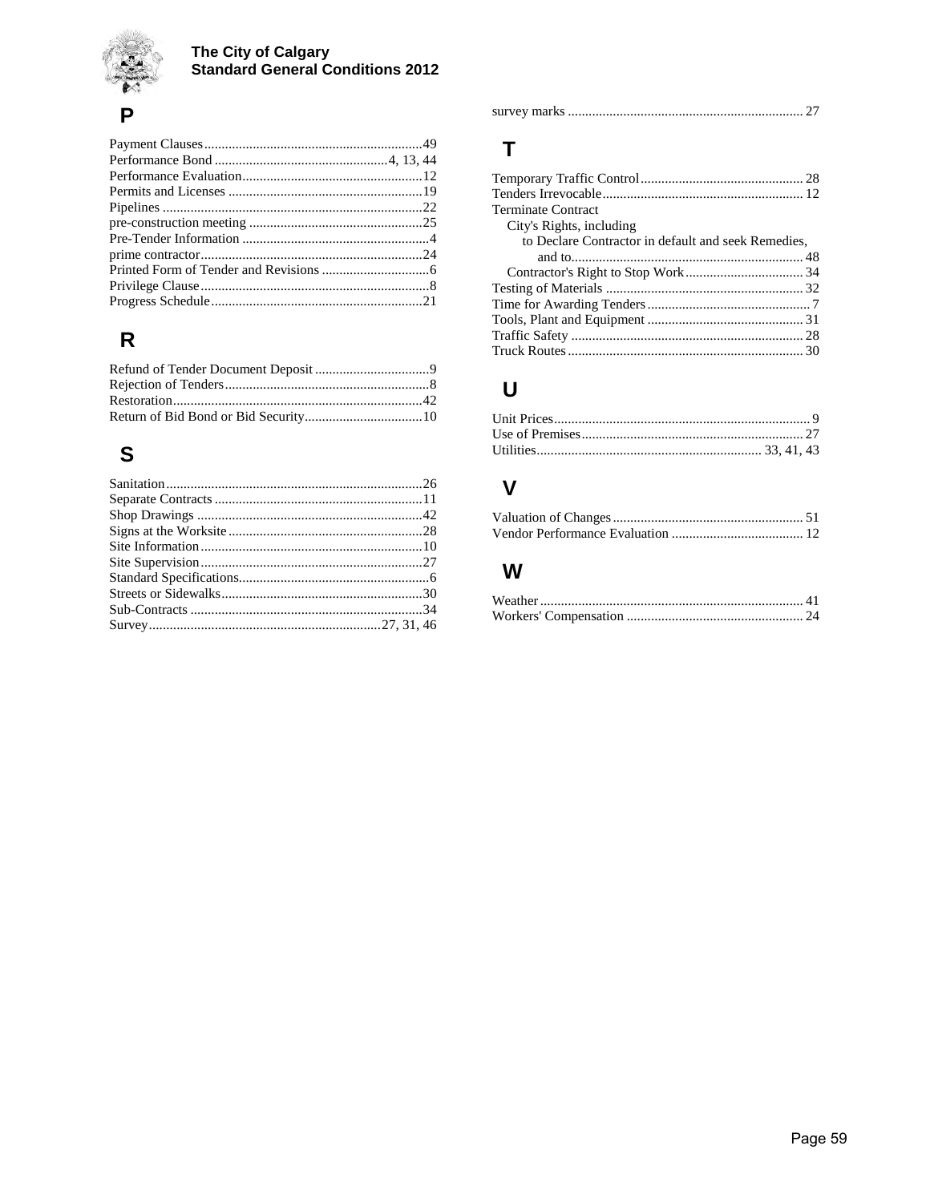## P

Payment Clauses...............................................................49
Performance Bond ..................................................4, 13, 44
Performance Evaluation....................................................12
Permits and Licenses ........................................................19
Pipelines ...........................................................................22
pre-construction meeting ..................................................25
Pre-Tender Information ......................................................4
prime contractor................................................................24
Printed Form of Tender and Revisions ...............................6
Privilege Clause..................................................................8
Progress Schedule.............................................................21

## R

Refund of Tender Document Deposit .................................9
Rejection of Tenders...........................................................8
Restoration........................................................................42
Return of Bid Bond or Bid Security..................................10

## S

Sanitation..........................................................................26
Separate Contracts ............................................................11
Shop Drawings .................................................................42
Signs at the Worksite........................................................28
Site Information................................................................10
Site Supervision................................................................27
Standard Specifications.......................................................6
Streets or Sidewalks..........................................................30
Sub-Contracts ...................................................................34
Survey..................................................................27, 31, 46
survey marks ................................................................... 27

## T

Temporary Traffic Control............................................... 28
Tenders Irrevocable.......................................................... 12
Terminate Contract
  City's Rights, including
    to Declare Contractor in default and seek Remedies, and to.................................................................. 48
  Contractor's Right to Stop Work.................................. 34
Testing of Materials ......................................................... 32
Time for Awarding Tenders ............................................... 7
Tools, Plant and Equipment ............................................. 31
Traffic Safety .................................................................. 28
Truck Routes.................................................................... 30

## U

Unit Prices.......................................................................... 9
Use of Premises................................................................ 27
Utilities................................................................ 33, 41, 43

## V

Valuation of Changes....................................................... 51
Vendor Performance Evaluation ...................................... 12

## W

Weather............................................................................ 41
Workers' Compensation ................................................... 24